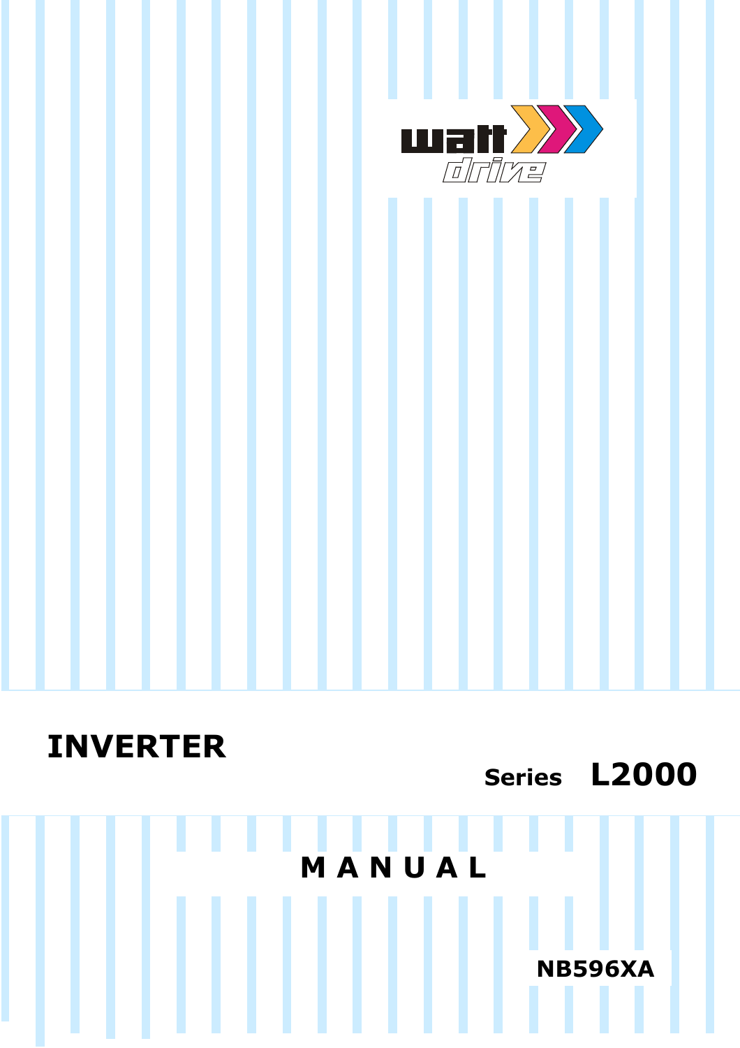watt drive

# INVERTER

## Series L2000

# MANUAL

NB596XA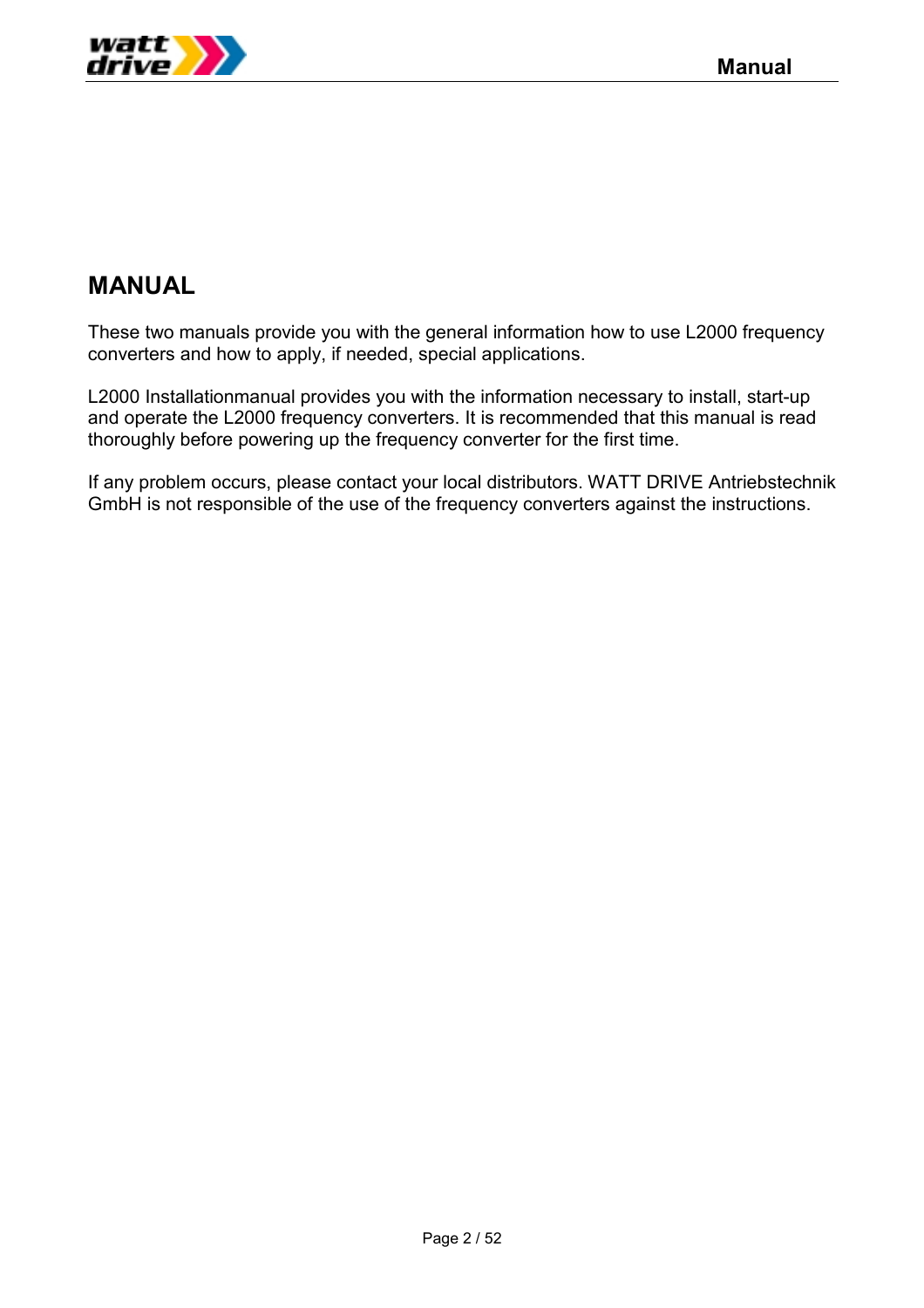# MANUAL

These two manuals provide you with the general information how to use L2000 frequency converters and how to apply, if needed, special applications.

L2000 Installationmanual provides you with the information necessary to install, start-up and operate the L2000 frequency converters. It is recommended that this manual is read thoroughly before powering up the frequency converter for the first time.

If any problem occurs, please contact your local distributors. WATT DRIVE Antriebstechnik GmbH is not responsible of the use of the frequency converters against the instructions.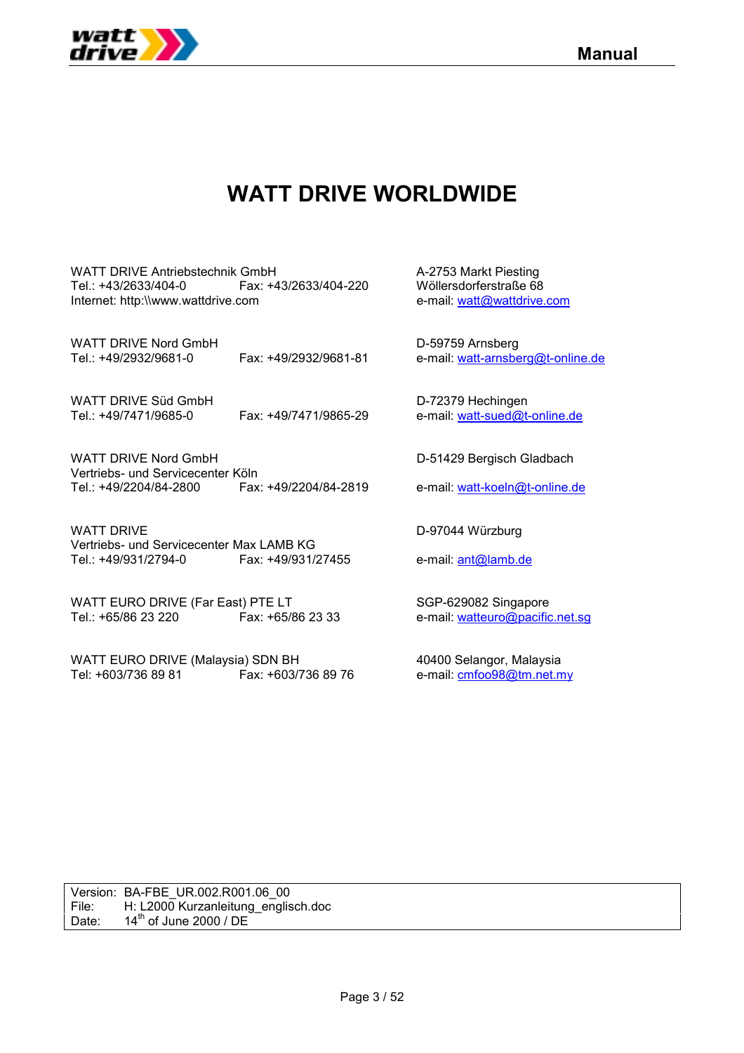# WATT DRIVE WORLDWIDE

WATT DRIVE Antriebstechnik GmbH
Tel.: +43/2633/404-0 Fax: +43/2633/404-220
Internet: http:\\www.wattdrive.com

A-2753 Markt Piesting
Wöllersdorferstraße 68
e-mail: watt@wattdrive.com

WATT DRIVE Nord GmbH
Tel.: +49/2932/9681-0 Fax: +49/2932/9681-81

D-59759 Arnsberg
e-mail: watt-arnsberg@t-online.de

WATT DRIVE Süd GmbH
Tel.: +49/7471/9685-0 Fax: +49/7471/9865-29

D-72379 Hechingen
e-mail: watt-sued@t-online.de

WATT DRIVE Nord GmbH
Vertriebs- und Servicecenter Köln
Tel.: +49/2204/84-2800 Fax: +49/2204/84-2819

D-51429 Bergisch Gladbach
e-mail: watt-koeln@t-online.de

WATT DRIVE
Vertriebs- und Servicecenter Max LAMB KG
Tel.: +49/931/2794-0 Fax: +49/931/27455

D-97044 Würzburg
e-mail: ant@lamb.de

WATT EURO DRIVE (Far East) PTE LT
Tel.: +65/86 23 220 Fax: +65/86 23 33

SGP-629082 Singapore
e-mail: watteuro@pacific.net.sg

WATT EURO DRIVE (Malaysia) SDN BH
Tel: +603/736 89 81 Fax: +603/736 89 76

40400 Selangor, Malaysia
e-mail: cmfoo98@tm.net.my

| | |
|---|---|
| Version: | BA-FBE_UR.002.R001.06_00 |
| File: | H: L2000 Kurzanleitung_englisch.doc |
| Date: | 14th of June 2000 / DE |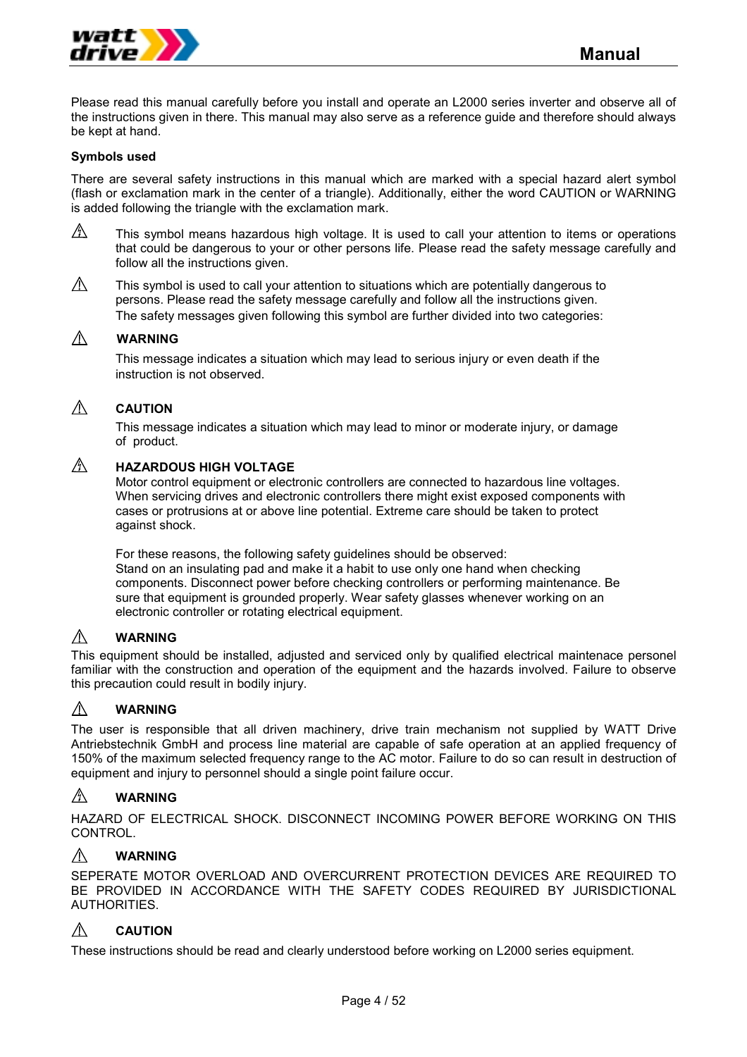Please read this manual carefully before you install and operate an L2000 series inverter and observe all of the instructions given in there. This manual may also serve as a reference guide and therefore should always be kept at hand.

**Symbols used**

There are several safety instructions in this manual which are marked with a special hazard alert symbol (flash or exclamation mark in the center of a triangle). Additionally, either the word CAUTION or WARNING is added following the triangle with the exclamation mark.

⚠ This symbol means hazardous high voltage. It is used to call your attention to items or operations that could be dangerous to your or other persons life. Please read the safety message carefully and follow all the instructions given.

⚠ This symbol is used to call your attention to situations which are potentially dangerous to persons. Please read the safety message carefully and follow all the instructions given.
The safety messages given following this symbol are further divided into two categories:

⚠ **WARNING**

This message indicates a situation which may lead to serious injury or even death if the instruction is not observed.

⚠ **CAUTION**

This message indicates a situation which may lead to minor or moderate injury, or damage of product.

⚠ **HAZARDOUS HIGH VOLTAGE**

Motor control equipment or electronic controllers are connected to hazardous line voltages. When servicing drives and electronic controllers there might exist exposed components with cases or protrusions at or above line potential. Extreme care should be taken to protect against shock.

For these reasons, the following safety guidelines should be observed:
Stand on an insulating pad and make it a habit to use only one hand when checking components. Disconnect power before checking controllers or performing maintenance. Be sure that equipment is grounded properly. Wear safety glasses whenever working on an electronic controller or rotating electrical equipment.

⚠ **WARNING**

This equipment should be installed, adjusted and serviced only by qualified electrical maintenace personel familiar with the construction and operation of the equipment and the hazards involved. Failure to observe this precaution could result in bodily injury.

⚠ **WARNING**

The user is responsible that all driven machinery, drive train mechanism not supplied by WATT Drive Antriebstechnik GmbH and process line material are capable of safe operation at an applied frequency of 150% of the maximum selected frequency range to the AC motor. Failure to do so can result in destruction of equipment and injury to personnel should a single point failure occur.

⚠ **WARNING**

HAZARD OF ELECTRICAL SHOCK. DISCONNECT INCOMING POWER BEFORE WORKING ON THIS CONTROL.

⚠ **WARNING**

SEPERATE MOTOR OVERLOAD AND OVERCURRENT PROTECTION DEVICES ARE REQUIRED TO BE PROVIDED IN ACCORDANCE WITH THE SAFETY CODES REQUIRED BY JURISDICTIONAL AUTHORITIES.

⚠ **CAUTION**

These instructions should be read and clearly understood before working on L2000 series equipment.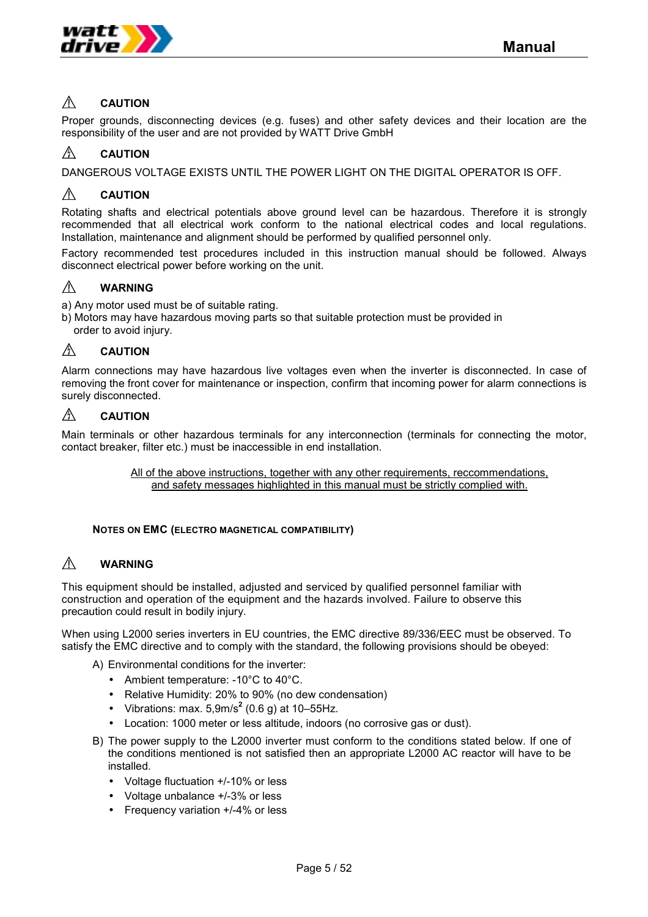⚠ **CAUTION**

Proper grounds, disconnecting devices (e.g. fuses) and other safety devices and their location are the responsibility of the user and are not provided by WATT Drive GmbH

⚠ **CAUTION**

DANGEROUS VOLTAGE EXISTS UNTIL THE POWER LIGHT ON THE DIGITAL OPERATOR IS OFF.

⚠ **CAUTION**

Rotating shafts and electrical potentials above ground level can be hazardous. Therefore it is strongly recommended that all electrical work conform to the national electrical codes and local regulations. Installation, maintenance and alignment should be performed by qualified personnel only.

Factory recommended test procedures included in this instruction manual should be followed. Always disconnect electrical power before working on the unit.

⚠ **WARNING**

a) Any motor used must be of suitable rating.
b) Motors may have hazardous moving parts so that suitable protection must be provided in order to avoid injury.

⚠ **CAUTION**

Alarm connections may have hazardous live voltages even when the inverter is disconnected. In case of removing the front cover for maintenance or inspection, confirm that incoming power for alarm connections is surely disconnected.

⚠ **CAUTION**

Main terminals or other hazardous terminals for any interconnection (terminals for connecting the motor, contact breaker, filter etc.) must be inaccessible in end installation.

<u>All of the above instructions, together with any other requirements, reccommendations, and safety messages highlighted in this manual must be strictly complied with.</u>

### NOTES ON EMC (ELECTRO MAGNETICAL COMPATIBILITY)

⚠ **WARNING**

This equipment should be installed, adjusted and serviced by qualified personnel familiar with construction and operation of the equipment and the hazards involved. Failure to observe this precaution could result in bodily injury.

When using L2000 series inverters in EU countries, the EMC directive 89/336/EEC must be observed. To satisfy the EMC directive and to comply with the standard, the following provisions should be obeyed:

A) Environmental conditions for the inverter:
   - Ambient temperature: -10°C to 40°C.
   - Relative Humidity: 20% to 90% (no dew condensation)
   - Vibrations: max. 5,9m/s$^2$ (0.6 g) at 10–55Hz.
   - Location: 1000 meter or less altitude, indoors (no corrosive gas or dust).

B) The power supply to the L2000 inverter must conform to the conditions stated below. If one of the conditions mentioned is not satisfied then an appropriate L2000 AC reactor will have to be installed.
   - Voltage fluctuation +/-10% or less
   - Voltage unbalance +/-3% or less
   - Frequency variation +/-4% or less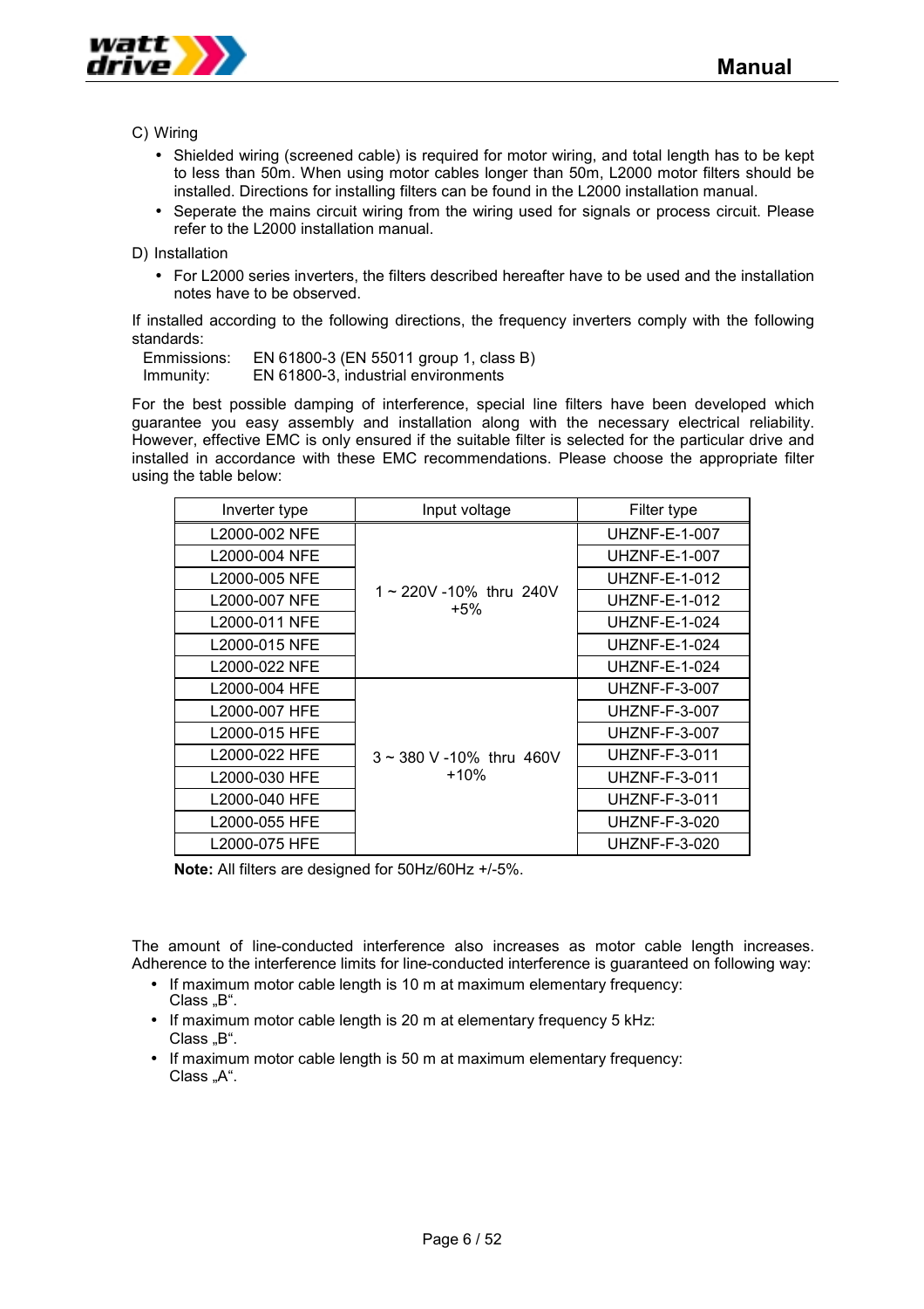C) Wiring

- Shielded wiring (screened cable) is required for motor wiring, and total length has to be kept to less than 50m. When using motor cables longer than 50m, L2000 motor filters should be installed. Directions for installing filters can be found in the L2000 installation manual.
- Seperate the mains circuit wiring from the wiring used for signals or process circuit. Please refer to the L2000 installation manual.

D) Installation

- For L2000 series inverters, the filters described hereafter have to be used and the installation notes have to be observed.

If installed according to the following directions, the frequency inverters comply with the following standards:

Emmissions: EN 61800-3 (EN 55011 group 1, class B)
Immunity: EN 61800-3, industrial environments

For the best possible damping of interference, special line filters have been developed which guarantee you easy assembly and installation along with the necessary electrical reliability. However, effective EMC is only ensured if the suitable filter is selected for the particular drive and installed in accordance with these EMC recommendations. Please choose the appropriate filter using the table below:

| Inverter type | Input voltage | Filter type |
|---|---|---|
| L2000-002 NFE | 1 ~ 220V -10% thru 240V +5% | UHZNF-E-1-007 |
| L2000-004 NFE | | UHZNF-E-1-007 |
| L2000-005 NFE | | UHZNF-E-1-012 |
| L2000-007 NFE | | UHZNF-E-1-012 |
| L2000-011 NFE | | UHZNF-E-1-024 |
| L2000-015 NFE | | UHZNF-E-1-024 |
| L2000-022 NFE | | UHZNF-E-1-024 |
| L2000-004 HFE | 3 ~ 380 V -10% thru 460V +10% | UHZNF-F-3-007 |
| L2000-007 HFE | | UHZNF-F-3-007 |
| L2000-015 HFE | | UHZNF-F-3-007 |
| L2000-022 HFE | | UHZNF-F-3-011 |
| L2000-030 HFE | | UHZNF-F-3-011 |
| L2000-040 HFE | | UHZNF-F-3-011 |
| L2000-055 HFE | | UHZNF-F-3-020 |
| L2000-075 HFE | | UHZNF-F-3-020 |

**Note:** All filters are designed for 50Hz/60Hz +/-5%.

The amount of line-conducted interference also increases as motor cable length increases. Adherence to the interference limits for line-conducted interference is guaranteed on following way:

- If maximum motor cable length is 10 m at maximum elementary frequency:
  Class „B“.
- If maximum motor cable length is 20 m at elementary frequency 5 kHz:
  Class „B“.
- If maximum motor cable length is 50 m at maximum elementary frequency:
  Class „A“.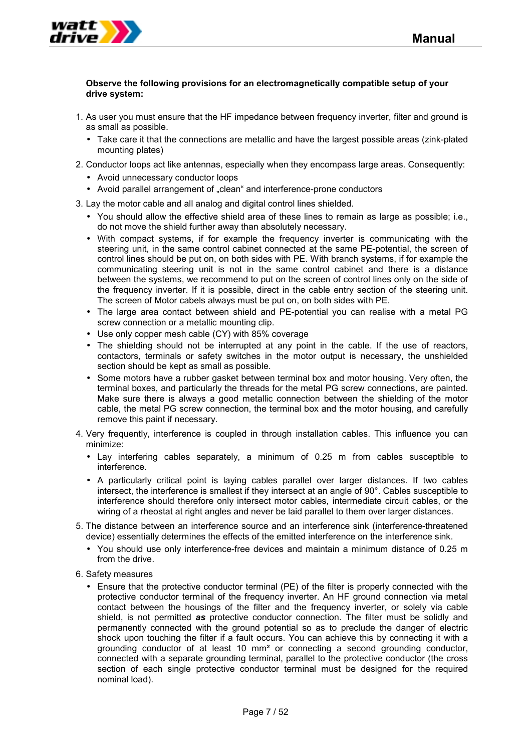**Observe the following provisions for an electromagnetically compatible setup of your drive system:**

1. As user you must ensure that the HF impedance between frequency inverter, filter and ground is as small as possible.
   - Take care it that the connections are metallic and have the largest possible areas (zink-plated mounting plates)
2. Conductor loops act like antennas, especially when they encompass large areas. Consequently:
   - Avoid unnecessary conductor loops
   - Avoid parallel arrangement of „clean“ and interference-prone conductors
3. Lay the motor cable and all analog and digital control lines shielded.
   - You should allow the effective shield area of these lines to remain as large as possible; i.e., do not move the shield further away than absolutely necessary.
   - With compact systems, if for example the frequency inverter is communicating with the steering unit, in the same control cabinet connected at the same PE-potential, the screen of control lines should be put on, on both sides with PE. With branch systems, if for example the communicating steering unit is not in the same control cabinet and there is a distance between the systems, we recommend to put on the screen of control lines only on the side of the frequency inverter. If it is possible, direct in the cable entry section of the steering unit. The screen of Motor cabels always must be put on, on both sides with PE.
   - The large area contact between shield and PE-potential you can realise with a metal PG screw connection or a metallic mounting clip.
   - Use only copper mesh cable (CY) with 85% coverage
   - The shielding should not be interrupted at any point in the cable. If the use of reactors, contactors, terminals or safety switches in the motor output is necessary, the unshielded section should be kept as small as possible.
   - Some motors have a rubber gasket between terminal box and motor housing. Very often, the terminal boxes, and particularly the threads for the metal PG screw connections, are painted. Make sure there is always a good metallic connection between the shielding of the motor cable, the metal PG screw connection, the terminal box and the motor housing, and carefully remove this paint if necessary.
4. Very frequently, interference is coupled in through installation cables. This influence you can minimize:
   - Lay interfering cables separately, a minimum of 0.25 m from cables susceptible to interference.
   - A particularly critical point is laying cables parallel over larger distances. If two cables intersect, the interference is smallest if they intersect at an angle of 90°. Cables susceptible to interference should therefore only intersect motor cables, intermediate circuit cables, or the wiring of a rheostat at right angles and never be laid parallel to them over larger distances.
5. The distance between an interference source and an interference sink (interference-threatened device) essentially determines the effects of the emitted interference on the interference sink.
   - You should use only interference-free devices and maintain a minimum distance of 0.25 m from the drive.
6. Safety measures
   - Ensure that the protective conductor terminal (PE) of the filter is properly connected with the protective conductor terminal of the frequency inverter. An HF ground connection via metal contact between the housings of the filter and the frequency inverter, or solely via cable shield, is not permitted ***as*** protective conductor connection. The filter must be solidly and permanently connected with the ground potential so as to preclude the danger of electric shock upon touching the filter if a fault occurs. You can achieve this by connecting it with a grounding conductor of at least 10 mm² or connecting a second grounding conductor, connected with a separate grounding terminal, parallel to the protective conductor (the cross section of each single protective conductor terminal must be designed for the required nominal load).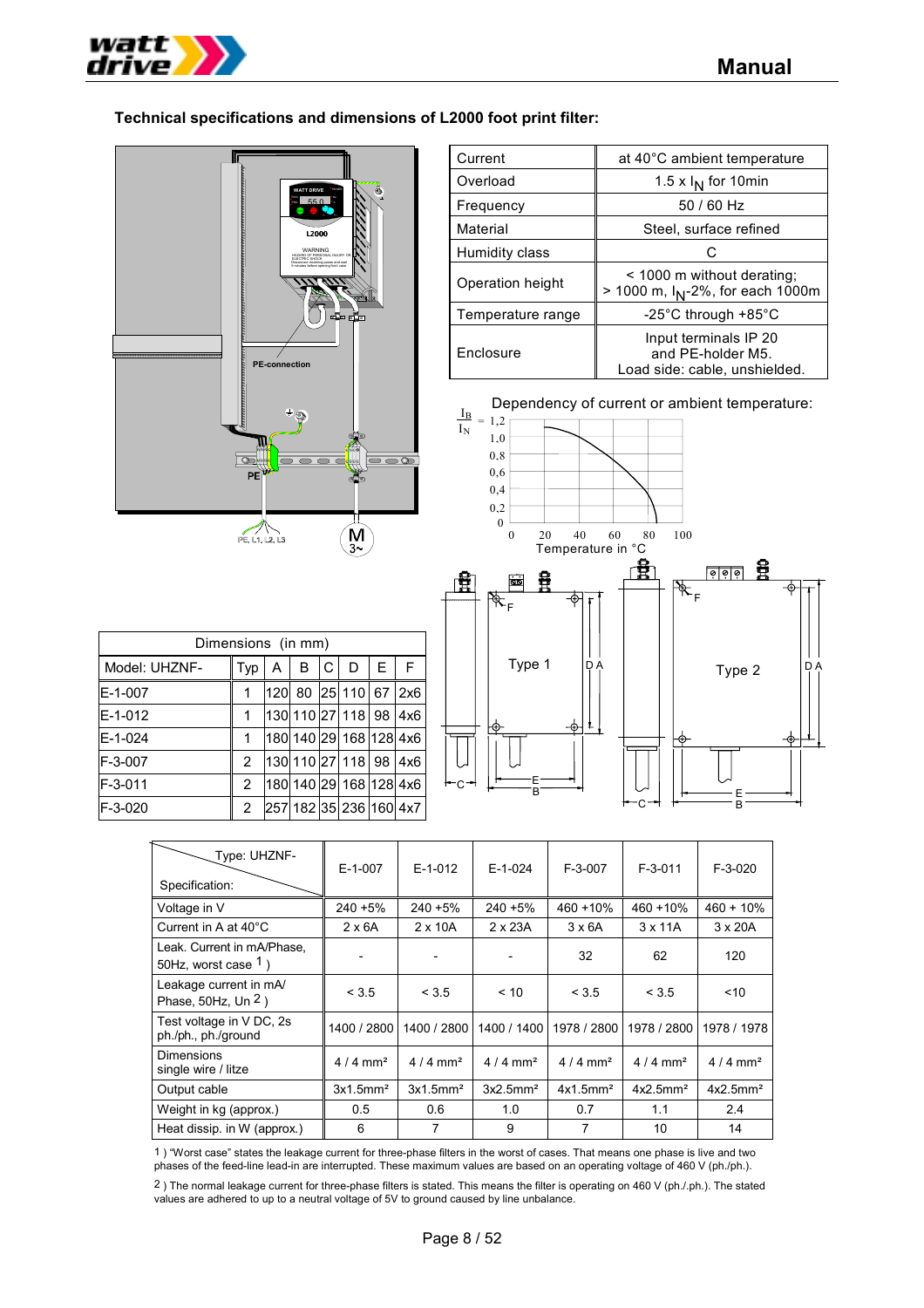### Technical specifications and dimensions of L2000 foot print filter:

| Current | at 40°C ambient temperature |
|---|---|
| Overload | 1.5 x $I_N$ for 10min |
| Frequency | 50 / 60 Hz |
| Material | Steel, surface refined |
| Humidity class | C |
| Operation height | < 1000 m without derating; > 1000 m, $I_N$-2%, for each 1000m |
| Temperature range | -25°C through +85°C |
| Enclosure | Input terminals IP 20 and PE-holder M5. Load side: cable, unshielded. |

Dependency of current or ambient temperature:

| Dimensions (in mm) | | | | | | | |
|---|---|---|---|---|---|---|---|
| Model: UHZNF- | Typ | A | B | C | D | E | F |
| E-1-007 | 1 | 120 | 80 | 25 | 110 | 67 | 2x6 |
| E-1-012 | 1 | 130 | 110 | 27 | 118 | 98 | 4x6 |
| E-1-024 | 1 | 180 | 140 | 29 | 168 | 128 | 4x6 |
| F-3-007 | 2 | 130 | 110 | 27 | 118 | 98 | 4x6 |
| F-3-011 | 2 | 180 | 140 | 29 | 168 | 128 | 4x6 |
| F-3-020 | 2 | 257 | 182 | 35 | 236 | 160 | 4x7 |

| Type: UHZNF- / Specification: | E-1-007 | E-1-012 | E-1-024 | F-3-007 | F-3-011 | F-3-020 |
|---|---|---|---|---|---|---|
| Voltage in V | 240 +5% | 240 +5% | 240 +5% | 460 +10% | 460 +10% | 460 + 10% |
| Current in A at 40°C | 2 x 6A | 2 x 10A | 2 x 23A | 3 x 6A | 3 x 11A | 3 x 20A |
| Leak. Current in mA/Phase, 50Hz, worst case 1 ) | - | - | - | 32 | 62 | 120 |
| Leakage current in mA/ Phase, 50Hz, Un 2 ) | < 3.5 | < 3.5 | < 10 | < 3.5 | < 3.5 | <10 |
| Test voltage in V DC, 2s ph./ph., ph./ground | 1400 / 2800 | 1400 / 2800 | 1400 / 1400 | 1978 / 2800 | 1978 / 2800 | 1978 / 1978 |
| Dimensions single wire / litze | 4 / 4 mm² | 4 / 4 mm² | 4 / 4 mm² | 4 / 4 mm² | 4 / 4 mm² | 4 / 4 mm² |
| Output cable | 3x1.5mm² | 3x1.5mm² | 3x2.5mm² | 4x1.5mm² | 4x2.5mm² | 4x2.5mm² |
| Weight in kg (approx.) | 0.5 | 0.6 | 1.0 | 0.7 | 1.1 | 2.4 |
| Heat dissip. in W (approx.) | 6 | 7 | 9 | 7 | 10 | 14 |

1 ) "Worst case" states the leakage current for three-phase filters in the worst of cases. That means one phase is live and two phases of the feed-line lead-in are interrupted. These maximum values are based on an operating voltage of 460 V (ph./ph.).

2 ) The normal leakage current for three-phase filters is stated. This means the filter is operating on 460 V (ph./ph.). The stated values are adhered to up to a neutral voltage of 5V to ground caused by line unbalance.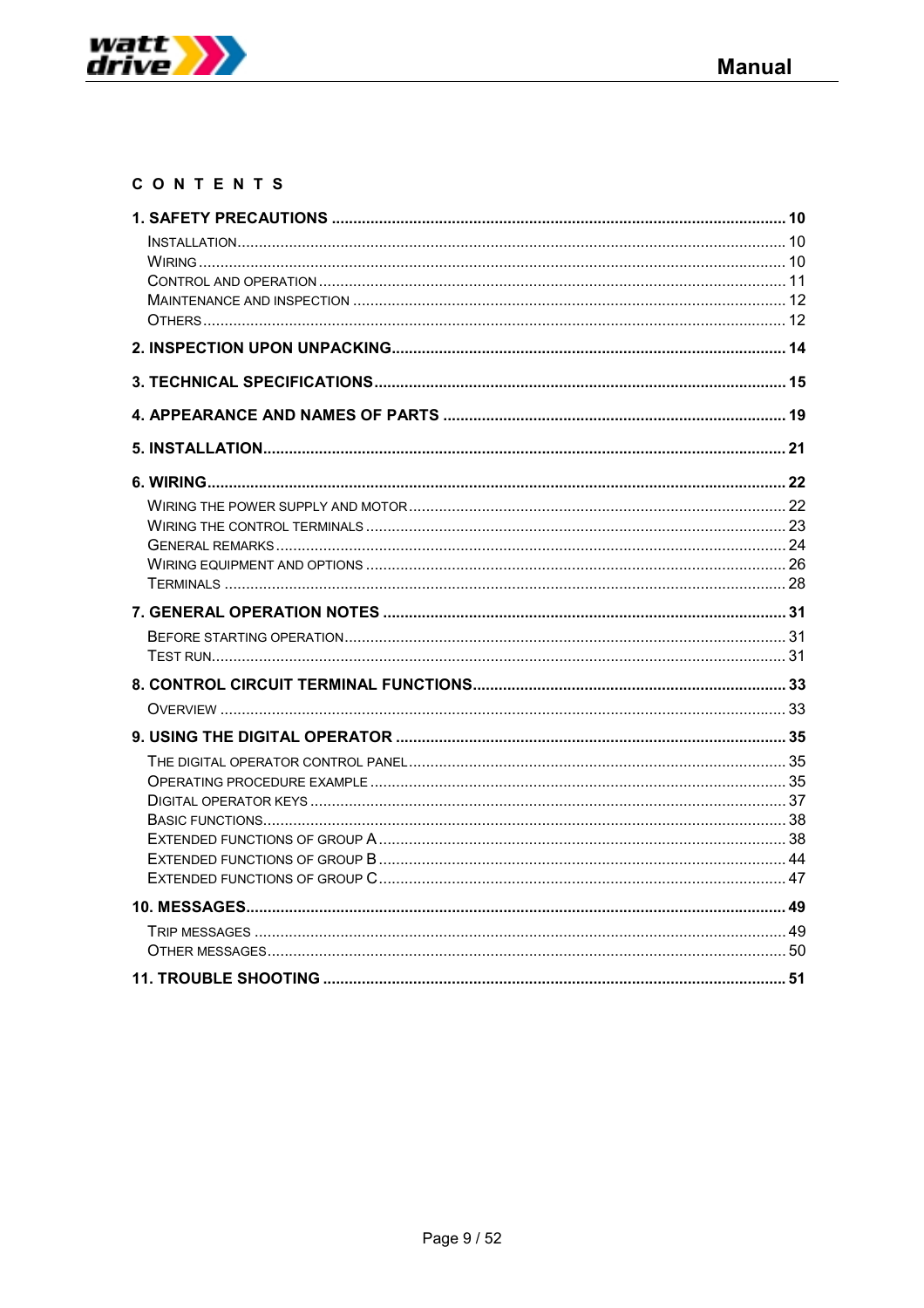# CONTENTS

**1. SAFETY PRECAUTIONS ........................................................................................................ 10**

INSTALLATION ........................................................................................................................ 10
WIRING .................................................................................................................................. 10
CONTROL AND OPERATION ..................................................................................................... 11
MAINTENANCE AND INSPECTION ............................................................................................. 12
OTHERS ................................................................................................................................. 12

**2. INSPECTION UPON UNPACKING ........................................................................................... 14**

**3. TECHNICAL SPECIFICATIONS .............................................................................................. 15**

**4. APPEARANCE AND NAMES OF PARTS ............................................................................... 19**

**5. INSTALLATION ........................................................................................................................ 21**

**6. WIRING ..................................................................................................................................... 22**

WIRING THE POWER SUPPLY AND MOTOR ............................................................................... 22
WIRING THE CONTROL TERMINALS ......................................................................................... 23
GENERAL REMARKS ............................................................................................................... 24
WIRING EQUIPMENT AND OPTIONS ......................................................................................... 26
TERMINALS ............................................................................................................................ 28

**7. GENERAL OPERATION NOTES ............................................................................................ 31**

BEFORE STARTING OPERATION .............................................................................................. 31
TEST RUN ............................................................................................................................... 31

**8. CONTROL CIRCUIT TERMINAL FUNCTIONS ........................................................................ 33**

OVERVIEW ............................................................................................................................. 33

**9. USING THE DIGITAL OPERATOR .......................................................................................... 35**

THE DIGITAL OPERATOR CONTROL PANEL ............................................................................... 35
OPERATING PROCEDURE EXAMPLE ........................................................................................ 35
DIGITAL OPERATOR KEYS ...................................................................................................... 37
BASIC FUNCTIONS .................................................................................................................. 38
EXTENDED FUNCTIONS OF GROUP A ...................................................................................... 38
EXTENDED FUNCTIONS OF GROUP B ...................................................................................... 44
EXTENDED FUNCTIONS OF GROUP C ...................................................................................... 47

**10. MESSAGES ............................................................................................................................ 49**

TRIP MESSAGES .................................................................................................................... 49
OTHER MESSAGES ................................................................................................................. 50

**11. TROUBLE SHOOTING ........................................................................................................... 51**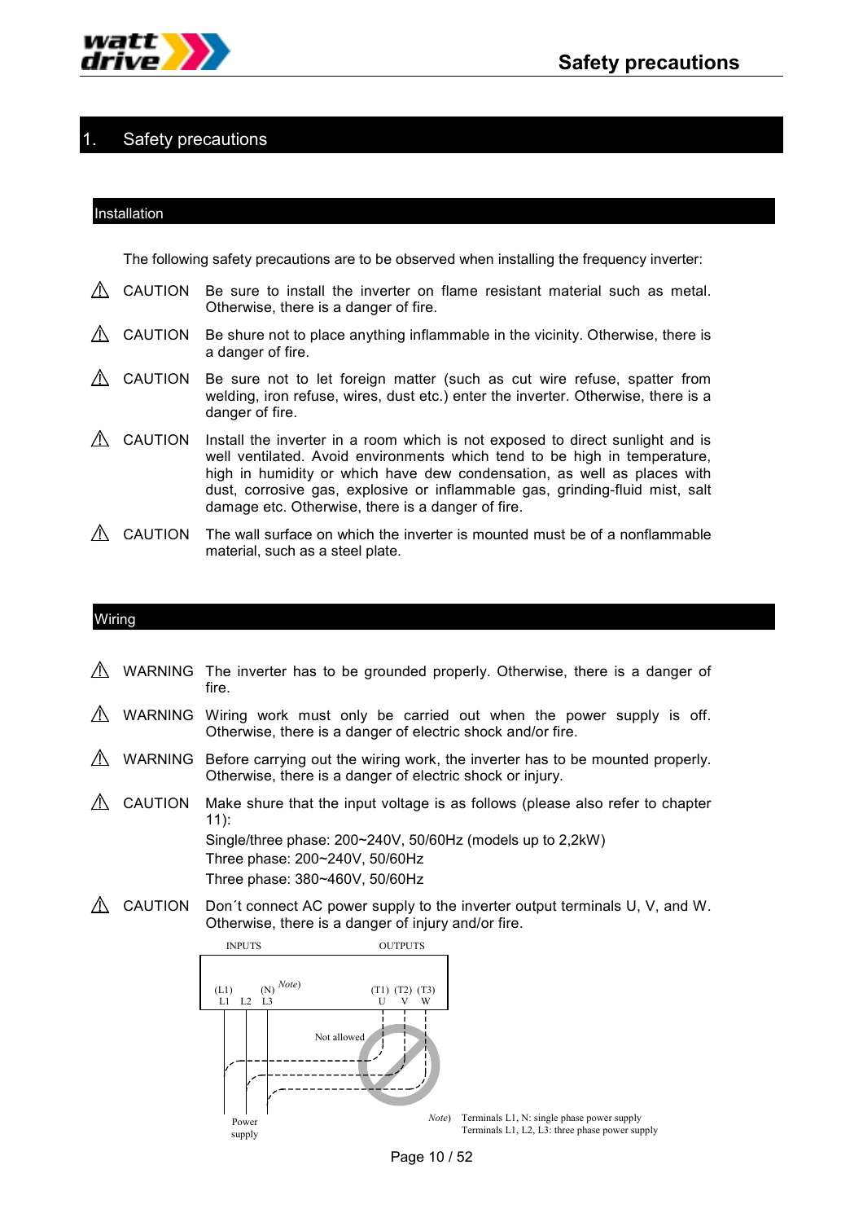# 1. Safety precautions

## Installation

The following safety precautions are to be observed when installing the frequency inverter:

⚠ CAUTION Be sure to install the inverter on flame resistant material such as metal. Otherwise, there is a danger of fire.

⚠ CAUTION Be shure not to place anything inflammable in the vicinity. Otherwise, there is a danger of fire.

⚠ CAUTION Be sure not to let foreign matter (such as cut wire refuse, spatter from welding, iron refuse, wires, dust etc.) enter the inverter. Otherwise, there is a danger of fire.

⚠ CAUTION Install the inverter in a room which is not exposed to direct sunlight and is well ventilated. Avoid environments which tend to be high in temperature, high in humidity or which have dew condensation, as well as places with dust, corrosive gas, explosive or inflammable gas, grinding-fluid mist, salt damage etc. Otherwise, there is a danger of fire.

⚠ CAUTION The wall surface on which the inverter is mounted must be of a nonflammable material, such as a steel plate.

## Wiring

⚠ WARNING The inverter has to be grounded properly. Otherwise, there is a danger of fire.

⚠ WARNING Wiring work must only be carried out when the power supply is off. Otherwise, there is a danger of electric shock and/or fire.

⚠ WARNING Before carrying out the wiring work, the inverter has to be mounted properly. Otherwise, there is a danger of electric shock or injury.

⚠ CAUTION Make shure that the input voltage is as follows (please also refer to chapter 11):
Single/three phase: 200~240V, 50/60Hz (models up to 2,2kW)
Three phase: 200~240V, 50/60Hz
Three phase: 380~460V, 50/60Hz

⚠ CAUTION Don´t connect AC power supply to the inverter output terminals U, V, and W. Otherwise, there is a danger of injury and/or fire.

INPUTS — OUTPUTS

(L1) L1 L2 (N) L3 *Note)* — (T1) U (T2) V (T3) W

Not allowed

Power supply

*Note)* Terminals L1, N: single phase power supply
Terminals L1, L2, L3: three phase power supply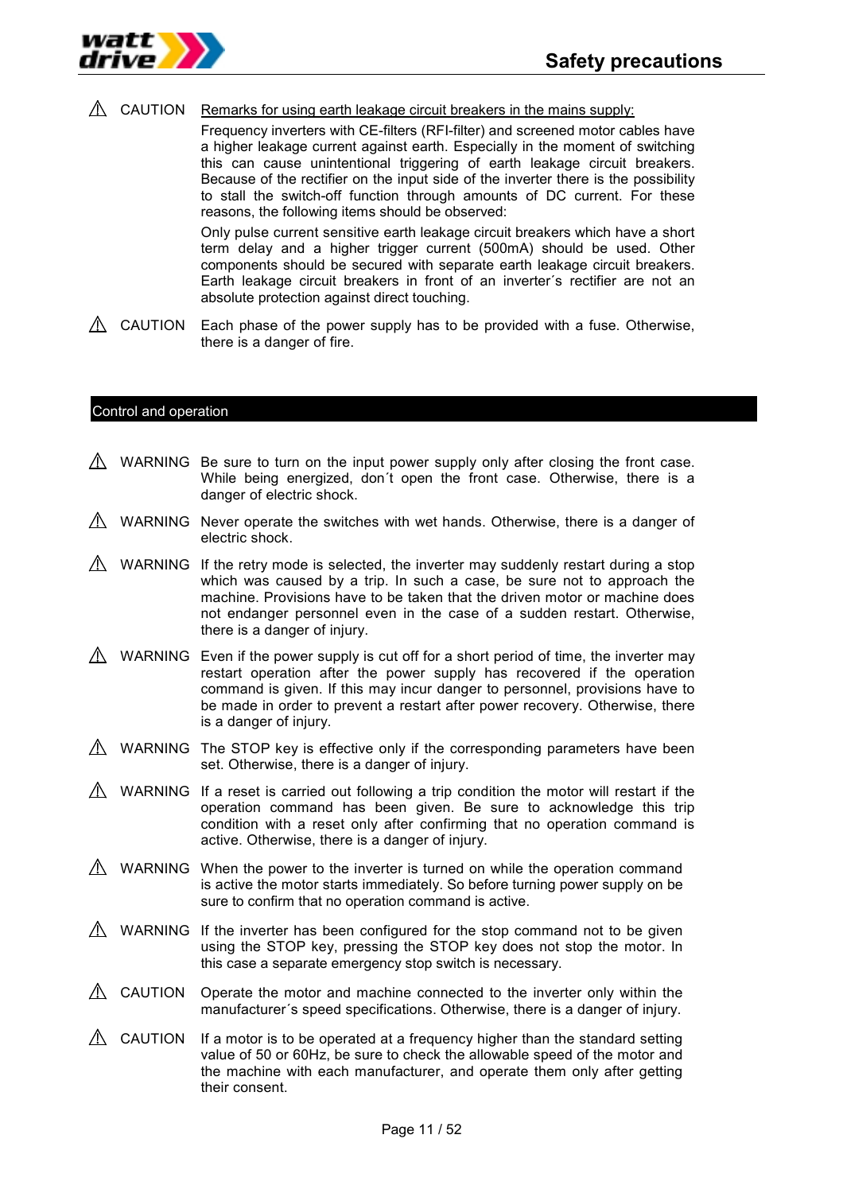⚠ CAUTION Remarks for using earth leakage circuit breakers in the mains supply:

Frequency inverters with CE-filters (RFI-filter) and screened motor cables have a higher leakage current against earth. Especially in the moment of switching this can cause unintentional triggering of earth leakage circuit breakers. Because of the rectifier on the input side of the inverter there is the possibility to stall the switch-off function through amounts of DC current. For these reasons, the following items should be observed:

Only pulse current sensitive earth leakage circuit breakers which have a short term delay and a higher trigger current (500mA) should be used. Other components should be secured with separate earth leakage circuit breakers. Earth leakage circuit breakers in front of an inverter´s rectifier are not an absolute protection against direct touching.

⚠ CAUTION Each phase of the power supply has to be provided with a fuse. Otherwise, there is a danger of fire.

## Control and operation

⚠ WARNING Be sure to turn on the input power supply only after closing the front case. While being energized, don´t open the front case. Otherwise, there is a danger of electric shock.

⚠ WARNING Never operate the switches with wet hands. Otherwise, there is a danger of electric shock.

⚠ WARNING If the retry mode is selected, the inverter may suddenly restart during a stop which was caused by a trip. In such a case, be sure not to approach the machine. Provisions have to be taken that the driven motor or machine does not endanger personnel even in the case of a sudden restart. Otherwise, there is a danger of injury.

⚠ WARNING Even if the power supply is cut off for a short period of time, the inverter may restart operation after the power supply has recovered if the operation command is given. If this may incur danger to personnel, provisions have to be made in order to prevent a restart after power recovery. Otherwise, there is a danger of injury.

⚠ WARNING The STOP key is effective only if the corresponding parameters have been set. Otherwise, there is a danger of injury.

⚠ WARNING If a reset is carried out following a trip condition the motor will restart if the operation command has been given. Be sure to acknowledge this trip condition with a reset only after confirming that no operation command is active. Otherwise, there is a danger of injury.

⚠ WARNING When the power to the inverter is turned on while the operation command is active the motor starts immediately. So before turning power supply on be sure to confirm that no operation command is active.

⚠ WARNING If the inverter has been configured for the stop command not to be given using the STOP key, pressing the STOP key does not stop the motor. In this case a separate emergency stop switch is necessary.

⚠ CAUTION Operate the motor and machine connected to the inverter only within the manufacturer´s speed specifications. Otherwise, there is a danger of injury.

⚠ CAUTION If a motor is to be operated at a frequency higher than the standard setting value of 50 or 60Hz, be sure to check the allowable speed of the motor and the machine with each manufacturer, and operate them only after getting their consent.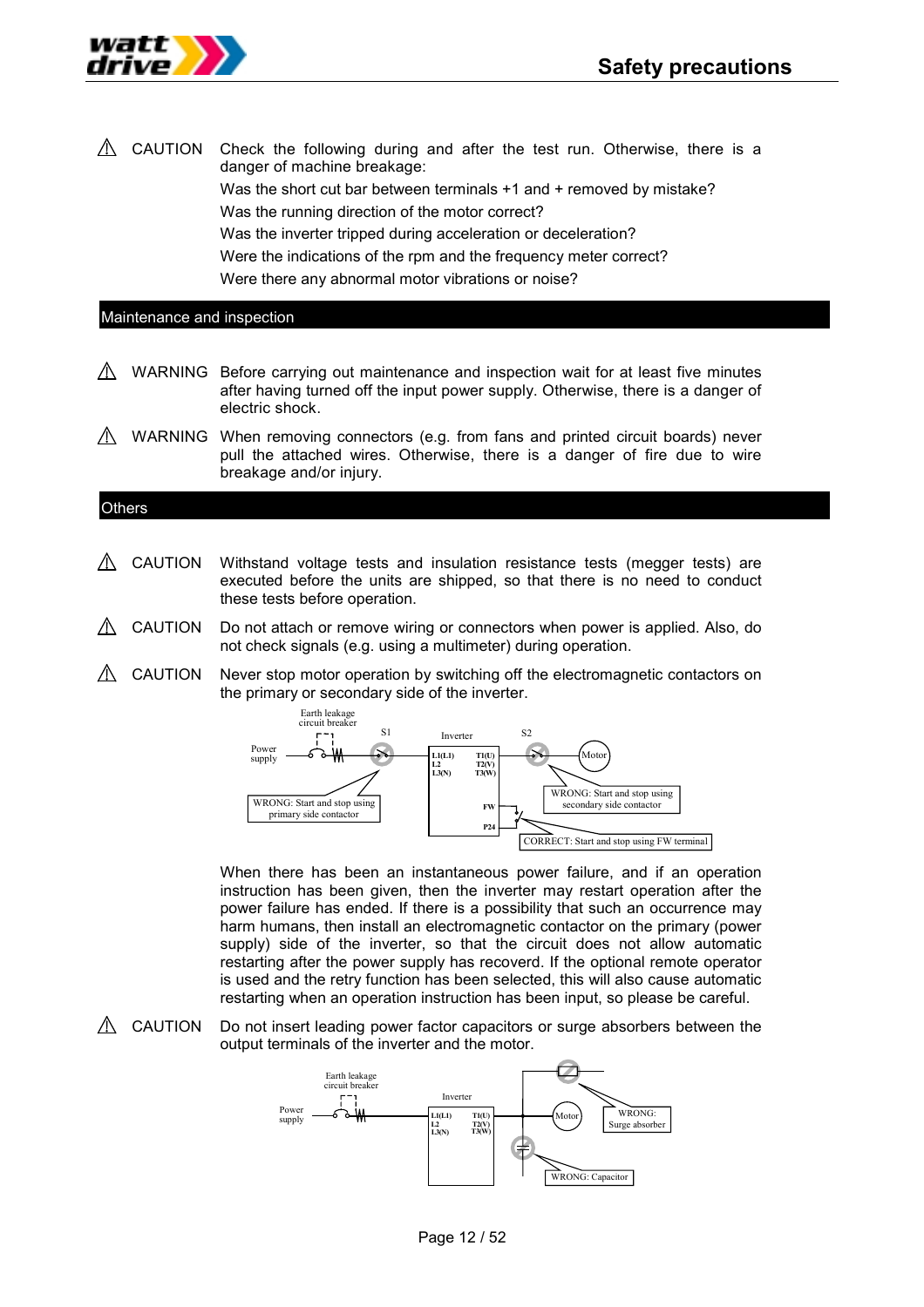⚠ CAUTION Check the following during and after the test run. Otherwise, there is a danger of machine breakage:

Was the short cut bar between terminals +1 and + removed by mistake?

Was the running direction of the motor correct?

Was the inverter tripped during acceleration or deceleration?

Were the indications of the rpm and the frequency meter correct?

Were there any abnormal motor vibrations or noise?

## Maintenance and inspection

⚠ WARNING Before carrying out maintenance and inspection wait for at least five minutes after having turned off the input power supply. Otherwise, there is a danger of electric shock.

⚠ WARNING When removing connectors (e.g. from fans and printed circuit boards) never pull the attached wires. Otherwise, there is a danger of fire due to wire breakage and/or injury.

## Others

⚠ CAUTION Withstand voltage tests and insulation resistance tests (megger tests) are executed before the units are shipped, so that there is no need to conduct these tests before operation.

⚠ CAUTION Do not attach or remove wiring or connectors when power is applied. Also, do not check signals (e.g. using a multimeter) during operation.

⚠ CAUTION Never stop motor operation by switching off the electromagnetic contactors on the primary or secondary side of the inverter.

Earth leakage circuit breaker · S1 · Inverter · S2 · Power supply · L1(L1) L2 L3(N) · T1(U) T2(V) T3(W) · Motor · FW · P24 · WRONG: Start and stop using primary side contactor · WRONG: Start and stop using secondary side contactor · CORRECT: Start and stop using FW terminal

When there has been an instantaneous power failure, and if an operation instruction has been given, then the inverter may restart operation after the power failure has ended. If there is a possibility that such an occurrence may harm humans, then install an electromagnetic contactor on the primary (power supply) side of the inverter, so that the circuit does not allow automatic restarting after the power supply has recoverd. If the optional remote operator is used and the retry function has been selected, this will also cause automatic restarting when an operation instruction has been input, so please be careful.

⚠ CAUTION Do not insert leading power factor capacitors or surge absorbers between the output terminals of the inverter and the motor.

Earth leakage circuit breaker · Inverter · Power supply · L1(L1) L2 L3(N) · T1(U) T2(V) T3(W) · Motor · WRONG: Surge absorber · WRONG: Capacitor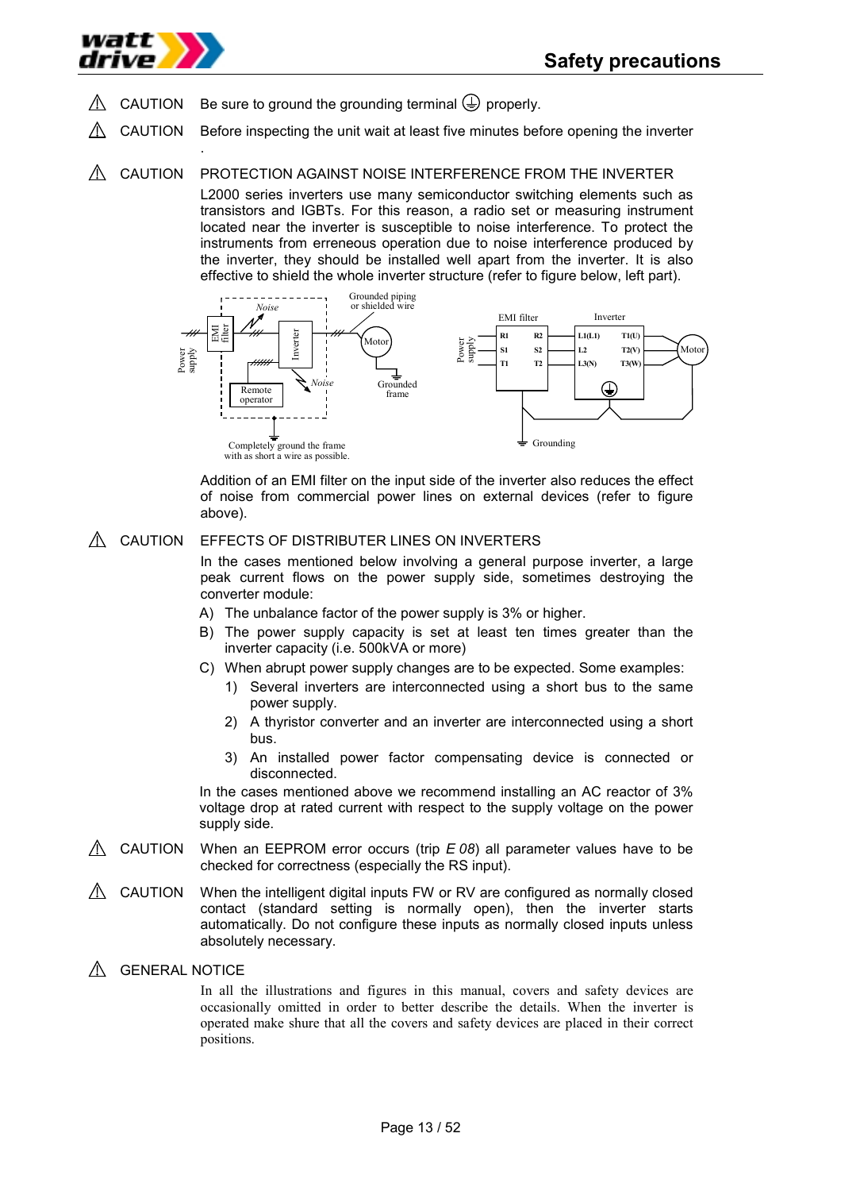⚠ CAUTION Be sure to ground the grounding terminal ⏚ properly.

⚠ CAUTION Before inspecting the unit wait at least five minutes before opening the inverter .

⚠ CAUTION PROTECTION AGAINST NOISE INTERFERENCE FROM THE INVERTER

L2000 series inverters use many semiconductor switching elements such as transistors and IGBTs. For this reason, a radio set or measuring instrument located near the inverter is susceptible to noise interference. To protect the instruments from erreneous operation due to noise interference produced by the inverter, they should be installed well apart from the inverter. It is also effective to shield the whole inverter structure (refer to figure below, left part).

Addition of an EMI filter on the input side of the inverter also reduces the effect of noise from commercial power lines on external devices (refer to figure above).

⚠ CAUTION EFFECTS OF DISTRIBUTER LINES ON INVERTERS

In the cases mentioned below involving a general purpose inverter, a large peak current flows on the power supply side, sometimes destroying the converter module:

A) The unbalance factor of the power supply is 3% or higher.
B) The power supply capacity is set at least ten times greater than the inverter capacity (i.e. 500kVA or more)
C) When abrupt power supply changes are to be expected. Some examples:
   1) Several inverters are interconnected using a short bus to the same power supply.
   2) A thyristor converter and an inverter are interconnected using a short bus.
   3) An installed power factor compensating device is connected or disconnected.

In the cases mentioned above we recommend installing an AC reactor of 3% voltage drop at rated current with respect to the supply voltage on the power supply side.

⚠ CAUTION When an EEPROM error occurs (trip *E 08*) all parameter values have to be checked for correctness (especially the RS input).

⚠ CAUTION When the intelligent digital inputs FW or RV are configured as normally closed contact (standard setting is normally open), then the inverter starts automatically. Do not configure these inputs as normally closed inputs unless absolutely necessary.

⚠ GENERAL NOTICE

In all the illustrations and figures in this manual, covers and safety devices are occasionally omitted in order to better describe the details. When the inverter is operated make shure that all the covers and safety devices are placed in their correct positions.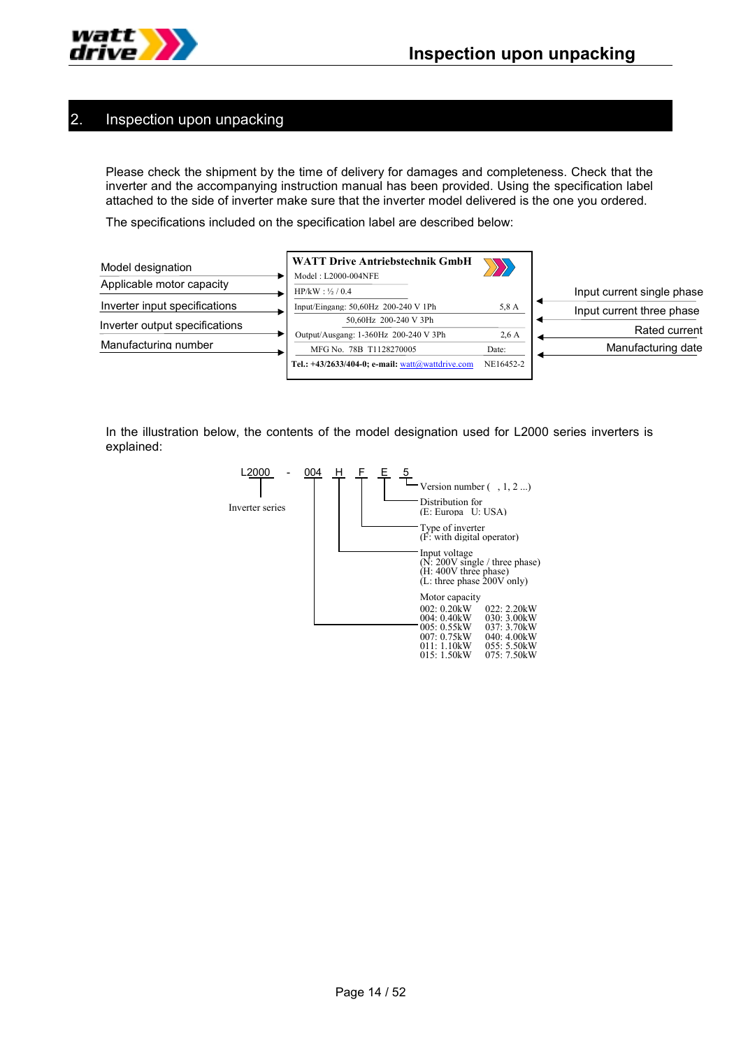## 2. Inspection upon unpacking

Please check the shipment by the time of delivery for damages and completeness. Check that the inverter and the accompanying instruction manual has been provided. Using the specification label attached to the side of inverter make sure that the inverter model delivered is the one you ordered.

The specifications included on the specification label are described below:

| Label field | Specification label | |
|---|---|---|
| | **WATT Drive Antriebstechnik GmbH** | |
| Model designation | Model : L2000-004NFE | |
| Applicable motor capacity | HP/kW : ½ / 0.4 | |
| Inverter input specifications | Input/Eingang: 50,60Hz 200-240 V 1Ph — 5,8 A | Input current single phase |
| | 50,60Hz 200-240 V 3Ph | Input current three phase |
| Inverter output specifications | Output/Ausgang: 1-360Hz 200-240 V 3Ph — 2,6 A | Rated current |
| Manufacturing number | MFG No. 78B T1128270005 — Date: | Manufacturing date |
| | **Tel.: +43/2633/404-0; e-mail:** watt@wattdrive.com — NE16452-2 | |

In the illustration below, the contents of the model designation used for L2000 series inverters is explained:

L2000 - 004 H F E 5

- **L2000**: Inverter series
- **5**: Version number ( , 1, 2 ...)
- **E**: Distribution for (E: Europa U: USA)
- **F**: Type of inverter (F: with digital operator)
- **H**: Input voltage
  - (N: 200V single / three phase)
  - (H: 400V three phase)
  - (L: three phase 200V only)
- **004**: Motor capacity

| | |
|---|---|
| 002: 0.20kW | 022: 2.20kW |
| 004: 0.40kW | 030: 3.00kW |
| 005: 0.55kW | 037: 3.70kW |
| 007: 0.75kW | 040: 4.00kW |
| 011: 1.10kW | 055: 5.50kW |
| 015: 1.50kW | 075: 7.50kW |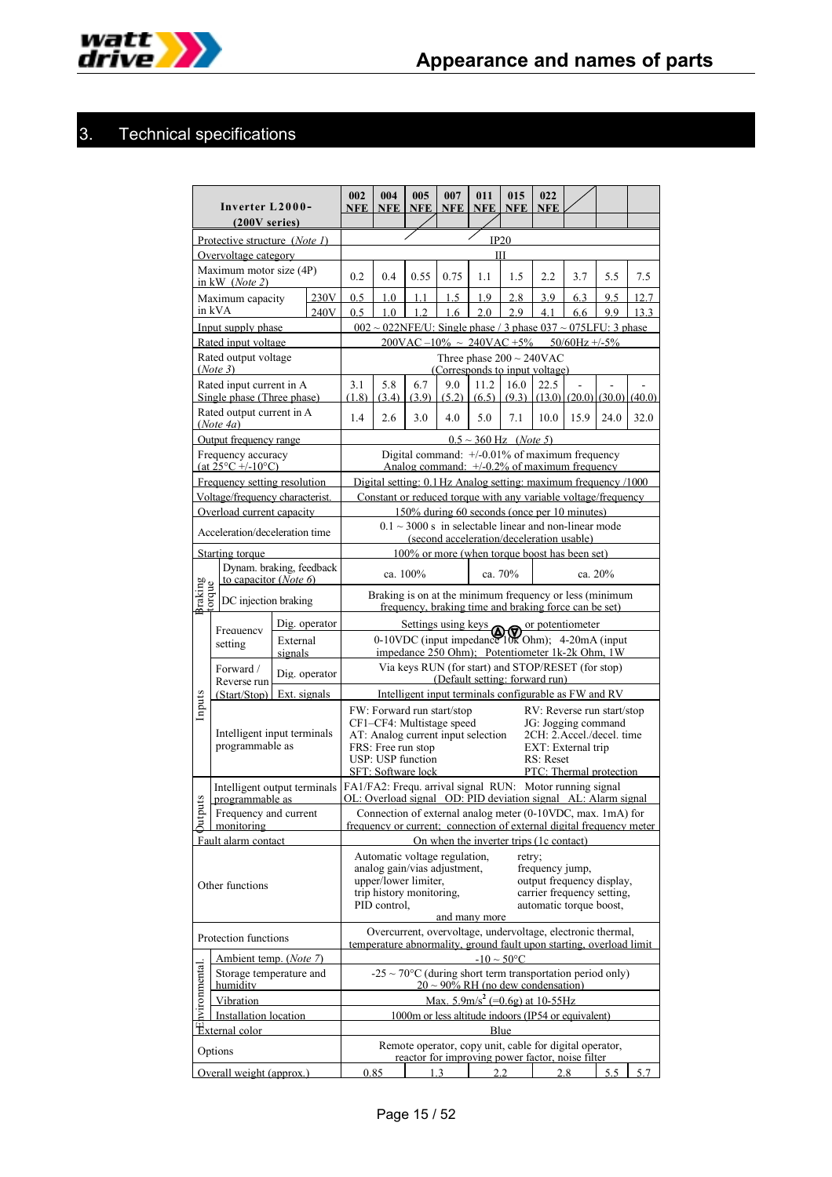# 3. Technical specifications

| Inverter L2000- (200V series) | | | 002 NFE | 004 NFE | 005 NFE | 007 NFE | 011 NFE | 015 NFE | 022 NFE | | | |
|---|---|---|---|---|---|---|---|---|---|---|---|---|
| Protective structure (*Note 1*) | | | IP20 | | | | | | | | | |
| Overvoltage category | | | III | | | | | | | | | |
| Maximum motor size (4P) in kW (*Note 2*) | | | 0.2 | 0.4 | 0.55 | 0.75 | 1.1 | 1.5 | 2.2 | 3.7 | 5.5 | 7.5 |
| Maximum capacity in kVA | | 230V | 0.5 | 1.0 | 1.1 | 1.5 | 1.9 | 2.8 | 3.9 | 6.3 | 9.5 | 12.7 |
| | | 240V | 0.5 | 1.0 | 1.2 | 1.6 | 2.0 | 2.9 | 4.1 | 6.6 | 9.9 | 13.3 |
| Input supply phase | | | 002 ~ 022NFE/U: Single phase / 3 phase 037 ~ 075LFU: 3 phase | | | | | | | | | |
| Rated input voltage | | | 200VAC –10% ~ 240VAC +5% 50/60Hz +/-5% | | | | | | | | | |
| Rated output voltage (*Note 3*) | | | Three phase 200 ~ 240VAC (Corresponds to input voltage) | | | | | | | | | |
| Rated input current in A Single phase (Three phase) | | | 3.1 (1.8) | 5.8 (3.4) | 6.7 (3.9) | 9.0 (5.2) | 11.2 (6.5) | 16.0 (9.3) | 22.5 (13.0) | - (20.0) | - (30.0) | - (40.0) |
| Rated output current in A (*Note 4a*) | | | 1.4 | 2.6 | 3.0 | 4.0 | 5.0 | 7.1 | 10.0 | 15.9 | 24.0 | 32.0 |
| Output frequency range | | | 0.5 ~ 360 Hz (*Note 5*) | | | | | | | | | |
| Frequency accuracy (at 25°C +/-10°C) | | | Digital command: +/-0.01% of maximum frequency Analog command: +/-0.2% of maximum frequency | | | | | | | | | |
| Frequency setting resolution | | | Digital setting: 0.1 Hz Analog setting: maximum frequency /1000 | | | | | | | | | |
| Voltage/frequency characterist. | | | Constant or reduced torque with any variable voltage/frequency | | | | | | | | | |
| Overload current capacity | | | 150% during 60 seconds (once per 10 minutes) | | | | | | | | | |
| Acceleration/deceleration time | | | 0.1 ~ 3000 s in selectable linear and non-linear mode (second acceleration/deceleration usable) | | | | | | | | | |
| Starting torque | | | 100% or more (when torque boost has been set) | | | | | | | | | |
| Braking torque | Dynam. braking, feedback to capacitor (*Note 6*) | | ca. 100% | | | | ca. 70% | | | ca. 20% | | |
| | DC injection braking | | Braking is on at the minimum frequency or less (minimum frequency, braking time and braking force can be set) | | | | | | | | | |
| Inputs | Frequency setting | Dig. operator | Settings using keys ▲▼ or potentiometer | | | | | | | | | |
| | | External signals | 0-10VDC (input impedance 10k Ohm); 4-20mA (input impedance 250 Ohm); Potentiometer 1k-2k Ohm, 1W | | | | | | | | | |
| | Forward / Reverse run (Start/Stop) | Dig. operator | Via keys RUN (for start) and STOP/RESET (for stop) (Default setting: forward run) | | | | | | | | | |
| | | Ext. signals | Intelligent input terminals configurable as FW and RV | | | | | | | | | |
| | Intelligent input terminals programmable as | | FW: Forward run start/stop; RV: Reverse run start/stop; CF1–CF4: Multistage speed; JG: Jogging command; AT: Analog current input selection; 2CH: 2.Accel./decel. time; FRS: Free run stop; EXT: External trip; USP: USP function; RS: Reset; SFT: Software lock; PTC: Thermal protection | | | | | | | | | |
| Outputs | Intelligent output terminals programmable as | | FA1/FA2: Frequ. arrival signal RUN: Motor running signal OL: Overload signal OD: PID deviation signal AL: Alarm signal | | | | | | | | | |
| | Frequency and current monitoring | | Connection of external analog meter (0-10VDC, max. 1mA) for frequency or current; connection of external digital frequency meter | | | | | | | | | |
| Fault alarm contact | | | On when the inverter trips (1c contact) | | | | | | | | | |
| Other functions | | | Automatic voltage regulation, retry; analog gain/vias adjustment, frequency jump, upper/lower limiter, output frequency display, trip history monitoring, carrier frequency setting, PID control, automatic torque boost, and many more | | | | | | | | | |
| Protection functions | | | Overcurrent, overvoltage, undervoltage, electronic thermal, temperature abnormality, ground fault upon starting, overload limit | | | | | | | | | |
| Environmental | Ambient temp. (*Note 7*) | | -10 ~ 50°C | | | | | | | | | |
| | Storage temperature and humidity | | -25 ~ 70°C (during short term transportation period only) 20 ~ 90% RH (no dew condensation) | | | | | | | | | |
| | Vibration | | Max. 5.9m/s² (=0.6g) at 10-55Hz | | | | | | | | | |
| | Installation location | | 1000m or less altitude indoors (IP54 or equivalent) | | | | | | | | | |
| External color | | | Blue | | | | | | | | | |
| Options | | | Remote operator, copy unit, cable for digital operator, reactor for improving power factor, noise filter | | | | | | | | | |
| Overall weight (approx.) | | | 0.85 | | 1.3 | | 2.2 | | 2.8 | | 5.5 | 5.7 |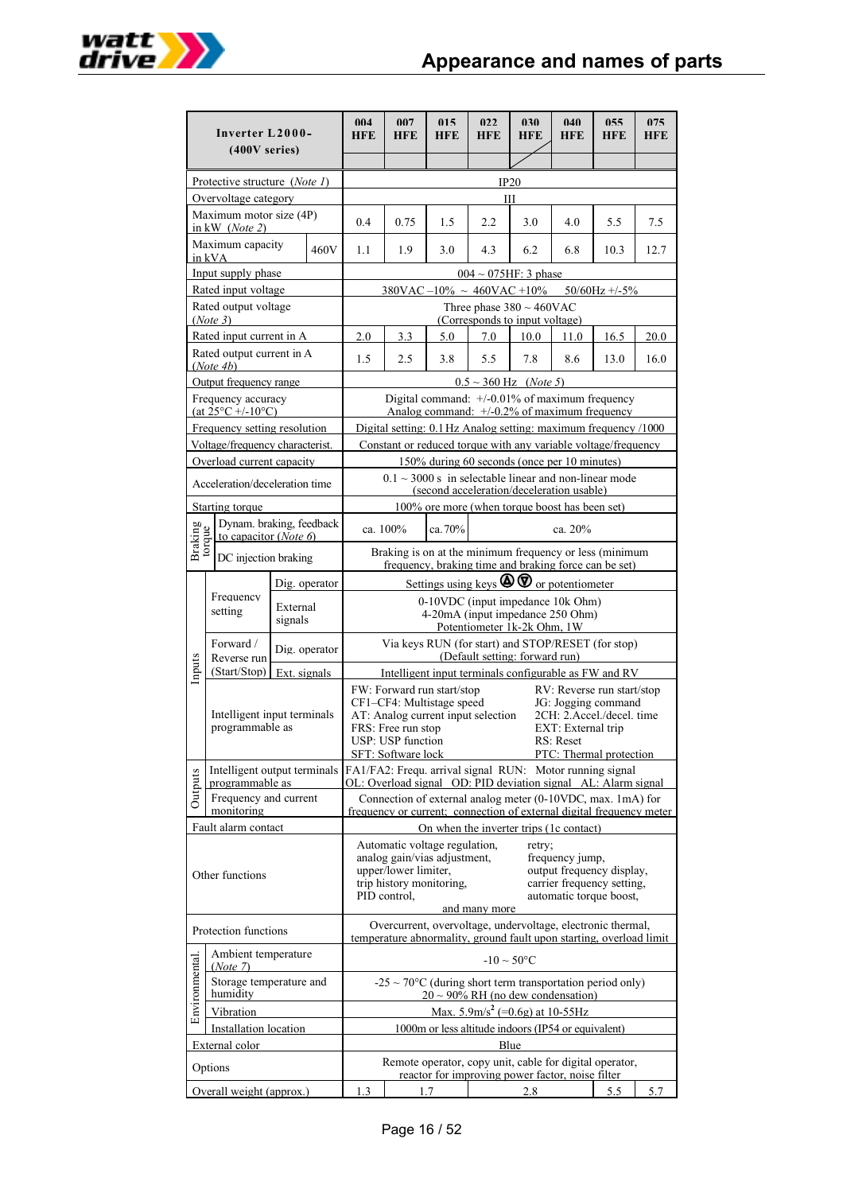## Appearance and names of parts

| Inverter L2000- (400V series) | | 004 HFE | 007 HFE | 015 HFE | 022 HFE | 030 HFE | 040 HFE | 055 HFE | 075 HFE |
|---|---|---|---|---|---|---|---|---|---|
| Protective structure (*Note 1*) | | IP20 | | | | | | | |
| Overvoltage category | | III | | | | | | | |
| Maximum motor size (4P) in kW (*Note 2*) | | 0.4 | 0.75 | 1.5 | 2.2 | 3.0 | 4.0 | 5.5 | 7.5 |
| Maximum capacity in kVA | 460V | 1.1 | 1.9 | 3.0 | 4.3 | 6.2 | 6.8 | 10.3 | 12.7 |
| Input supply phase | | 004 ~ 075HF: 3 phase | | | | | | | |
| Rated input voltage | | 380VAC –10% ~ 460VAC +10% 50/60Hz +/-5% | | | | | | | |
| Rated output voltage (*Note 3*) | | Three phase 380 ~ 460VAC (Corresponds to input voltage) | | | | | | | |
| Rated input current in A | | 2.0 | 3.3 | 5.0 | 7.0 | 10.0 | 11.0 | 16.5 | 20.0 |
| Rated output current in A (*Note 4b*) | | 1.5 | 2.5 | 3.8 | 5.5 | 7.8 | 8.6 | 13.0 | 16.0 |
| Output frequency range | | 0.5 ~ 360 Hz (*Note 5*) | | | | | | | |
| Frequency accuracy (at 25°C +/-10°C) | | Digital command: +/-0.01% of maximum frequency<br>Analog command: +/-0.2% of maximum frequency | | | | | | | |
| Frequency setting resolution | | Digital setting: 0.1 Hz Analog setting: maximum frequency /1000 | | | | | | | |
| Voltage/frequency characterist. | | Constant or reduced torque with any variable voltage/frequency | | | | | | | |
| Overload current capacity | | 150% during 60 seconds (once per 10 minutes) | | | | | | | |
| Acceleration/deceleration time | | 0.1 ~ 3000 s in selectable linear and non-linear mode (second acceleration/deceleration usable) | | | | | | | |
| Starting torque | | 100% ore more (when torque boost has been set) | | | | | | | |
| Braking torque | Dynam. braking, feedback to capacitor (*Note 6*) | ca. 100% | | ca. 70% | ca. 20% | | | | |
| Braking torque | DC injection braking | Braking is on at the minimum frequency or less (minimum frequency, braking time and braking force can be set) | | | | | | | |
| Inputs – Frequency setting | Dig. operator | Settings using keys ⓐ ⓥ or potentiometer | | | | | | | |
| Inputs – Frequency setting | External signals | 0-10VDC (input impedance 10k Ohm)<br>4-20mA (input impedance 250 Ohm)<br>Potentiometer 1k-2k Ohm, 1W | | | | | | | |
| Inputs – Forward / Reverse run (Start/Stop) | Dig. operator | Via keys RUN (for start) and STOP/RESET (for stop) (Default setting: forward run) | | | | | | | |
| Inputs – Forward / Reverse run (Start/Stop) | Ext. signals | Intelligent input terminals configurable as FW and RV | | | | | | | |
| Inputs – Intelligent input terminals programmable as | | FW: Forward run start/stop<br>CF1–CF4: Multistage speed<br>AT: Analog current input selection<br>FRS: Free run stop<br>USP: USP function<br>SFT: Software lock<br>RV: Reverse run start/stop<br>JG: Jogging command<br>2CH: 2.Accel./decel. time<br>EXT: External trip<br>RS: Reset<br>PTC: Thermal protection | | | | | | | |
| Outputs – Intelligent output terminals programmable as | | FA1/FA2: Frequ. arrival signal RUN: Motor running signal<br>OL: Overload signal OD: PID deviation signal AL: Alarm signal | | | | | | | |
| Outputs – Frequency and current monitoring | | Connection of external analog meter (0-10VDC, max. 1mA) for frequency or current; connection of external digital frequency meter | | | | | | | |
| Fault alarm contact | | On when the inverter trips (1c contact) | | | | | | | |
| Other functions | | Automatic voltage regulation, analog gain/vias adjustment, upper/lower limiter, trip history monitoring, PID control, retry, frequency jump, output frequency display, carrier frequency setting, automatic torque boost, and many more | | | | | | | |
| Protection functions | | Overcurrent, overvoltage, undervoltage, electronic thermal, temperature abnormality, ground fault upon starting, overload limit | | | | | | | |
| Environmental – Ambient temperature (*Note 7*) | | -10 ~ 50°C | | | | | | | |
| Environmental – Storage temperature and humidity | | -25 ~ 70°C (during short term transportation period only)<br>20 ~ 90% RH (no dew condensation) | | | | | | | |
| Environmental – Vibration | | Max. 5.9m/s$^2$ (=0.6g) at 10-55Hz | | | | | | | |
| Environmental – Installation location | | 1000m or less altitude indoors (IP54 or equivalent) | | | | | | | |
| External color | | Blue | | | | | | | |
| Options | | Remote operator, copy unit, cable for digital operator, reactor for improving power factor, noise filter | | | | | | | |
| Overall weight (approx.) | | 1.3 | 1.7 | | 2.8 | | | 5.5 | 5.7 |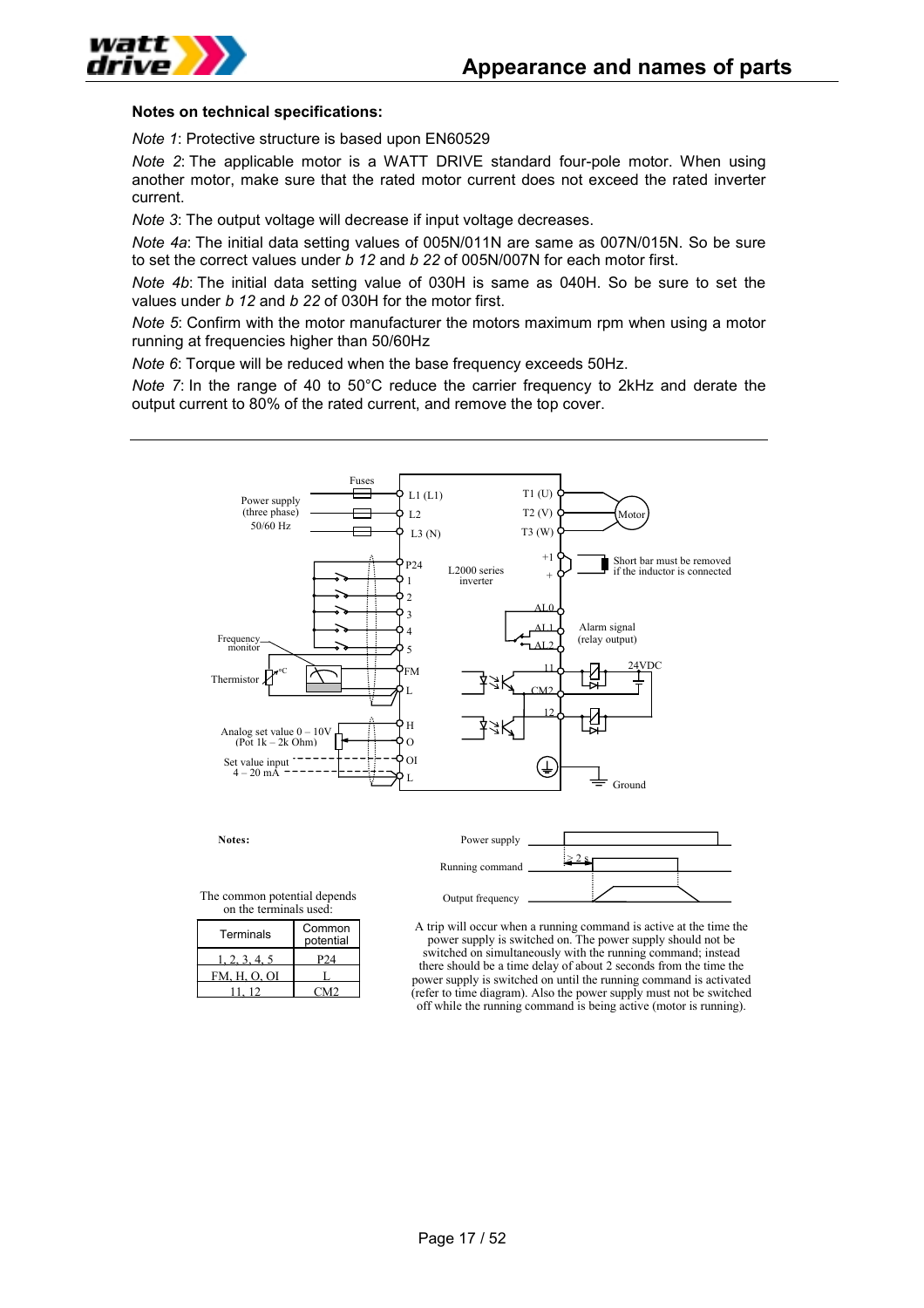**Notes on technical specifications:**

*Note 1*: Protective structure is based upon EN60529

*Note 2*: The applicable motor is a WATT DRIVE standard four-pole motor. When using another motor, make sure that the rated motor current does not exceed the rated inverter current.

*Note 3*: The output voltage will decrease if input voltage decreases.

*Note 4a*: The initial data setting values of 005N/011N are same as 007N/015N. So be sure to set the correct values under *b 12* and *b 22* of 005N/007N for each motor first.

*Note 4b*: The initial data setting value of 030H is same as 040H. So be sure to set the values under *b 12* and *b 22* of 030H for the motor first.

*Note 5*: Confirm with the motor manufacturer the motors maximum rpm when using a motor running at frequencies higher than 50/60Hz

*Note 6*: Torque will be reduced when the base frequency exceeds 50Hz.

*Note 7*: In the range of 40 to 50°C reduce the carrier frequency to 2kHz and derate the output current to 80% of the rated current, and remove the top cover.

---

Fuses
Power supply (three phase) 50/60 Hz
L1 (L1)
L2
L3 (N)
T1 (U)
T2 (V)
T3 (W)
Motor
P24
1
2
3
4
5
L2000 series inverter
+1
+
Short bar must be removed if the inductor is connected
AL0
AL1
AL2
Alarm signal (relay output)
Frequency monitor
Thermistor
FM
L
11
CM2
12
24VDC
Analog set value 0 – 10V (Pot 1k – 2k Ohm)
H
O
Set value input 4 – 20 mA
OI
L
Ground

**Notes:**

The common potential depends on the terminals used:

| Terminals | Common potential |
|---|---|
| 1, 2, 3, 4, 5 | P24 |
| FM, H, O, OI | L |
| 11, 12 | CM2 |

Power supply
Running command
Output frequency
≥ 2 s

A trip will occur when a running command is active at the time the power supply is switched on. The power supply should not be switched on simultaneously with the running command; instead there should be a time delay of about 2 seconds from the time the power supply is switched on until the running command is activated (refer to time diagram). Also the power supply must not be switched off while the running command is being active (motor is running).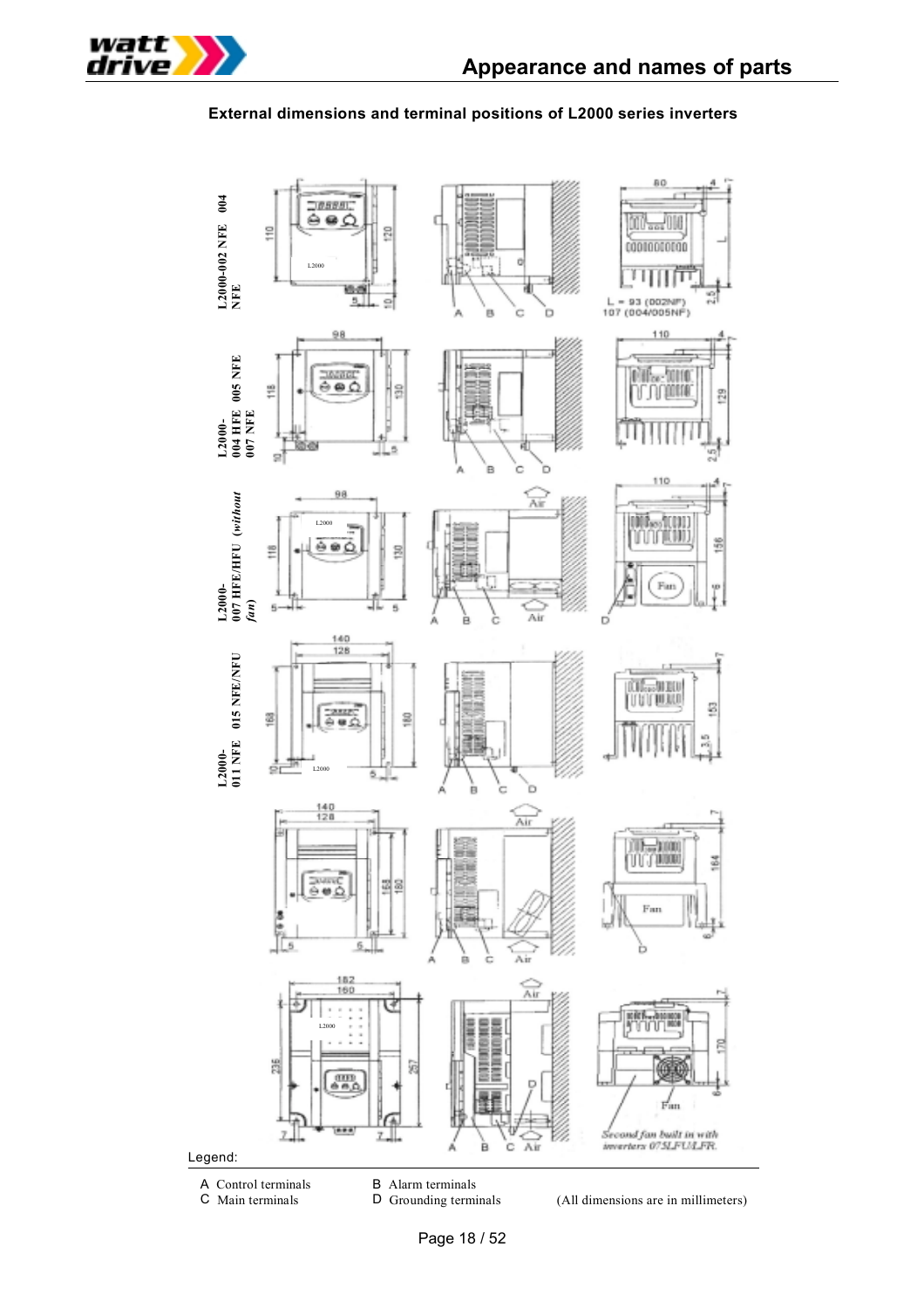## Appearance and names of parts

**External dimensions and terminal positions of L2000 series inverters**

L2000-002 NFE 004 NFE

L = 93 (002NF)
107 (004/005NF)

L2000-004 HFE 005 NFE 007 NFE

L2000-007 HFE/HFU (*without fan*)

L2000-011 NFE 015 NFE/NFU

*Second fan built in with inverters 075LFU/LFR.*

Legend:

A Control terminals
B Alarm terminals
C Main terminals
D Grounding terminals

(All dimensions are in millimeters)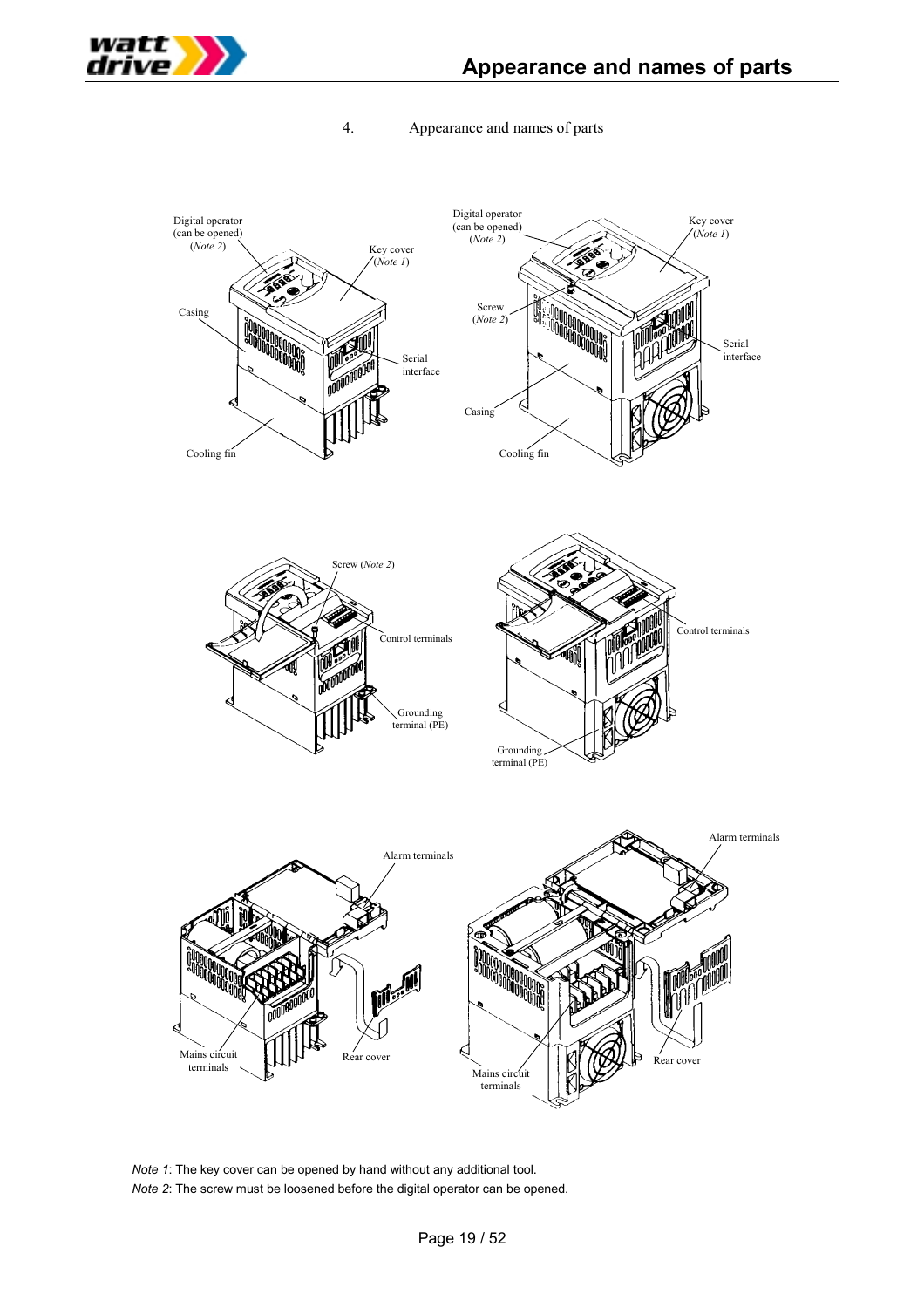# 4. Appearance and names of parts

Digital operator (can be opened) (*Note 2*)

Key cover (*Note 1*)

Casing

Serial interface

Cooling fin

Digital operator (can be opened) (*Note 2*)

Key cover (*Note 1*)

Screw (*Note 2*)

Serial interface

Casing

Cooling fin

Screw (*Note 2*)

Control terminals

Grounding terminal (PE)

Control terminals

Grounding terminal (PE)

Alarm terminals

Mains circuit terminals

Rear cover

Alarm terminals

Mains circuit terminals

Rear cover

*Note 1*: The key cover can be opened by hand without any additional tool.
*Note 2*: The screw must be loosened before the digital operator can be opened.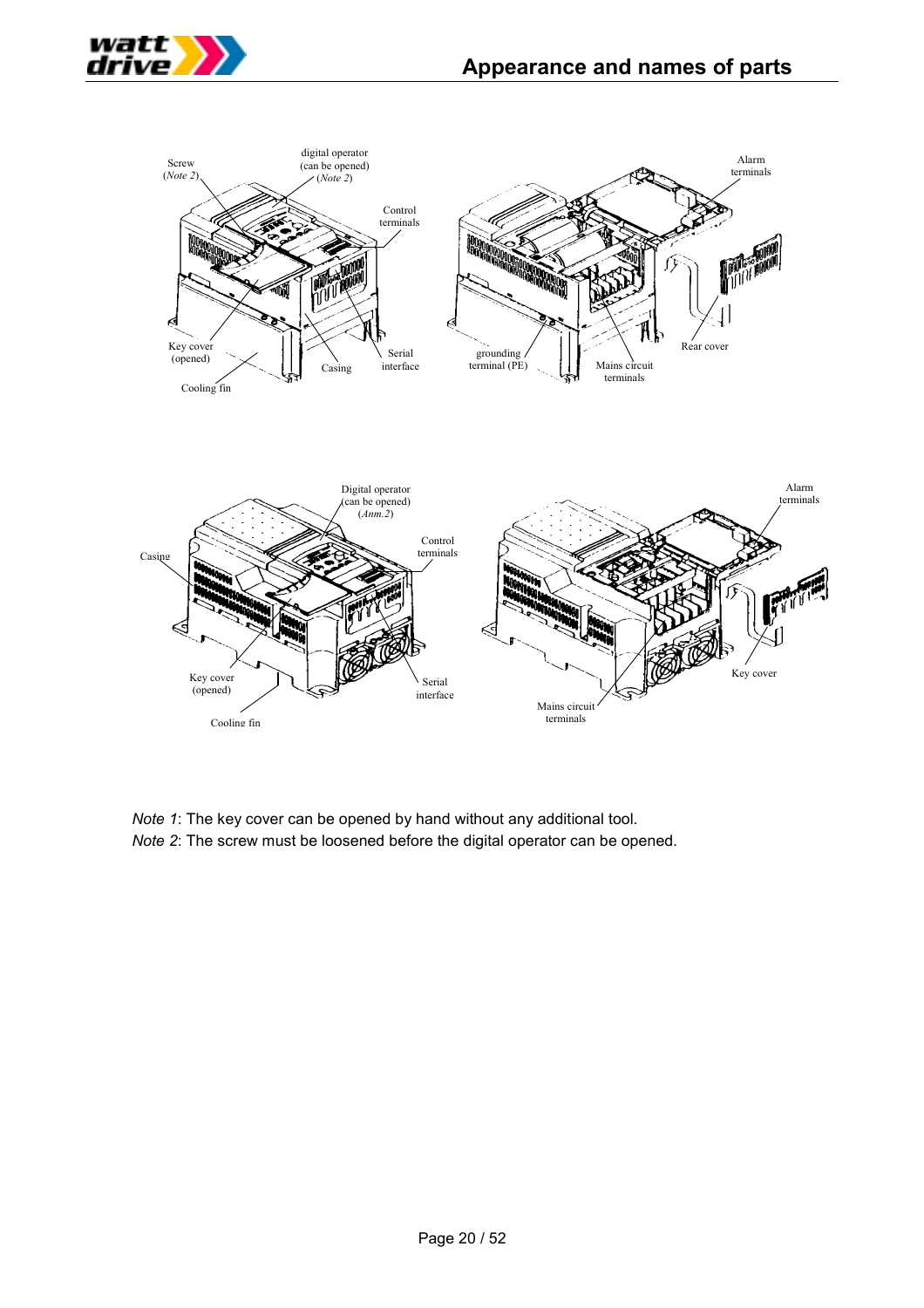# Appearance and names of parts

Screw (*Note 2*)

digital operator (can be opened) (*Note 2*)

Control terminals

Key cover (opened)

Casing

Serial interface

Cooling fin

Alarm terminals

grounding terminal (PE)

Mains circuit terminals

Rear cover

Digital operator (can be opened) (*Anm.2*)

Casing

Control terminals

Key cover (opened)

Serial interface

Cooling fin

Alarm terminals

Mains circuit terminals

Key cover

*Note 1*: The key cover can be opened by hand without any additional tool.
*Note 2*: The screw must be loosened before the digital operator can be opened.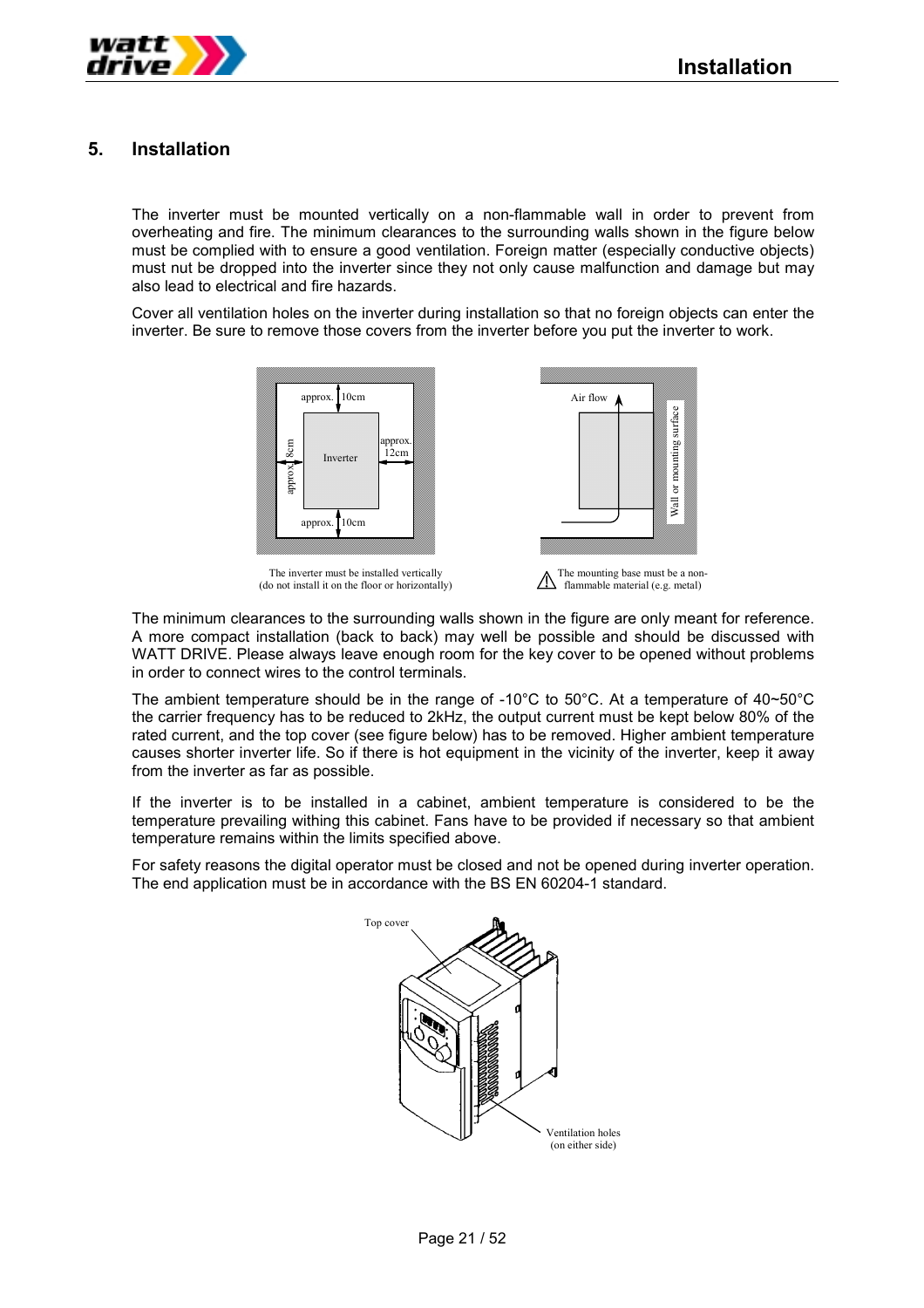# 5. Installation

The inverter must be mounted vertically on a non-flammable wall in order to prevent from overheating and fire. The minimum clearances to the surrounding walls shown in the figure below must be complied with to ensure a good ventilation. Foreign matter (especially conductive objects) must nut be dropped into the inverter since they not only cause malfunction and damage but may also lead to electrical and fire hazards.

Cover all ventilation holes on the inverter during installation so that no foreign objects can enter the inverter. Be sure to remove those covers from the inverter before you put the inverter to work.

The inverter must be installed vertically
(do not install it on the floor or horizontally)

The mounting base must be a non-flammable material (e.g. metal)

The minimum clearances to the surrounding walls shown in the figure are only meant for reference. A more compact installation (back to back) may well be possible and should be discussed with WATT DRIVE. Please always leave enough room for the key cover to be opened without problems in order to connect wires to the control terminals.

The ambient temperature should be in the range of -10°C to 50°C. At a temperature of 40~50°C the carrier frequency has to be reduced to 2kHz, the output current must be kept below 80% of the rated current, and the top cover (see figure below) has to be removed. Higher ambient temperature causes shorter inverter life. So if there is hot equipment in the vicinity of the inverter, keep it away from the inverter as far as possible.

If the inverter is to be installed in a cabinet, ambient temperature is considered to be the temperature prevailing withing this cabinet. Fans have to be provided if necessary so that ambient temperature remains within the limits specified above.

For safety reasons the digital operator must be closed and not be opened during inverter operation. The end application must be in accordance with the BS EN 60204-1 standard.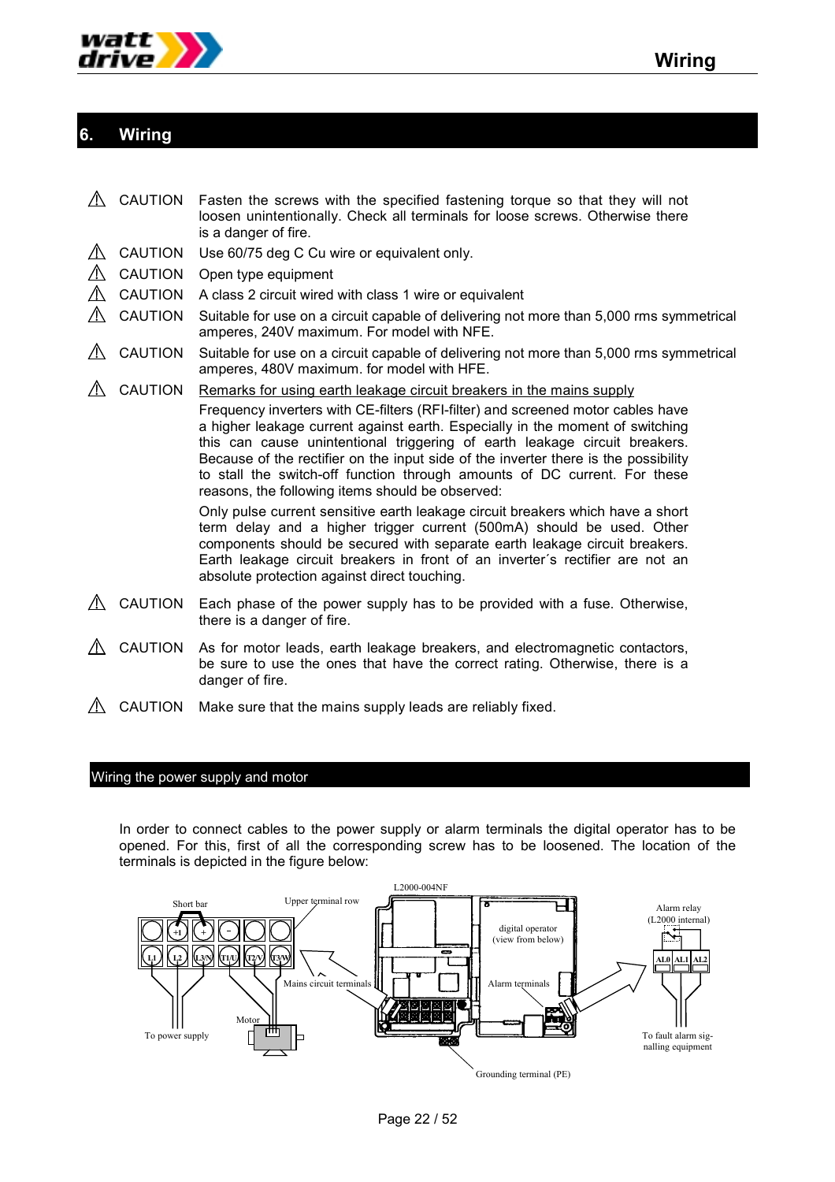# 6. Wiring

⚠ CAUTION Fasten the screws with the specified fastening torque so that they will not loosen unintentionally. Check all terminals for loose screws. Otherwise there is a danger of fire.

⚠ CAUTION Use 60/75 deg C Cu wire or equivalent only.

⚠ CAUTION Open type equipment

⚠ CAUTION A class 2 circuit wired with class 1 wire or equivalent

⚠ CAUTION Suitable for use on a circuit capable of delivering not more than 5,000 rms symmetrical amperes, 240V maximum. For model with NFE.

⚠ CAUTION Suitable for use on a circuit capable of delivering not more than 5,000 rms symmetrical amperes, 480V maximum. for model with HFE.

⚠ CAUTION Remarks for using earth leakage circuit breakers in the mains supply

Frequency inverters with CE-filters (RFI-filter) and screened motor cables have a higher leakage current against earth. Especially in the moment of switching this can cause unintentional triggering of earth leakage circuit breakers. Because of the rectifier on the input side of the inverter there is the possibility to stall the switch-off function through amounts of DC current. For these reasons, the following items should be observed:

Only pulse current sensitive earth leakage circuit breakers which have a short term delay and a higher trigger current (500mA) should be used. Other components should be secured with separate earth leakage circuit breakers. Earth leakage circuit breakers in front of an inverter´s rectifier are not an absolute protection against direct touching.

⚠ CAUTION Each phase of the power supply has to be provided with a fuse. Otherwise, there is a danger of fire.

⚠ CAUTION As for motor leads, earth leakage breakers, and electromagnetic contactors, be sure to use the ones that have the correct rating. Otherwise, there is a danger of fire.

⚠ CAUTION Make sure that the mains supply leads are reliably fixed.

## Wiring the power supply and motor

In order to connect cables to the power supply or alarm terminals the digital operator has to be opened. For this, first of all the corresponding screw has to be loosened. The location of the terminals is depicted in the figure below:

Short bar | Upper terminal row | L2000-004NF | digital operator (view from below) | Alarm relay (L2000 internal) | +1 | + | - | L1 | L2 | L3/N | T1/U | T2/V | T3/W | Mains circuit terminals | Alarm terminals | AL0 | AL1 | AL2 | Motor | To power supply | To fault alarm signalling equipment | Grounding terminal (PE)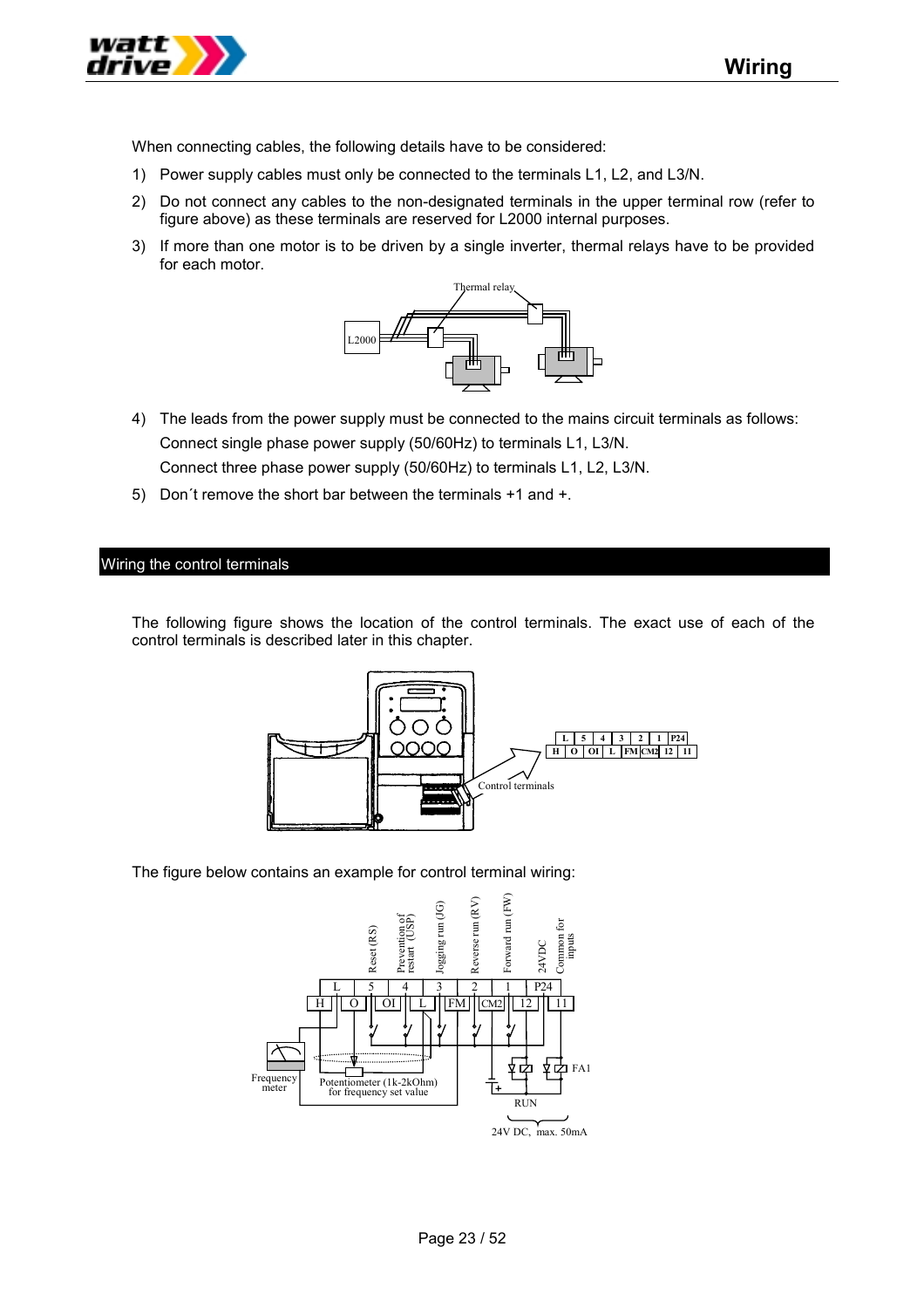When connecting cables, the following details have to be considered:

1) Power supply cables must only be connected to the terminals L1, L2, and L3/N.
2) Do not connect any cables to the non-designated terminals in the upper terminal row (refer to figure above) as these terminals are reserved for L2000 internal purposes.
3) If more than one motor is to be driven by a single inverter, thermal relays have to be provided for each motor.

4) The leads from the power supply must be connected to the mains circuit terminals as follows:

   Connect single phase power supply (50/60Hz) to terminals L1, L3/N.

   Connect three phase power supply (50/60Hz) to terminals L1, L2, L3/N.

5) Don´t remove the short bar between the terminals +1 and +.

## Wiring the control terminals

The following figure shows the location of the control terminals. The exact use of each of the control terminals is described later in this chapter.

The figure below contains an example for control terminal wiring: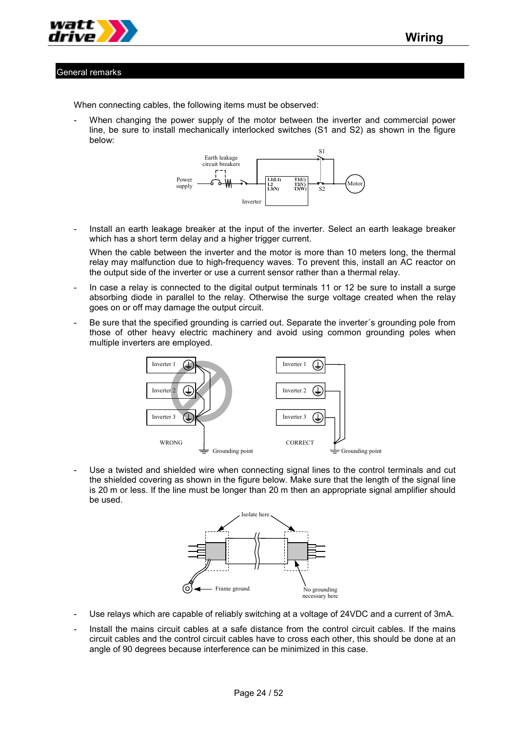## General remarks

When connecting cables, the following items must be observed:

- When changing the power supply of the motor between the inverter and commercial power line, be sure to install mechanically interlocked switches (S1 and S2) as shown in the figure below:

- Install an earth leakage breaker at the input of the inverter. Select an earth leakage breaker which has a short term delay and a higher trigger current.

  When the cable between the inverter and the motor is more than 10 meters long, the thermal relay may malfunction due to high-frequency waves. To prevent this, install an AC reactor on the output side of the inverter or use a current sensor rather than a thermal relay.

- In case a relay is connected to the digital output terminals 11 or 12 be sure to install a surge absorbing diode in parallel to the relay. Otherwise the surge voltage created when the relay goes on or off may damage the output circuit.

- Be sure that the specified grounding is carried out. Separate the inverter´s grounding pole from those of other heavy electric machinery and avoid using common grounding poles when multiple inverters are employed.

- Use a twisted and shielded wire when connecting signal lines to the control terminals and cut the shielded covering as shown in the figure below. Make sure that the length of the signal line is 20 m or less. If the line must be longer than 20 m then an appropriate signal amplifier should be used.

- Use relays which are capable of reliably switching at a voltage of 24VDC and a current of 3mA.

- Install the mains circuit cables at a safe distance from the control circuit cables. If the mains circuit cables and the control circuit cables have to cross each other, this should be done at an angle of 90 degrees because interference can be minimized in this case.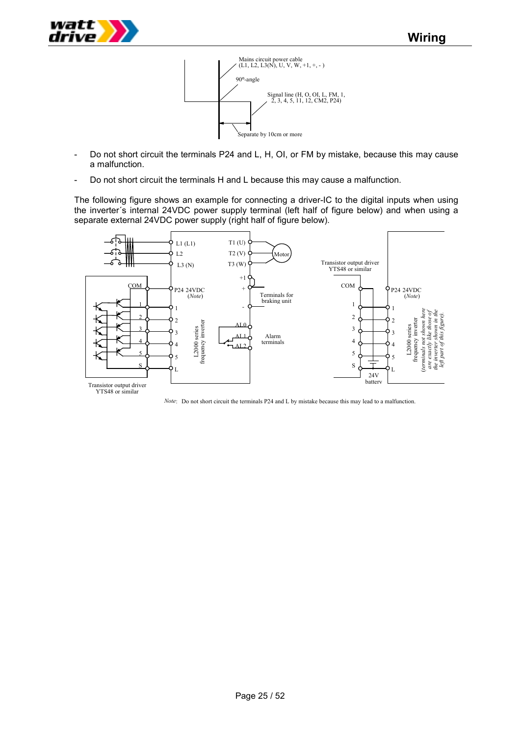Mains circuit power cable (L1, L2, L3(N), U, V, W, +1, +, - )

90°-angle

Signal line (H, O, OI, L, FM, 1, 2, 3, 4, 5, 11, 12, CM2, P24)

Separate by 10cm or more

- Do not short circuit the terminals P24 and L, H, OI, or FM by mistake, because this may cause a malfunction.
- Do not short circuit the terminals H and L because this may cause a malfunction.

The following figure shows an example for connecting a driver-IC to the digital inputs when using the inverter´s internal 24VDC power supply terminal (left half of figure below) and when using a separate external 24VDC power supply (right half of figure below).

Note: Do not short circuit the terminals P24 and L by mistake because this may lead to a malfunction.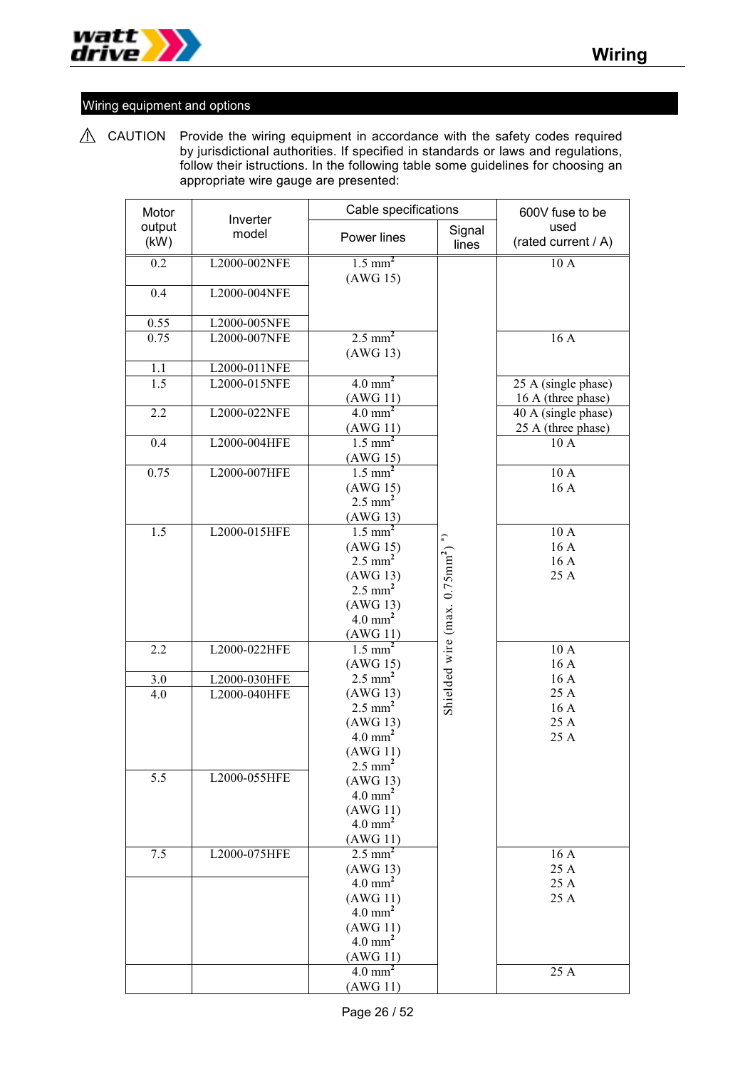## Wiring equipment and options

⚠ CAUTION Provide the wiring equipment in accordance with the safety codes required by jurisdictional authorities. If specified in standards or laws and regulations, follow their istructions. In the following table some guidelines for choosing an appropriate wire gauge are presented:

| Motor output (kW) | Inverter model | Cable specifications | | 600V fuse to be used (rated current / A) |
|---|---|---|---|---|
| | | Power lines | Signal lines | |
| 0.2 | L2000-002NFE | 1.5 mm² (AWG 15) | Shielded wire (max. 0.75mm²) *) | 10 A |
| 0.4 | L2000-004NFE | | | |
| 0.55 | L2000-005NFE | | | |
| 0.75 | L2000-007NFE | 2.5 mm² (AWG 13) | | 16 A |
| 1.1 | L2000-011NFE | | | |
| 1.5 | L2000-015NFE | 4.0 mm² (AWG 11) | | 25 A (single phase)<br>16 A (three phase) |
| 2.2 | L2000-022NFE | 4.0 mm² (AWG 11) | | 40 A (single phase)<br>25 A (three phase) |
| 0.4 | L2000-004HFE | 1.5 mm² (AWG 15) | | 10 A |
| 0.75 | L2000-007HFE | 1.5 mm² (AWG 15)<br>2.5 mm² (AWG 13) | | 10 A<br>16 A |
| 1.5 | L2000-015HFE | 1.5 mm² (AWG 15)<br>2.5 mm² (AWG 13)<br>2.5 mm² (AWG 13)<br>4.0 mm² (AWG 11) | | 10 A<br>16 A<br>16 A<br>25 A |
| 2.2 | L2000-022HFE | 1.5 mm² (AWG 15)<br>2.5 mm² (AWG 13)<br>2.5 mm² (AWG 13)<br>4.0 mm² (AWG 11)<br>2.5 mm² (AWG 13)<br>4.0 mm² (AWG 11)<br>4.0 mm² (AWG 11) | | 10 A<br>16 A<br>16 A<br>25 A<br>16 A<br>25 A<br>25 A |
| 3.0 | L2000-030HFE | | | |
| 4.0 | L2000-040HFE | | | |
| 5.5 | L2000-055HFE | | | |
| 7.5 | L2000-075HFE | 2.5 mm² (AWG 13)<br>4.0 mm² (AWG 11)<br>4.0 mm² (AWG 11)<br>4.0 mm² (AWG 11) | | 16 A<br>25 A<br>25 A<br>25 A |
| | | | | |
| | | 4.0 mm² (AWG 11) | | 25 A |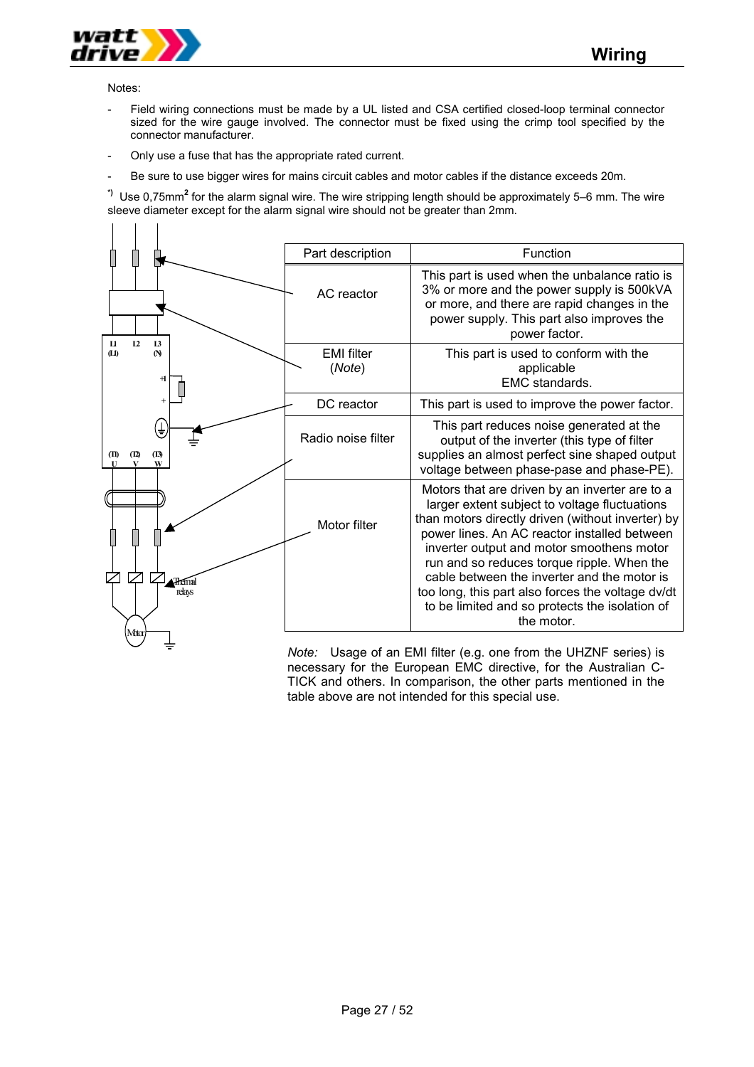Notes:

- Field wiring connections must be made by a UL listed and CSA certified closed-loop terminal connector sized for the wire gauge involved. The connector must be fixed using the crimp tool specified by the connector manufacturer.
- Only use a fuse that has the appropriate rated current.
- Be sure to use bigger wires for mains circuit cables and motor cables if the distance exceeds 20m.

*) Use 0,75mm² for the alarm signal wire. The wire stripping length should be approximately 5–6 mm. The wire sleeve diameter except for the alarm signal wire should not be greater than 2mm.

| Part description | Function |
|---|---|
| AC reactor | This part is used when the unbalance ratio is 3% or more and the power supply is 500kVA or more, and there are rapid changes in the power supply. This part also improves the power factor. |
| EMI filter (*Note*) | This part is used to conform with the applicable EMC standards. |
| DC reactor | This part is used to improve the power factor. |
| Radio noise filter | This part reduces noise generated at the output of the inverter (this type of filter supplies an almost perfect sine shaped output voltage between phase-pase and phase-PE). |
| Motor filter | Motors that are driven by an inverter are to a larger extent subject to voltage fluctuations than motors directly driven (without inverter) by power lines. An AC reactor installed between inverter output and motor smoothens motor run and so reduces torque ripple. When the cable between the inverter and the motor is too long, this part also forces the voltage dv/dt to be limited and so protects the isolation of the motor. |

*Note:* Usage of an EMI filter (e.g. one from the UHZNF series) is necessary for the European EMC directive, for the Australian C-TICK and others. In comparison, the other parts mentioned in the table above are not intended for this special use.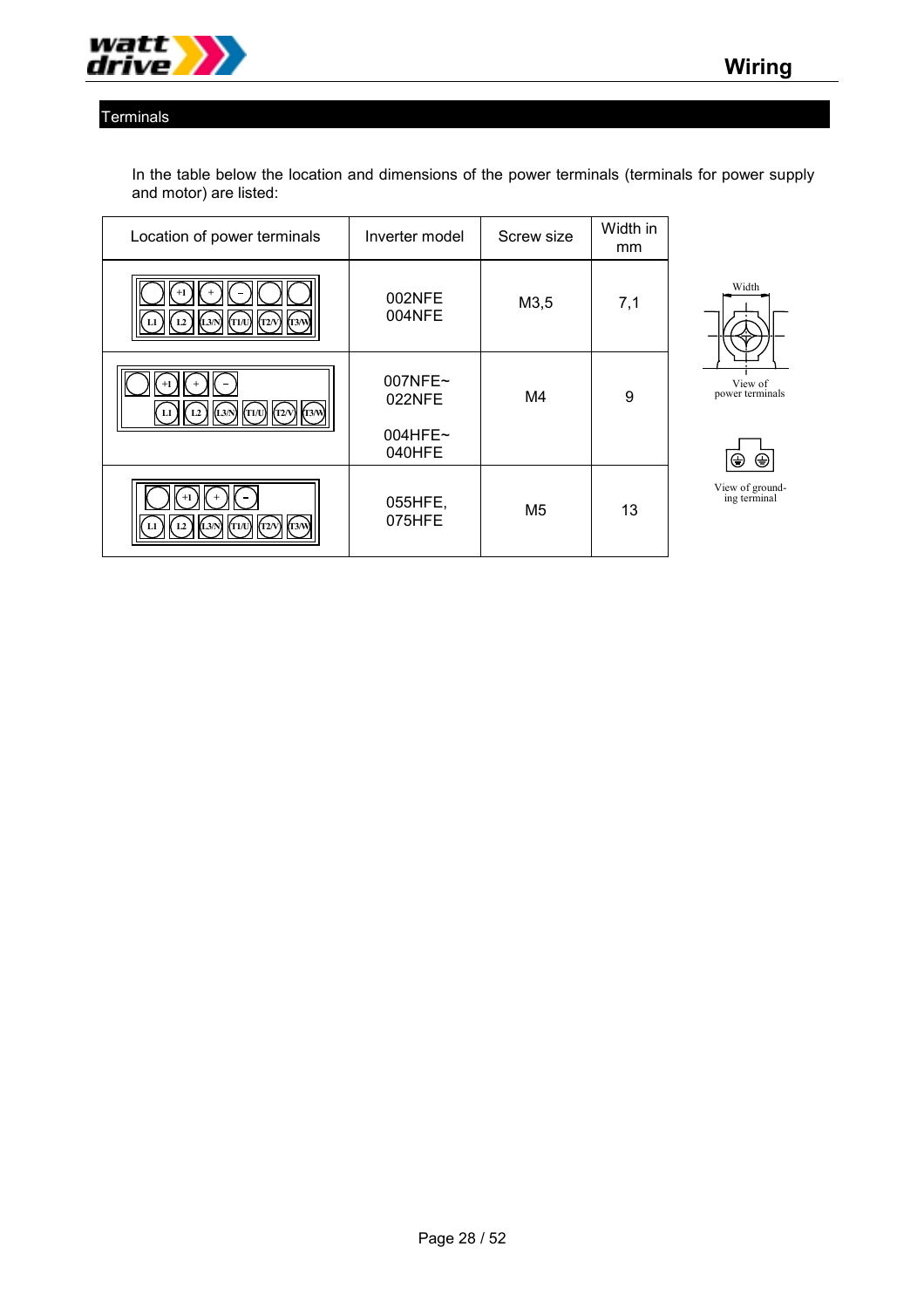## Terminals

In the table below the location and dimensions of the power terminals (terminals for power supply and motor) are listed:

| Location of power terminals | Inverter model | Screw size | Width in mm |
|---|---|---|---|
| +1 + − / L1 L2 L3/N T1/U T2/V T3/W | 002NFE 004NFE | M3,5 | 7,1 |
| +1 + − / L1 L2 L3/N T1/U T2/V T3/W | 007NFE~ 022NFE<br><br>004HFE~ 040HFE | M4 | 9 |
| +1 + - / L1 L2 L3/N T1/U T2/V T3/W | 055HFE, 075HFE | M5 | 13 |

Width

View of power terminals

View of grounding terminal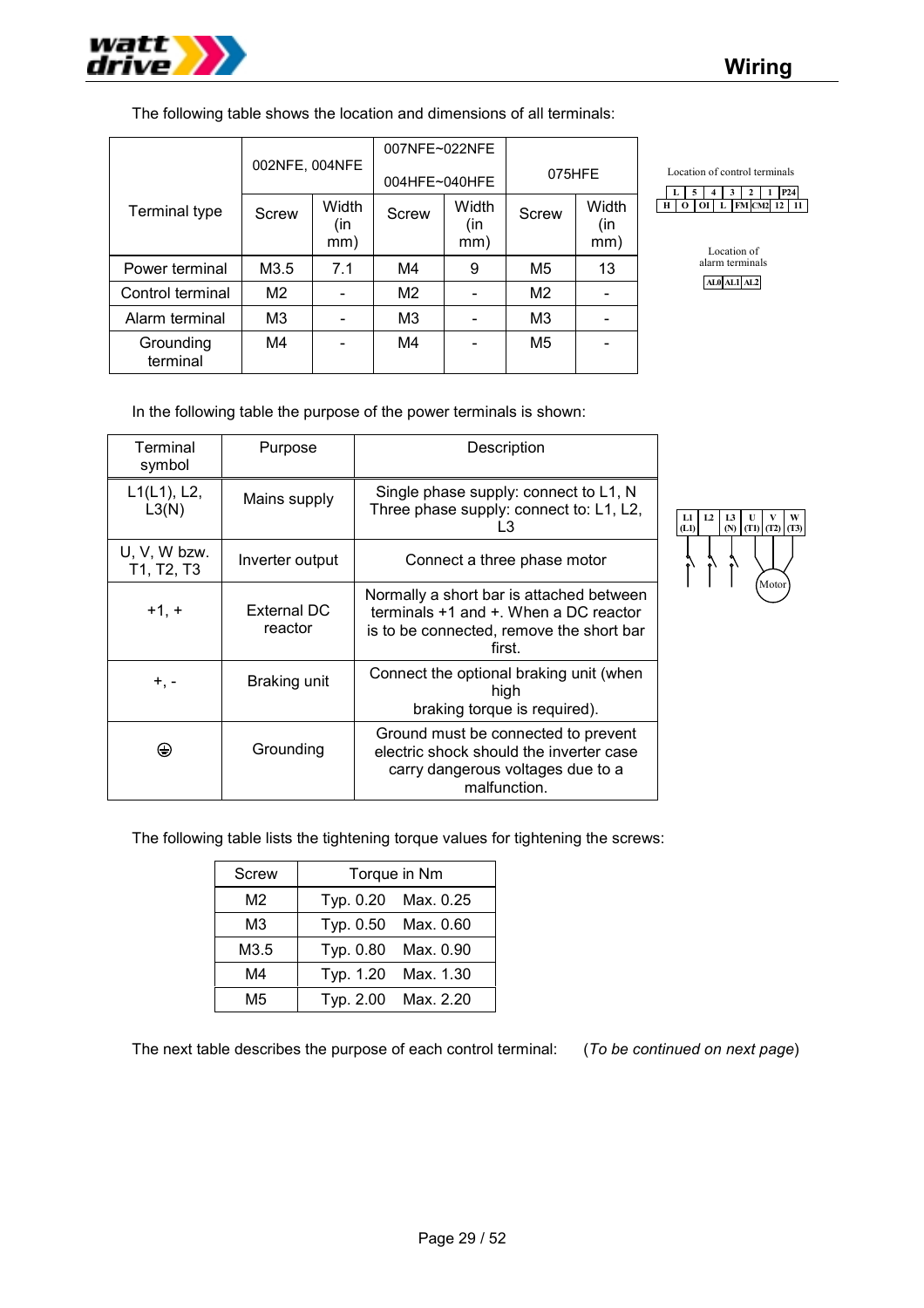The following table shows the location and dimensions of all terminals:

| Terminal type | 002NFE, 004NFE | | 007NFE~022NFE 004HFE~040HFE | | 075HFE | |
|---|---|---|---|---|---|---|
| | Screw | Width (in mm) | Screw | Width (in mm) | Screw | Width (in mm) |
| Power terminal | M3.5 | 7.1 | M4 | 9 | M5 | 13 |
| Control terminal | M2 | - | M2 | - | M2 | - |
| Alarm terminal | M3 | - | M3 | - | M3 | - |
| Grounding terminal | M4 | - | M4 | - | M5 | - |

Location of control terminals

| L | 5 | 4 | 3 | 2 | 1 | P24 |
|---|---|---|---|---|---|---|

| H | O | OI | L | FM | CM2 | 12 | 11 |
|---|---|---|---|---|---|---|---|

Location of alarm terminals

| AL0 | AL1 | AL2 |
|---|---|---|

In the following table the purpose of the power terminals is shown:

| Terminal symbol | Purpose | Description |
|---|---|---|
| L1(L1), L2, L3(N) | Mains supply | Single phase supply: connect to L1, N<br>Three phase supply: connect to: L1, L2, L3 |
| U, V, W bzw. T1, T2, T3 | Inverter output | Connect a three phase motor |
| +1, + | External DC reactor | Normally a short bar is attached between terminals +1 and +. When a DC reactor is to be connected, remove the short bar first. |
| +, - | Braking unit | Connect the optional braking unit (when high braking torque is required). |
| ⏚ | Grounding | Ground must be connected to prevent electric shock should the inverter case carry dangerous voltages due to a malfunction. |

| L1 (L1) | L2 | L3 (N) | U (T1) | V (T2) | W (T3) |
|---|---|---|---|---|---|

Motor

The following table lists the tightening torque values for tightening the screws:

| Screw | Torque in Nm | |
|---|---|---|
| M2 | Typ. 0.20 | Max. 0.25 |
| M3 | Typ. 0.50 | Max. 0.60 |
| M3.5 | Typ. 0.80 | Max. 0.90 |
| M4 | Typ. 1.20 | Max. 1.30 |
| M5 | Typ. 2.00 | Max. 2.20 |

The next table describes the purpose of each control terminal: (*To be continued on next page*)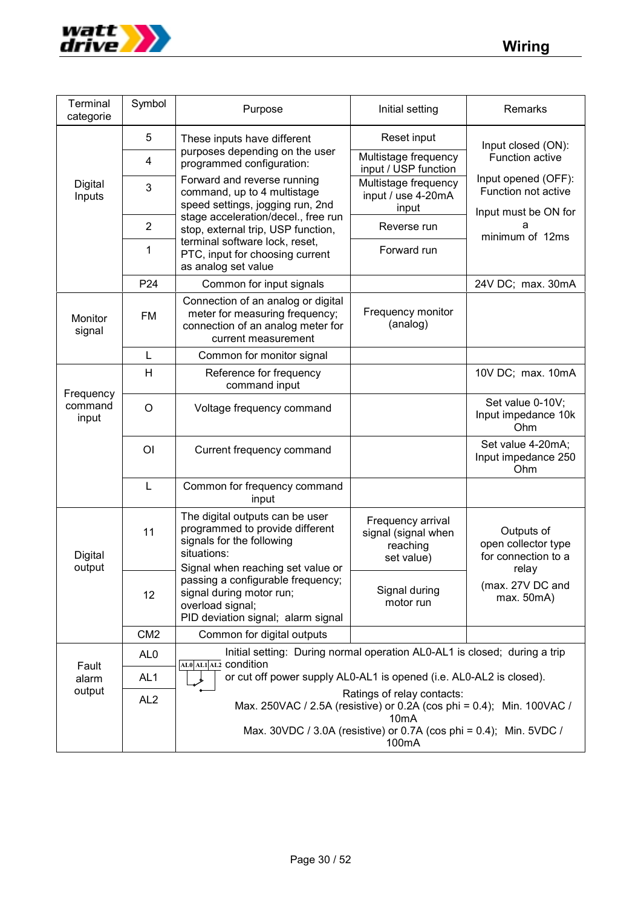| Terminal categorie | Symbol | Purpose | Initial setting | Remarks |
|---|---|---|---|---|
| Digital Inputs | 5 | These inputs have different purposes depending on the user programmed configuration: Forward and reverse running command, up to 4 multistage speed settings, jogging run, 2nd stage acceleration/decel., free run stop, external trip, USP function, terminal software lock, reset, PTC, input for choosing current as analog set value | Reset input | Input closed (ON): Function active<br>Input opened (OFF): Function not active<br>Input must be ON for a minimum of 12ms |
| | 4 | | Multistage frequency input / USP function | |
| | 3 | | Multistage frequency input / use 4-20mA input | |
| | 2 | | Reverse run | |
| | 1 | | Forward run | |
| | P24 | Common for input signals | | 24V DC; max. 30mA |
| Monitor signal | FM | Connection of an analog or digital meter for measuring frequency; connection of an analog meter for current measurement | Frequency monitor (analog) | |
| | L | Common for monitor signal | | |
| Frequency command input | H | Reference for frequency command input | | 10V DC; max. 10mA |
| | O | Voltage frequency command | | Set value 0-10V; Input impedance 10k Ohm |
| | OI | Current frequency command | | Set value 4-20mA; Input impedance 250 Ohm |
| | L | Common for frequency command input | | |
| Digital output | 11 | The digital outputs can be user programmed to provide different signals for the following situations: Signal when reaching set value or passing a configurable frequency; signal during motor run; overload signal; PID deviation signal; alarm signal | Frequency arrival signal (signal when reaching set value) | Outputs of open collector type for connection to a relay<br>(max. 27V DC and max. 50mA) |
| | 12 | | Signal during motor run | |
| | CM2 | Common for digital outputs | | |
| Fault alarm output | AL0 | AL0 AL1 AL2 Initial setting: During normal operation AL0-AL1 is closed; during a trip condition or cut off power supply AL0-AL1 is opened (i.e. AL0-AL2 is closed).<br>Ratings of relay contacts:<br>Max. 250VAC / 2.5A (resistive) or 0.2A (cos phi = 0.4); Min. 100VAC / 10mA<br>Max. 30VDC / 3.0A (resistive) or 0.7A (cos phi = 0.4); Min. 5VDC / 100mA | | |
| | AL1 | | | |
| | AL2 | | | |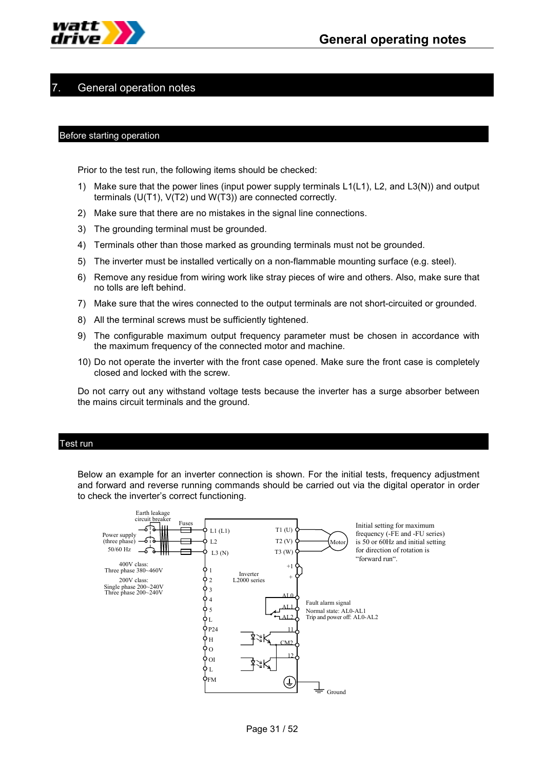# 7. General operation notes

## Before starting operation

Prior to the test run, the following items should be checked:

1) Make sure that the power lines (input power supply terminals L1(L1), L2, and L3(N)) and output terminals (U(T1), V(T2) und W(T3)) are connected correctly.
2) Make sure that there are no mistakes in the signal line connections.
3) The grounding terminal must be grounded.
4) Terminals other than those marked as grounding terminals must not be grounded.
5) The inverter must be installed vertically on a non-flammable mounting surface (e.g. steel).
6) Remove any residue from wiring work like stray pieces of wire and others. Also, make sure that no tolls are left behind.
7) Make sure that the wires connected to the output terminals are not short-circuited or grounded.
8) All the terminal screws must be sufficiently tightened.
9) The configurable maximum output frequency parameter must be chosen in accordance with the maximum frequency of the connected motor and machine.
10) Do not operate the inverter with the front case opened. Make sure the front case is completely closed and locked with the screw.

Do not carry out any withstand voltage tests because the inverter has a surge absorber between the mains circuit terminals and the ground.

## Test run

Below an example for an inverter connection is shown. For the initial tests, frequency adjustment and forward and reverse running commands should be carried out via the digital operator in order to check the inverter's correct functioning.

Earth leakage circuit breaker

Fuses

Power supply (three phase) 50/60 Hz

400V class: Three phase 380~460V

200V class: Single phase 200~240V Three phase 200~240V

L1 (L1) L2 L3 (N) 1 2 3 4 5 L P24 H O OI L FM

Inverter L2000 series

T1 (U) T2 (V) T3 (W) +1 + AL0 AL1 AL2 11 CM2 12

Motor

Initial setting for maximum frequency (-FE and -FU series) is 50 or 60Hz and initial setting for direction of rotation is "forward run".

Fault alarm signal
Normal state: AL0-AL1
Trip and power off: AL0-AL2

Ground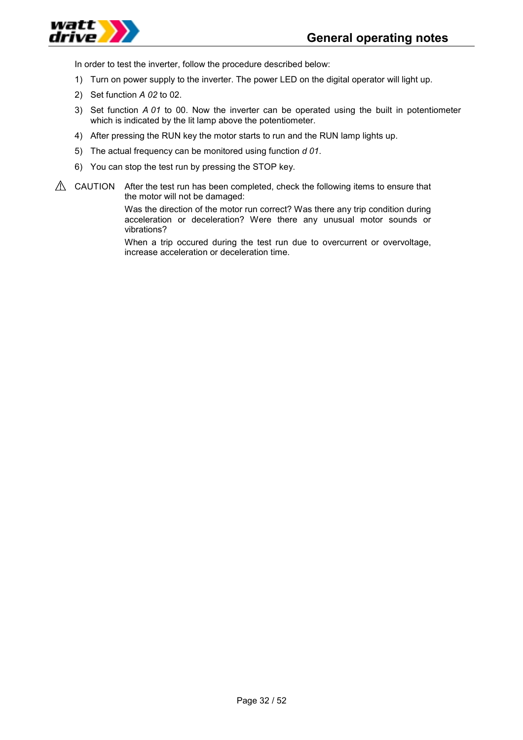In order to test the inverter, follow the procedure described below:

1) Turn on power supply to the inverter. The power LED on the digital operator will light up.
2) Set function *A 02* to 02.
3) Set function *A 01* to 00. Now the inverter can be operated using the built in potentiometer which is indicated by the lit lamp above the potentiometer.
4) After pressing the RUN key the motor starts to run and the RUN lamp lights up.
5) The actual frequency can be monitored using function *d 01*.
6) You can stop the test run by pressing the STOP key.

⚠ CAUTION After the test run has been completed, check the following items to ensure that the motor will not be damaged:

Was the direction of the motor run correct? Was there any trip condition during acceleration or deceleration? Were there any unusual motor sounds or vibrations?

When a trip occured during the test run due to overcurrent or overvoltage, increase acceleration or deceleration time.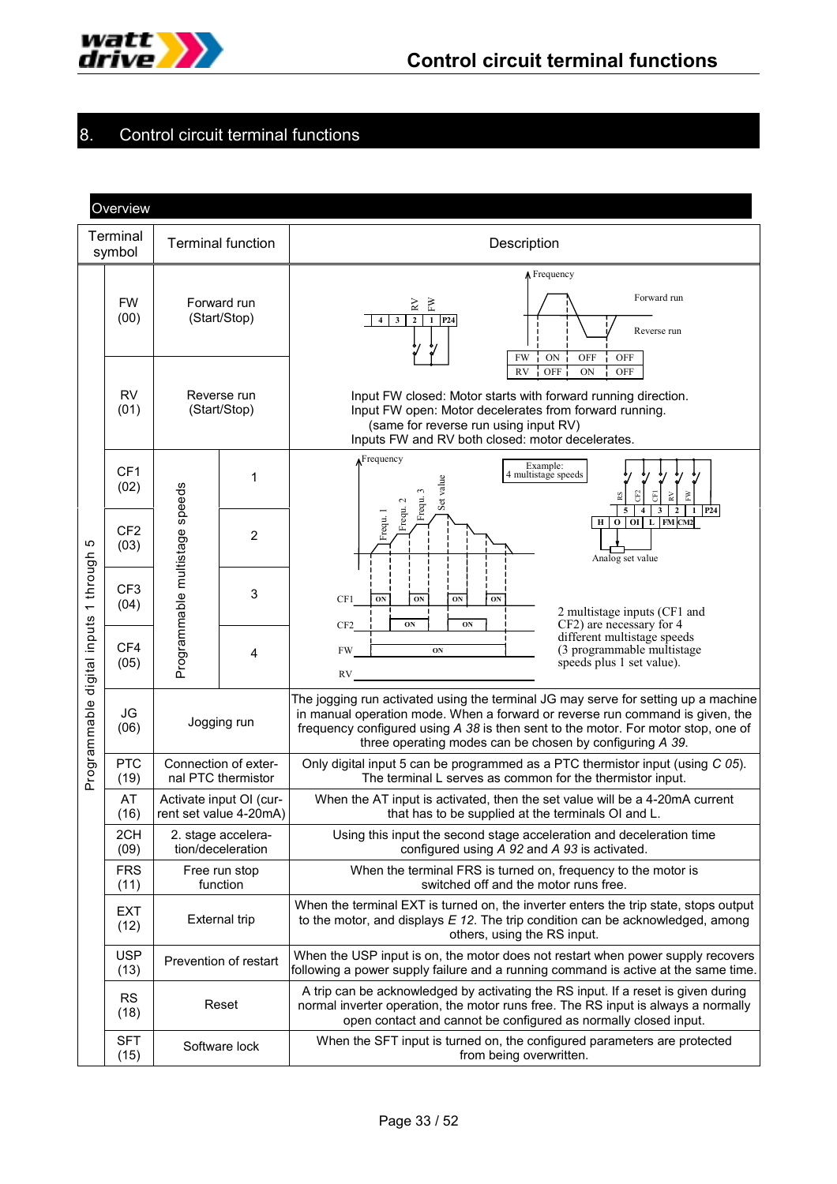# 8. Control circuit terminal functions

## Overview

| | Terminal symbol | Terminal function | | Description |
|---|---|---|---|---|
| Programmable digital inputs 1 through 5 | FW (00) | Forward run (Start/Stop) | | Input FW closed: Motor starts with forward running direction.<br>Input FW open: Motor decelerates from forward running.<br>(same for reverse run using input RV)<br>Inputs FW and RV both closed: motor decelerates. |
| | RV (01) | Reverse run (Start/Stop) | | |
| | CF1 (02) | Programmable multistage speeds | 1 | 2 multistage inputs (CF1 and CF2) are necessary for 4 different multistage speeds (3 programmable multistage speeds plus 1 set value). |
| | CF2 (03) | | 2 | |
| | CF3 (04) | | 3 | |
| | CF4 (05) | | 4 | |
| | JG (06) | Jogging run | | The jogging run activated using the terminal JG may serve for setting up a machine in manual operation mode. When a forward or reverse run command is given, the frequency configured using *A 38* is then sent to the motor. For motor stop, one of three operating modes can be chosen by configuring *A 39.* |
| | PTC (19) | Connection of external PTC thermistor | | Only digital input 5 can be programmed as a PTC thermistor input (using *C 05*). The terminal L serves as common for the thermistor input. |
| | AT (16) | Activate input OI (current set value 4-20mA) | | When the AT input is activated, then the set value will be a 4-20mA current that has to be supplied at the terminals OI and L. |
| | 2CH (09) | 2. stage acceleration/deceleration | | Using this input the second stage acceleration and deceleration time configured using *A 92* and *A 93* is activated. |
| | FRS (11) | Free run stop function | | When the terminal FRS is turned on, frequency to the motor is switched off and the motor runs free. |
| | EXT (12) | External trip | | When the terminal EXT is turned on, the inverter enters the trip state, stops output to the motor, and displays *E 12.* The trip condition can be acknowledged, among others, using the RS input. |
| | USP (13) | Prevention of restart | | When the USP input is on, the motor does not restart when power supply recovers following a power supply failure and a running command is active at the same time. |
| | RS (18) | Reset | | A trip can be acknowledged by activating the RS input. If a reset is given during normal inverter operation, the motor runs free. The RS input is always a normally open contact and cannot be configured as normally closed input. |
| | SFT (15) | Software lock | | When the SFT input is turned on, the configured parameters are protected from being overwritten. |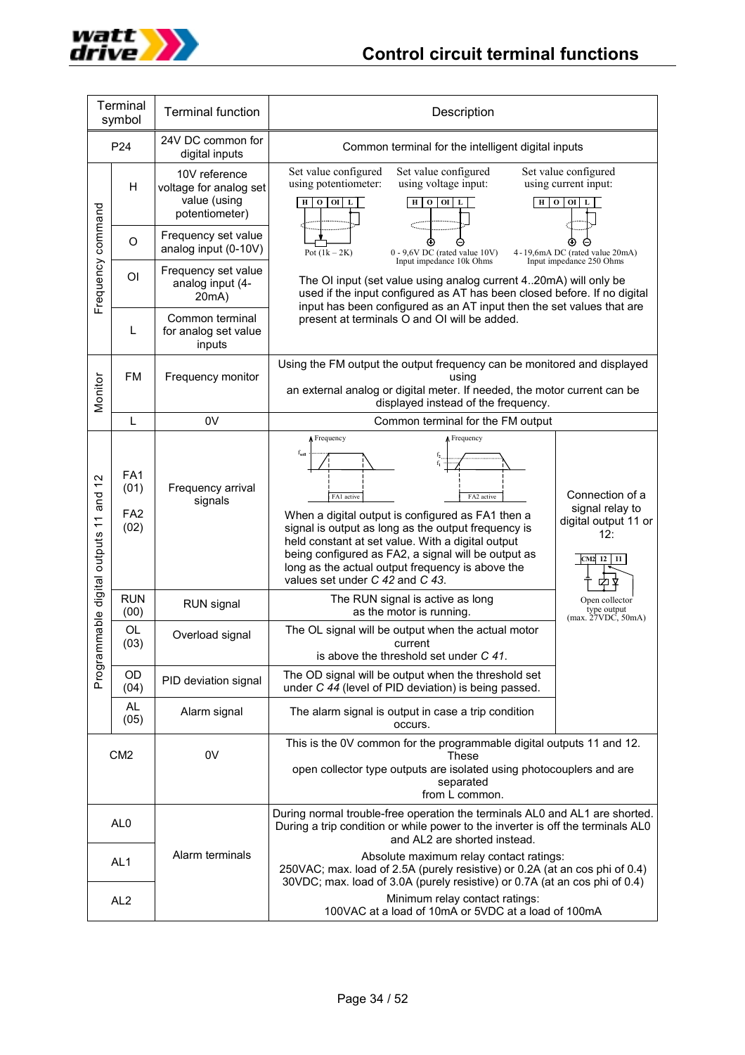# Control circuit terminal functions

| | Terminal symbol | Terminal function | Description | |
|---|---|---|---|---|
| | P24 | 24V DC common for digital inputs | Common terminal for the intelligent digital inputs | |
| Frequency command | H | 10V reference voltage for analog set value (using potentiometer) | Set value configured using potentiometer: H O OI L, Pot (1k – 2K). Set value configured using voltage input: H O OI L, 0 - 9,6V DC (rated value 10V) Input impedance 10k Ohms. Set value configured using current input: H O OI L, 4 - 19,6mA DC (rated value 20mA) Input impedance 250 Ohms | |
| Frequency command | O | Frequency set value analog input (0-10V) | | |
| Frequency command | OI | Frequency set value analog input (4-20mA) | The OI input (set value using analog current 4..20mA) will only be used if the input configured as AT has been closed before. If no digital input has been configured as an AT input then the set values that are present at terminals O and OI will be added. | |
| Frequency command | L | Common terminal for analog set value inputs | | |
| Monitor | FM | Frequency monitor | Using the FM output the output frequency can be monitored and displayed using an external analog or digital meter. If needed, the motor current can be displayed instead of the frequency. | |
| Monitor | L | 0V | Common terminal for the FM output | |
| Programmable digital outputs 11 and 12 | FA1 (01) FA2 (02) | Frequency arrival signals | When a digital output is configured as FA1 then a signal is output as long as the output frequency is held constant at set value. With a digital output being configured as FA2, a signal will be output as long as the actual output frequency is above the values set under *C 42* and *C 43*. | Connection of a signal relay to digital output 11 or 12: CM2 12 11. Open collector type output (max. 27VDC, 50mA) |
| Programmable digital outputs 11 and 12 | RUN (00) | RUN signal | The RUN signal is active as long as the motor is running. | |
| Programmable digital outputs 11 and 12 | OL (03) | Overload signal | The OL signal will be output when the actual motor current is above the threshold set under *C 41*. | |
| Programmable digital outputs 11 and 12 | OD (04) | PID deviation signal | The OD signal will be output when the threshold set under *C 44* (level of PID deviation) is being passed. | |
| Programmable digital outputs 11 and 12 | AL (05) | Alarm signal | The alarm signal is output in case a trip condition occurs. | |
| | CM2 | 0V | This is the 0V common for the programmable digital outputs 11 and 12. These open collector type outputs are isolated using photocouplers and are separated from L common. | |
| | AL0 | Alarm terminals | During normal trouble-free operation the terminals AL0 and AL1 are shorted. During a trip condition or while power to the inverter is off the terminals AL0 and AL2 are shorted instead. | |
| | AL1 | | Absolute maximum relay contact ratings: 250VAC; max. load of 2.5A (purely resistive) or 0.2A (at an cos phi of 0.4) 30VDC; max. load of 3.0A (purely resistive) or 0.7A (at an cos phi of 0.4) | |
| | AL2 | | Minimum relay contact ratings: 100VAC at a load of 10mA or 5VDC at a load of 100mA | |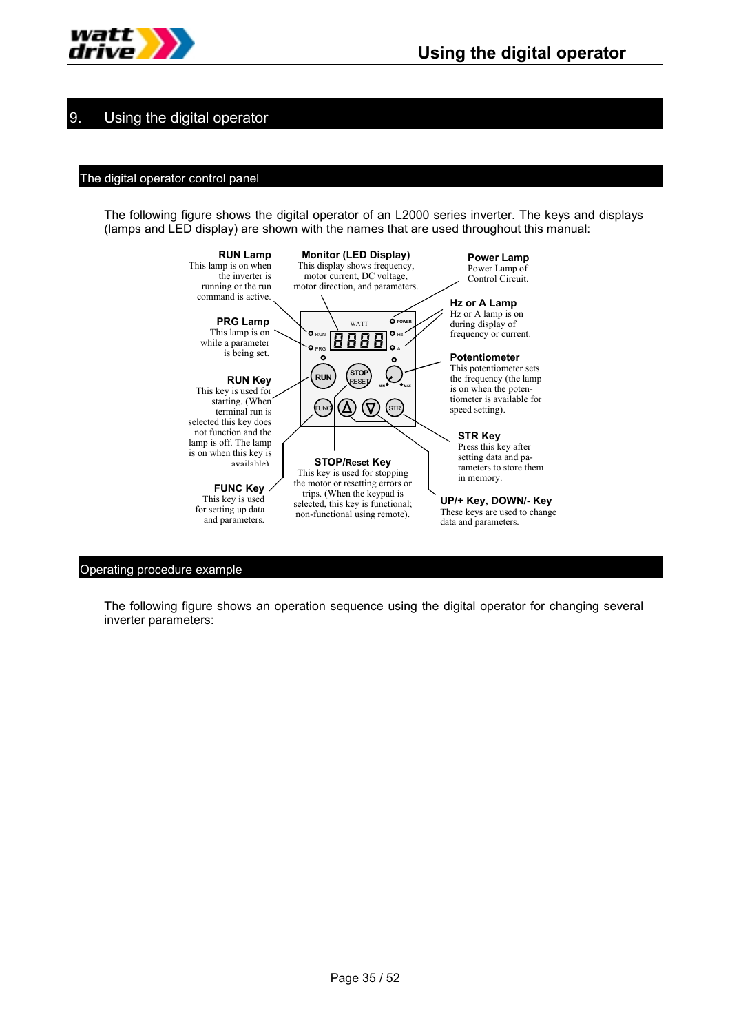# 9. Using the digital operator

## The digital operator control panel

The following figure shows the digital operator of an L2000 series inverter. The keys and displays (lamps and LED display) are shown with the names that are used throughout this manual:

**RUN Lamp**
This lamp is on when the inverter is running or the run command is active.

**Monitor (LED Display)**
This display shows frequency, motor current, DC voltage, motor direction, and parameters.

**Power Lamp**
Power Lamp of Control Circuit.

**Hz or A Lamp**
Hz or A lamp is on during display of frequency or current.

**PRG Lamp**
This lamp is on while a parameter is being set.

**Potentiometer**
This potentiometer sets the frequency (the lamp is on when the potentiometer is available for speed setting).

**RUN Key**
This key is used for starting. (When terminal run is selected this key does not function and the lamp is off. The lamp is on when this key is available).

**STR Key**
Press this key after setting data and parameters to store them in memory.

**STOP/Reset Key**
This key is used for stopping the motor or resetting errors or trips. (When the keypad is selected, this key is functional; non-functional using remote).

**FUNC Key**
This key is used for setting up data and parameters.

**UP/+ Key, DOWN/- Key**
These keys are used to change data and parameters.

## Operating procedure example

The following figure shows an operation sequence using the digital operator for changing several inverter parameters: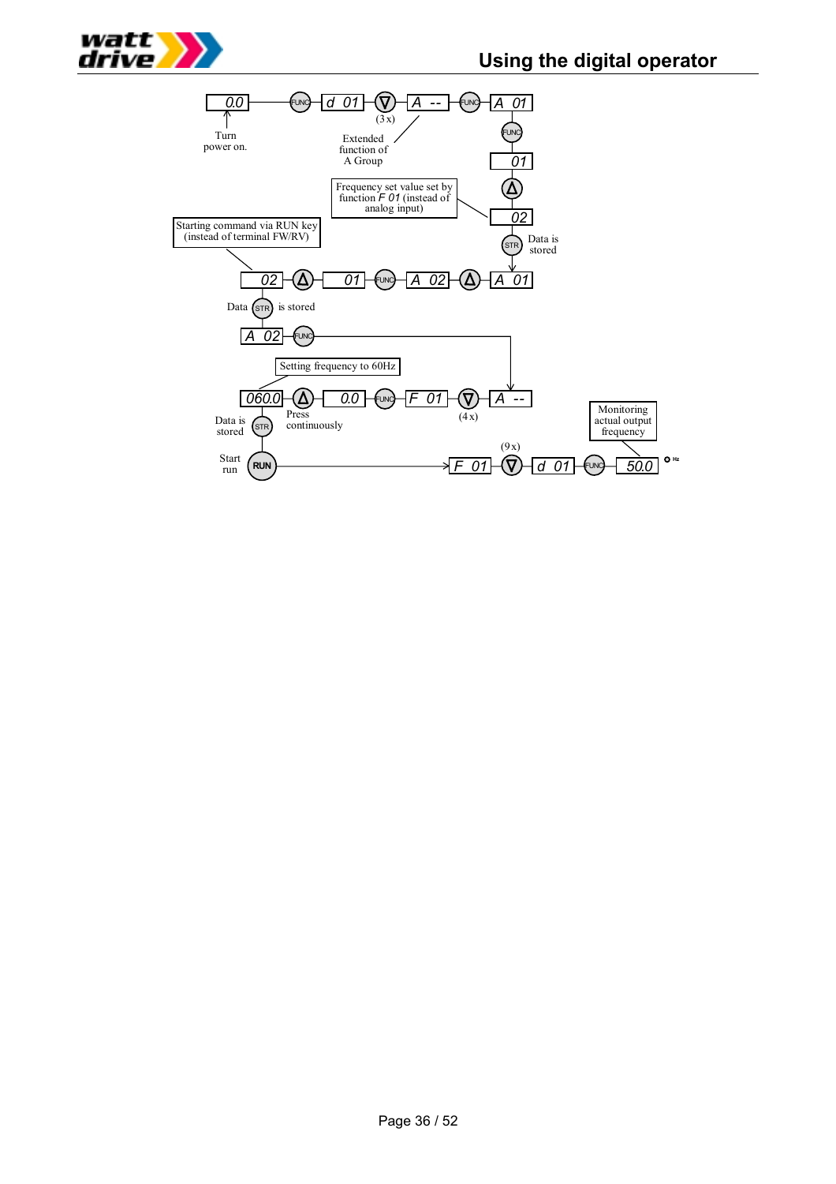0.0 → Turn power on.

FUNC → d 01 → ∇ (3 x) → A -- (Extended function of A Group) → FUNC → A 01 → FUNC → 01 → Δ → 02 (Frequency set value set by function *F 01* (instead of analog input)) → STR (Data is stored) → A 01 → Δ → A 02 → FUNC → 01 → Δ → 02 (Starting command via RUN key (instead of terminal FW/RV)) → STR (Data is stored) → A 02 → FUNC → A -- → ∇ (4 x) → F 01 → FUNC → 0.0 → Δ (Press continuously) → 060.0 (Setting frequency to 60Hz) → STR (Data is stored) → RUN (Start run) → F 01 → ∇ (9 x) → d 01 → FUNC → 50.0 Hz (Monitoring actual output frequency)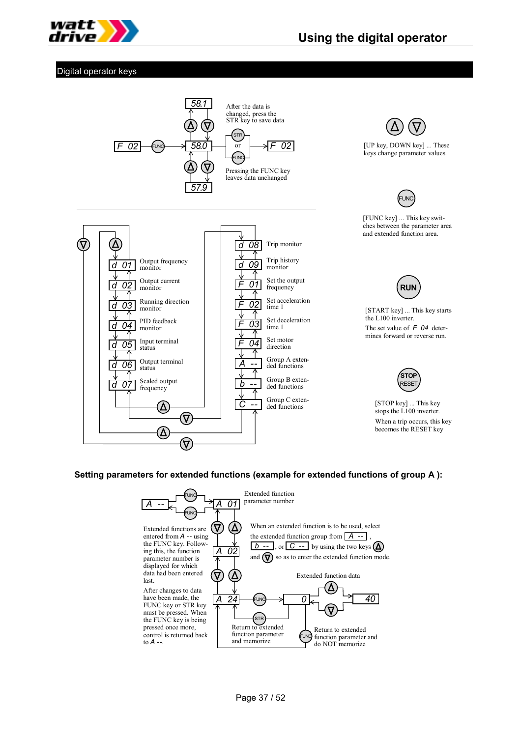## Digital operator keys

58.1

F 02 → FUNC → 58.0 → STR or FUNC → F 02

57.9

After the data is changed, press the STR key to save data

Pressing the FUNC key leaves data unchanged

[UP key, DOWN key] ... These keys change parameter values.

[FUNC key] ... This key switches between the parameter area and extended function area.

[START key] ... This key starts the L100 inverter.

The set value of *F 04* determines forward or reverse run.

[STOP key] ... This key stops the L100 inverter.

When a trip occurs, this key becomes the RESET key

| Code | Function | Code | Function |
|---|---|---|---|
| d 01 | Output frequency monitor | d 08 | Trip monitor |
| d 02 | Output current monitor | d 09 | Trip history monitor |
| d 03 | Running direction monitor | F 01 | Set the output frequency |
| d 04 | PID feedback monitor | F 02 | Set acceleration time 1 |
| d 05 | Input terminal status | F 03 | Set deceleration time 1 |
| d 06 | Output terminal status | F 04 | Set motor direction |
| d 07 | Scaled output frequency | A -- | Group A extended functions |
| | | b -- | Group B extended functions |
| | | C -- | Group C extended functions |

### Setting parameters for extended functions (example for extended functions of group A ):

A -- ⇄ FUNC ⇄ A 01 — Extended function parameter number

A 01 → A 02 → A 24 → FUNC → 0 → 40 (Extended function data)

Extended functions are entered from *A --* using the FUNC key. Following this, the function parameter number is displayed for which data had been entered last.

After changes to data have been made, the FUNC key or STR key must be pressed. When the FUNC key is being pressed once more, control is returned back to *A --*.

When an extended function is to be used, select the extended function group from *A --* , *b --* , or *C --* by using the two keys (UP) and (DOWN) so as to enter the extended function mode.

STR: Return to extended function parameter and memorize

FUNC: Return to extended function parameter and do NOT memorize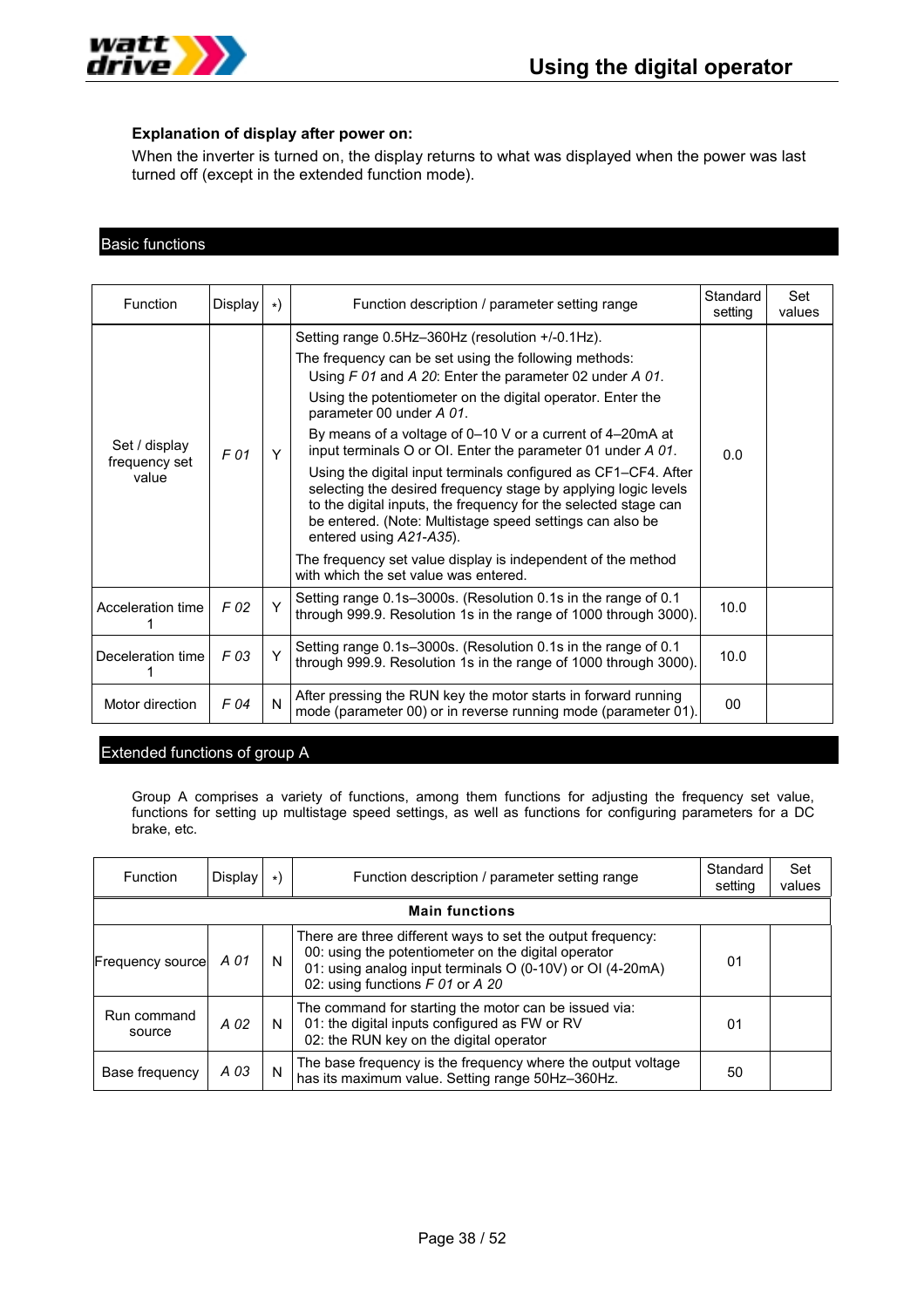**Explanation of display after power on:**

When the inverter is turned on, the display returns to what was displayed when the power was last turned off (except in the extended function mode).

## Basic functions

| Function | Display | *) | Function description / parameter setting range | Standard setting | Set values |
|---|---|---|---|---|---|
| Set / display frequency set value | *F 01* | Y | Setting range 0.5Hz–360Hz (resolution +/-0.1Hz).<br>The frequency can be set using the following methods:<br>Using *F 01* and *A 20*: Enter the parameter 02 under *A 01.*<br>Using the potentiometer on the digital operator. Enter the parameter 00 under *A 01*.<br>By means of a voltage of 0–10 V or a current of 4–20mA at input terminals O or OI. Enter the parameter 01 under *A 01.*<br>Using the digital input terminals configured as CF1–CF4. After selecting the desired frequency stage by applying logic levels to the digital inputs, the frequency for the selected stage can be entered. (Note: Multistage speed settings can also be entered using *A21-A35*).<br>The frequency set value display is independent of the method with which the set value was entered. | 0.0 | |
| Acceleration time 1 | *F 02* | Y | Setting range 0.1s–3000s. (Resolution 0.1s in the range of 0.1 through 999.9. Resolution 1s in the range of 1000 through 3000). | 10.0 | |
| Deceleration time 1 | *F 03* | Y | Setting range 0.1s–3000s. (Resolution 0.1s in the range of 0.1 through 999.9. Resolution 1s in the range of 1000 through 3000). | 10.0 | |
| Motor direction | *F 04* | N | After pressing the RUN key the motor starts in forward running mode (parameter 00) or in reverse running mode (parameter 01). | 00 | |

## Extended functions of group A

Group A comprises a variety of functions, among them functions for adjusting the frequency set value, functions for setting up multistage speed settings, as well as functions for configuring parameters for a DC brake, etc.

| Function | Display | *) | Function description / parameter setting range | Standard setting | Set values |
|---|---|---|---|---|---|
| **Main functions** | | | | | |
| Frequency source | *A 01* | N | There are three different ways to set the output frequency:<br>00: using the potentiometer on the digital operator<br>01: using analog input terminals O (0-10V) or OI (4-20mA)<br>02: using functions *F 01* or *A 20* | 01 | |
| Run command source | *A 02* | N | The command for starting the motor can be issued via:<br>01: the digital inputs configured as FW or RV<br>02: the RUN key on the digital operator | 01 | |
| Base frequency | *A 03* | N | The base frequency is the frequency where the output voltage has its maximum value. Setting range 50Hz–360Hz. | 50 | |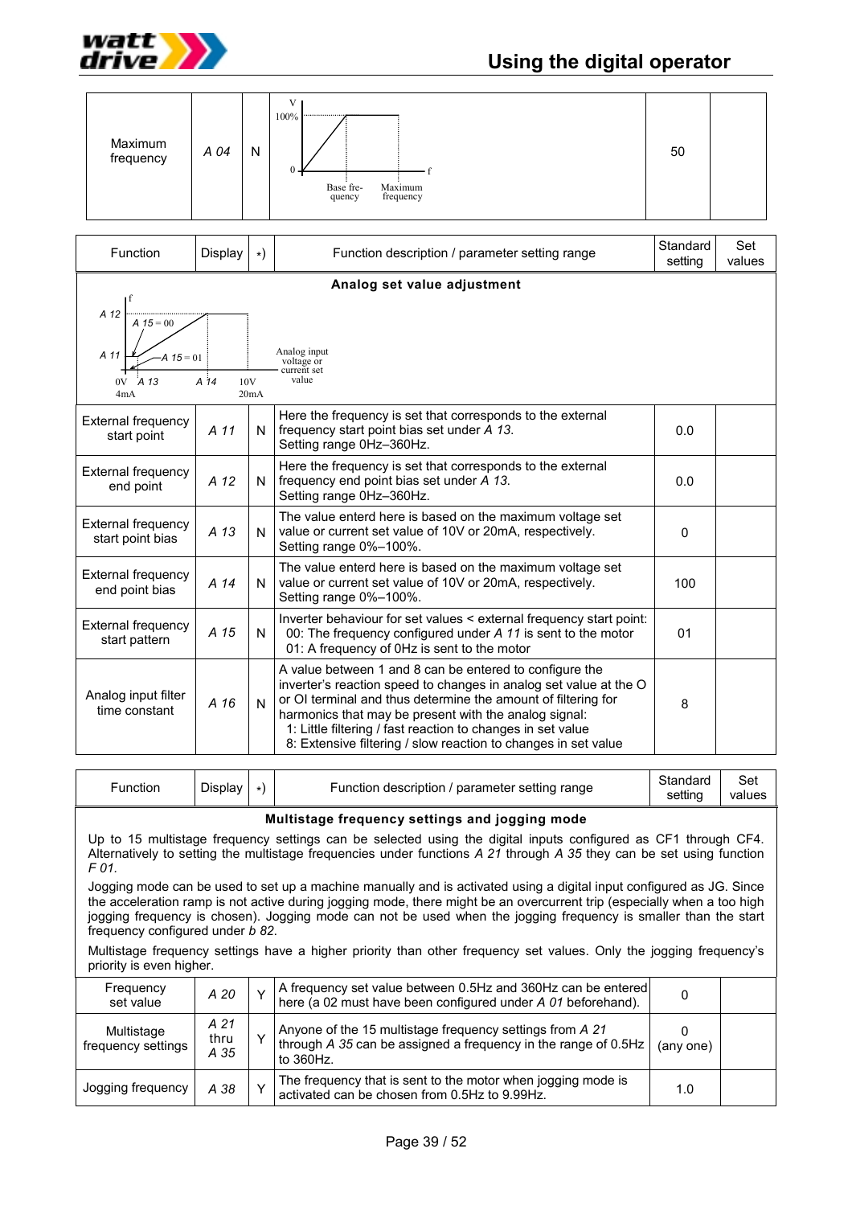| Maximum frequency | *A 04* | N | | 50 | |
|---|---|---|---|---|---|

| Function | Display | *) | Function description / parameter setting range | Standard setting | Set values |
|---|---|---|---|---|---|
| **Analog set value adjustment** | | | | | |
| External frequency start point | *A 11* | N | Here the frequency is set that corresponds to the external frequency start point bias set under *A 13*. Setting range 0Hz–360Hz. | 0.0 | |
| External frequency end point | *A 12* | N | Here the frequency is set that corresponds to the external frequency end point bias set under *A 13*. Setting range 0Hz–360Hz. | 0.0 | |
| External frequency start point bias | *A 13* | N | The value enterd here is based on the maximum voltage set value or current set value of 10V or 20mA, respectively. Setting range 0%–100%. | 0 | |
| External frequency end point bias | *A 14* | N | The value enterd here is based on the maximum voltage set value or current set value of 10V or 20mA, respectively. Setting range 0%–100%. | 100 | |
| External frequency start pattern | *A 15* | N | Inverter behaviour for set values < external frequency start point: 00: The frequency configured under *A 11* is sent to the motor 01: A frequency of 0Hz is sent to the motor | 01 | |
| Analog input filter time constant | *A 16* | N | A value between 1 and 8 can be entered to configure the inverter's reaction speed to changes in analog set value at the O or OI terminal and thus determine the amount of filtering for harmonics that may be present with the analog signal: 1: Little filtering / fast reaction to changes in set value 8: Extensive filtering / slow reaction to changes in set value | 8 | |

| Function | Display | *) | Function description / parameter setting range | Standard setting | Set values |
|---|---|---|---|---|---|
| **Multistage frequency settings and jogging mode** | | | | | |
| Frequency set value | *A 20* | Y | A frequency set value between 0.5Hz and 360Hz can be entered here (a 02 must have been configured under *A 01* beforehand). | 0 | |
| Multistage frequency settings | *A 21* thru *A 35* | Y | Anyone of the 15 multistage frequency settings from *A 21* through *A 35* can be assigned a frequency in the range of 0.5Hz to 360Hz. | 0 (any one) | |
| Jogging frequency | *A 38* | Y | The frequency that is sent to the motor when jogging mode is activated can be chosen from 0.5Hz to 9.99Hz. | 1.0 | |

Up to 15 multistage frequency settings can be selected using the digital inputs configured as CF1 through CF4. Alternatively to setting the multistage frequencies under functions *A 21* through *A 35* they can be set using function *F 01*.

Jogging mode can be used to set up a machine manually and is activated using a digital input configured as JG. Since the acceleration ramp is not active during jogging mode, there might be an overcurrent trip (especially when a too high jogging frequency is chosen). Jogging mode can not be used when the jogging frequency is smaller than the start frequency configured under *b 82*.

Multistage frequency settings have a higher priority than other frequency set values. Only the jogging frequency's priority is even higher.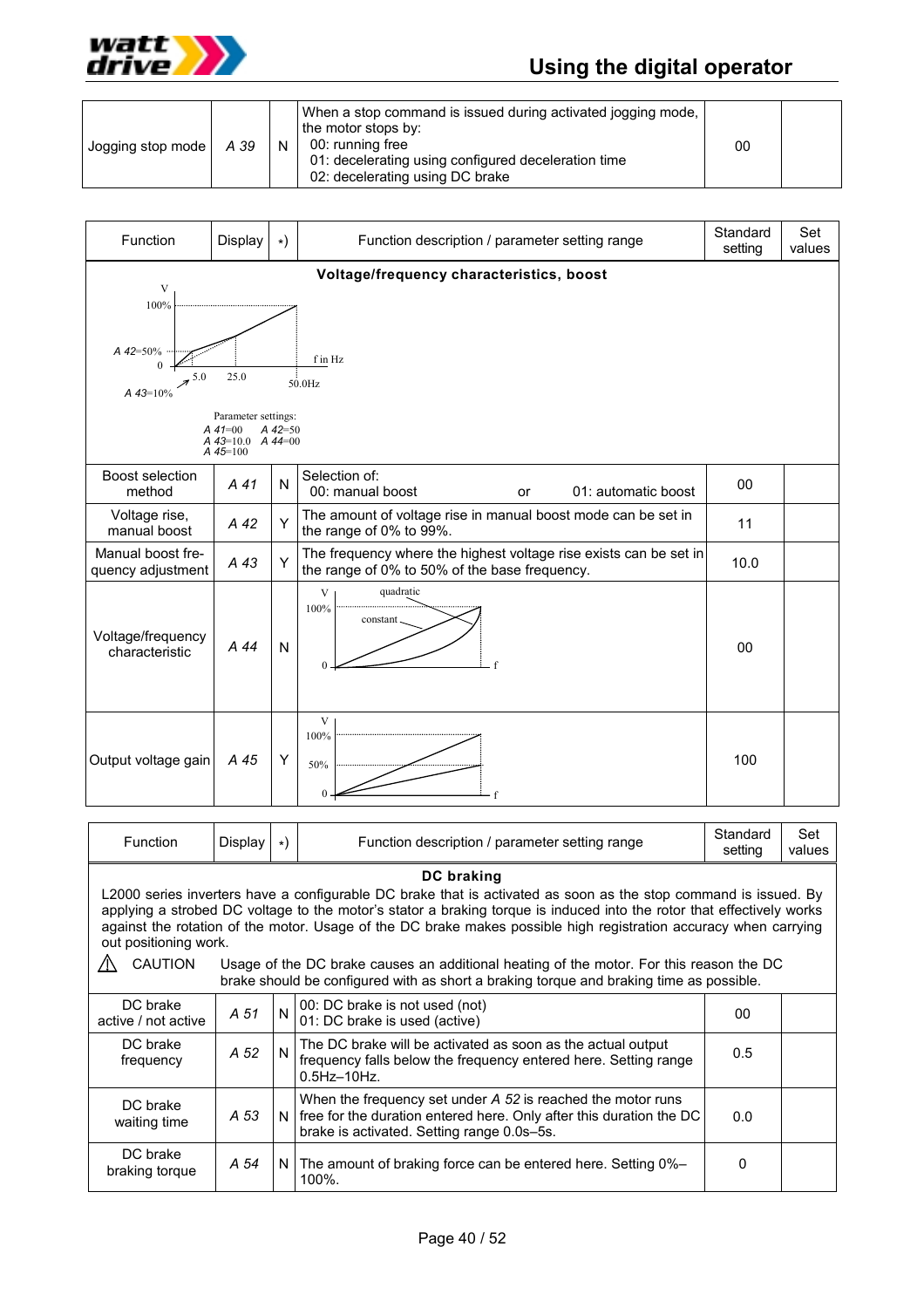| Jogging stop mode | *A 39* | N | When a stop command is issued during activated jogging mode, the motor stops by:<br>00: running free<br>01: decelerating using configured deceleration time<br>02: decelerating using DC brake | 00 | |
|---|---|---|---|---|---|

| Function | Display | *) | Function description / parameter setting range | Standard setting | Set values |
|---|---|---|---|---|---|
| **Voltage/frequency characteristics, boost** | | | | | |
| Parameter settings: *A 41*=00 *A 42*=50 *A 43*=10.0 *A 44*=00 *A 45*=100 | | | | | |
| Boost selection method | *A 41* | N | Selection of:<br>00: manual boost or 01: automatic boost | 00 | |
| Voltage rise, manual boost | *A 42* | Y | The amount of voltage rise in manual boost mode can be set in the range of 0% to 99%. | 11 | |
| Manual boost fre-quency adjustment | *A 43* | Y | The frequency where the highest voltage rise exists can be set in the range of 0% to 50% of the base frequency. | 10.0 | |
| Voltage/frequency characteristic | *A 44* | N | (diagram: quadratic / constant) | 00 | |
| Output voltage gain | *A 45* | Y | (diagram: 100% / 50%) | 100 | |

| Function | Display | *) | Function description / parameter setting range | Standard setting | Set values |
|---|---|---|---|---|---|
| **DC braking** | | | | | |
| DC brake active / not active | *A 51* | N | 00: DC brake is not used (not)<br>01: DC brake is used (active) | 00 | |
| DC brake frequency | *A 52* | N | The DC brake will be activated as soon as the actual output frequency falls below the frequency entered here. Setting range 0.5Hz–10Hz. | 0.5 | |
| DC brake waiting time | *A 53* | N | When the frequency set under *A 52* is reached the motor runs free for the duration entered here. Only after this duration the DC brake is activated. Setting range 0.0s–5s. | 0.0 | |
| DC brake braking torque | *A 54* | N | The amount of braking force can be entered here. Setting 0%–100%. | 0 | |

**DC braking:** L2000 series inverters have a configurable DC brake that is activated as soon as the stop command is issued. By applying a strobed DC voltage to the motor's stator a braking torque is induced into the rotor that effectively works against the rotation of the motor. Usage of the DC brake makes possible high registration accuracy when carrying out positioning work.

⚠ CAUTION Usage of the DC brake causes an additional heating of the motor. For this reason the DC brake should be configured with as short a braking torque and braking time as possible.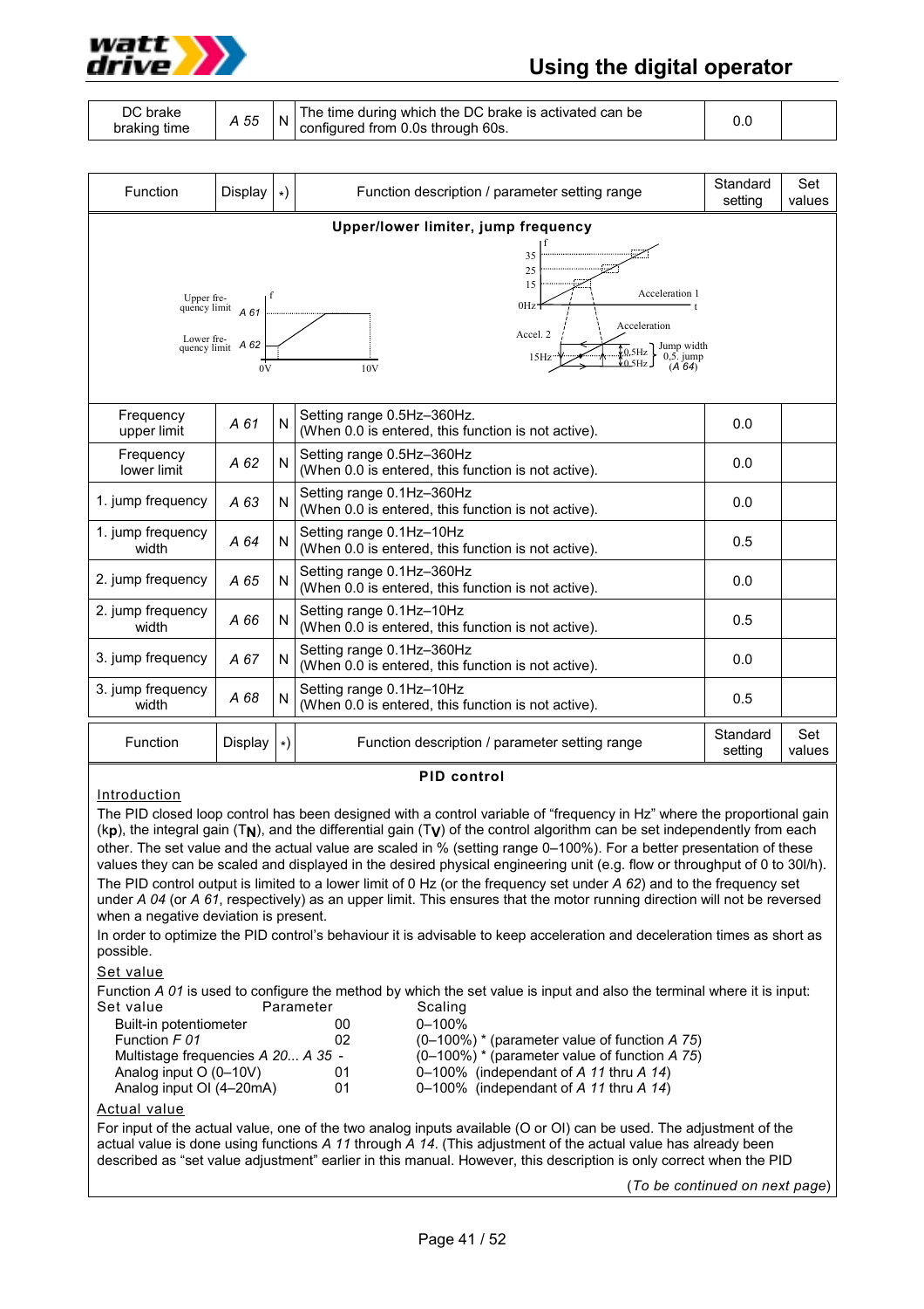| DC brake braking time | *A 55* | N | The time during which the DC brake is activated can be configured from 0.0s through 60s. | 0.0 | |
|---|---|---|---|---|---|

| Function | Display | *) | Function description / parameter setting range | Standard setting | Set values |
|---|---|---|---|---|---|
| **Upper/lower limiter, jump frequency** | | | | | |
| Frequency upper limit | *A 61* | N | Setting range 0.5Hz–360Hz. (When 0.0 is entered, this function is not active). | 0.0 | |
| Frequency lower limit | *A 62* | N | Setting range 0.5Hz–360Hz (When 0.0 is entered, this function is not active). | 0.0 | |
| 1. jump frequency | *A 63* | N | Setting range 0.1Hz–360Hz (When 0.0 is entered, this function is not active). | 0.0 | |
| 1. jump frequency width | *A 64* | N | Setting range 0.1Hz–10Hz (When 0.0 is entered, this function is not active). | 0.5 | |
| 2. jump frequency | *A 65* | N | Setting range 0.1Hz–360Hz (When 0.0 is entered, this function is not active). | 0.0 | |
| 2. jump frequency width | *A 66* | N | Setting range 0.1Hz–10Hz (When 0.0 is entered, this function is not active). | 0.5 | |
| 3. jump frequency | *A 67* | N | Setting range 0.1Hz–360Hz (When 0.0 is entered, this function is not active). | 0.0 | |
| 3. jump frequency width | *A 68* | N | Setting range 0.1Hz–10Hz (When 0.0 is entered, this function is not active). | 0.5 | |

| Function | Display | *) | Function description / parameter setting range | Standard setting | Set values |
|---|---|---|---|---|---|

**PID control**

Introduction

The PID closed loop control has been designed with a control variable of "frequency in Hz" where the proportional gain (k**p**), the integral gain (T**N**), and the differential gain (T**V**) of the control algorithm can be set independently from each other. The set value and the actual value are scaled in % (setting range 0–100%). For a better presentation of these values they can be scaled and displayed in the desired physical engineering unit (e.g. flow or throughput of 0 to 30l/h).
The PID control output is limited to a lower limit of 0 Hz (or the frequency set under *A 62*) and to the frequency set under *A 04* (or *A 61*, respectively) as an upper limit. This ensures that the motor running direction will not be reversed when a negative deviation is present.
In order to optimize the PID control's behaviour it is advisable to keep acceleration and deceleration times as short as possible.

Set value

Function *A 01* is used to configure the method by which the set value is input and also the terminal where it is input:

| Set value | Parameter | Scaling |
|---|---|---|
| Built-in potentiometer | 00 | 0–100% |
| Function *F 01* | 02 | (0–100%) * (parameter value of function *A 75*) |
| Multistage frequencies *A 20... A 35* | - | (0–100%) * (parameter value of function *A 75*) |
| Analog input O (0–10V) | 01 | 0–100% (independant of *A 11* thru *A 14*) |
| Analog input OI (4–20mA) | 01 | 0–100% (independant of *A 11* thru *A 14*) |

Actual value

For input of the actual value, one of the two analog inputs available (O or OI) can be used. The adjustment of the actual value is done using functions *A 11* through *A 14*. (This adjustment of the actual value has already been described as "set value adjustment" earlier in this manual. However, this description is only correct when the PID

(*To be continued on next page*)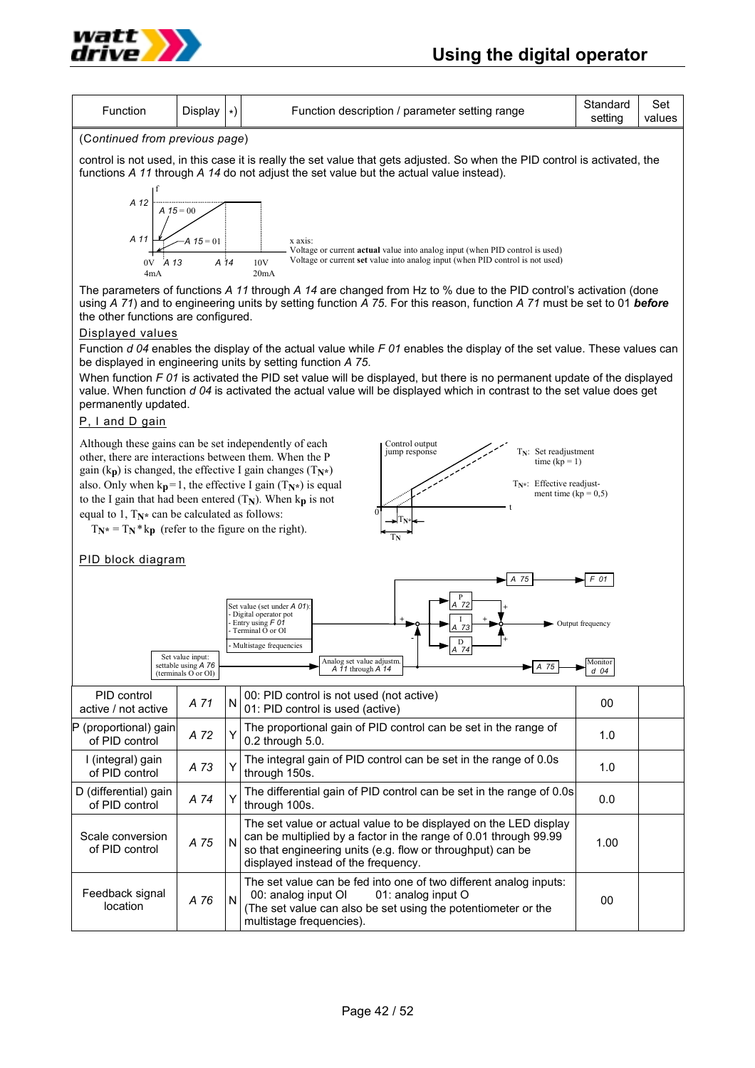# Using the digital operator

| Function | Display | *) | Function description / parameter setting range | Standard setting | Set values |
|---|---|---|---|---|---|

(*Continued from previous page*)

control is not used, in this case it is really the set value that gets adjusted. So when the PID control is activated, the functions *A 11* through *A 14* do not adjust the set value but the actual value instead).

x axis:
Voltage or current **actual** value into analog input (when PID control is used)
Voltage or current **set** value into analog input (when PID control is not used)

The parameters of functions *A 11* through *A 14* are changed from Hz to % due to the PID control's activation (done using *A 71*) and to engineering units by setting function *A 75*. For this reason, function *A 71* must be set to 01 ***before*** the other functions are configured.

**Displayed values**

Function *d 04* enables the display of the actual value while *F 01* enables the display of the set value. These values can be displayed in engineering units by setting function *A 75*.

When function *F 01* is activated the PID set value will be displayed, but there is no permanent update of the displayed value. When function *d 04* is activated the actual value will be displayed which in contrast to the set value does get permanently updated.

**P, I and D gain**

Although these gains can be set independently of each other, there are interactions between them. When the P gain ($k_p$) is changed, the effective I gain changes ($T_{N^*}$) also. Only when $k_p=1$, the effective I gain ($T_{N^*}$) is equal to the I gain that had been entered ($T_N$). When $k_p$ is not equal to 1, $T_{N^*}$ can be calculated as follows:

$T_{N^*} = T_N * k_p$ (refer to the figure on the right).

$T_N$: Set readjustment time ($k_p = 1$)

$T_{N^*}$: Effective readjustment time ($k_p = 0{,}5$)

**PID block diagram**

| Function | Display | *) | Function description / parameter setting range | Standard setting | Set values |
|---|---|---|---|---|---|
| PID control active / not active | *A 71* | N | 00: PID control is not used (not active)<br>01: PID control is used (active) | 00 | |
| P (proportional) gain of PID control | *A 72* | Y | The proportional gain of PID control can be set in the range of 0.2 through 5.0. | 1.0 | |
| I (integral) gain of PID control | *A 73* | Y | The integral gain of PID control can be set in the range of 0.0s through 150s. | 1.0 | |
| D (differential) gain of PID control | *A 74* | Y | The differential gain of PID control can be set in the range of 0.0s through 100s. | 0.0 | |
| Scale conversion of PID control | *A 75* | N | The set value or actual value to be displayed on the LED display can be multiplied by a factor in the range of 0.01 through 99.99 so that engineering units (e.g. flow or throughput) can be displayed instead of the frequency. | 1.00 | |
| Feedback signal location | *A 76* | N | The set value can be fed into one of two different analog inputs:<br>00: analog input OI 01: analog input O<br>(The set value can also be set using the potentiometer or the multistage frequencies). | 00 | |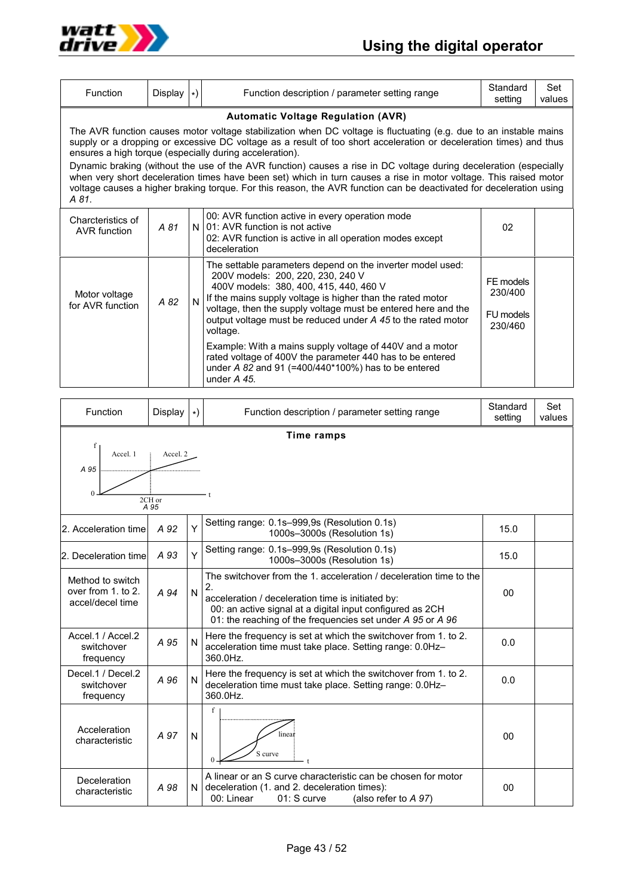| Function | Display | *) | Function description / parameter setting range | Standard setting | Set values |
|---|---|---|---|---|---|
| **Automatic Voltage Regulation (AVR)** | | | | | |
| The AVR function causes motor voltage stabilization when DC voltage is fluctuating (e.g. due to an instable mains supply or a dropping or excessive DC voltage as a result of too short acceleration or deceleration times) and thus ensures a high torque (especially during acceleration). Dynamic braking (without the use of the AVR function) causes a rise in DC voltage during deceleration (especially when very short deceleration times have been set) which in turn causes a rise in motor voltage. This raised motor voltage causes a higher braking torque. For this reason, the AVR function can be deactivated for deceleration using *A 81*. | | | | | |
| Charcteristics of AVR function | *A 81* | N | 00: AVR function active in every operation mode<br>01: AVR function is not active<br>02: AVR function is active in all operation modes except deceleration | 02 | |
| Motor voltage for AVR function | *A 82* | N | The settable parameters depend on the inverter model used:<br>200V models: 200, 220, 230, 240 V<br>400V models: 380, 400, 415, 440, 460 V<br>If the mains supply voltage is higher than the rated motor voltage, then the supply voltage must be entered here and the output voltage must be reduced under *A 45* to the rated motor voltage.<br>Example: With a mains supply voltage of 440V and a motor rated voltage of 400V the parameter 440 has to be entered under *A 82* and 91 (=400/440*100%) has to be entered under *A 45*. | FE models 230/400<br>FU models 230/460 | |

| Function | Display | *) | Function description / parameter setting range | Standard setting | Set values |
|---|---|---|---|---|---|
| **Time ramps** | | | | | |
| 2. Acceleration time | *A 92* | Y | Setting range: 0.1s–999,9s (Resolution 0.1s)<br>1000s–3000s (Resolution 1s) | 15.0 | |
| 2. Deceleration time | *A 93* | Y | Setting range: 0.1s–999,9s (Resolution 0.1s)<br>1000s–3000s (Resolution 1s) | 15.0 | |
| Method to switch over from 1. to 2. accel/decel time | *A 94* | N | The switchover from the 1. acceleration / deceleration time to the 2. acceleration / deceleration time is initiated by:<br>00: an active signal at a digital input configured as 2CH<br>01: the reaching of the frequencies set under *A 95* or *A 96* | 00 | |
| Accel.1 / Accel.2 switchover frequency | *A 95* | N | Here the frequency is set at which the switchover from 1. to 2. acceleration time must take place. Setting range: 0.0Hz–360.0Hz. | 0.0 | |
| Decel.1 / Decel.2 switchover frequency | *A 96* | N | Here the frequency is set at which the switchover from 1. to 2. deceleration time must take place. Setting range: 0.0Hz–360.0Hz. | 0.0 | |
| Acceleration characteristic | *A 97* | N | (Diagram: f over t, linear, S curve) | 00 | |
| Deceleration characteristic | *A 98* | N | A linear or an S curve characteristic can be chosen for motor deceleration (1. and 2. deceleration times):<br>00: Linear 01: S curve (also refer to *A 97*) | 00 | |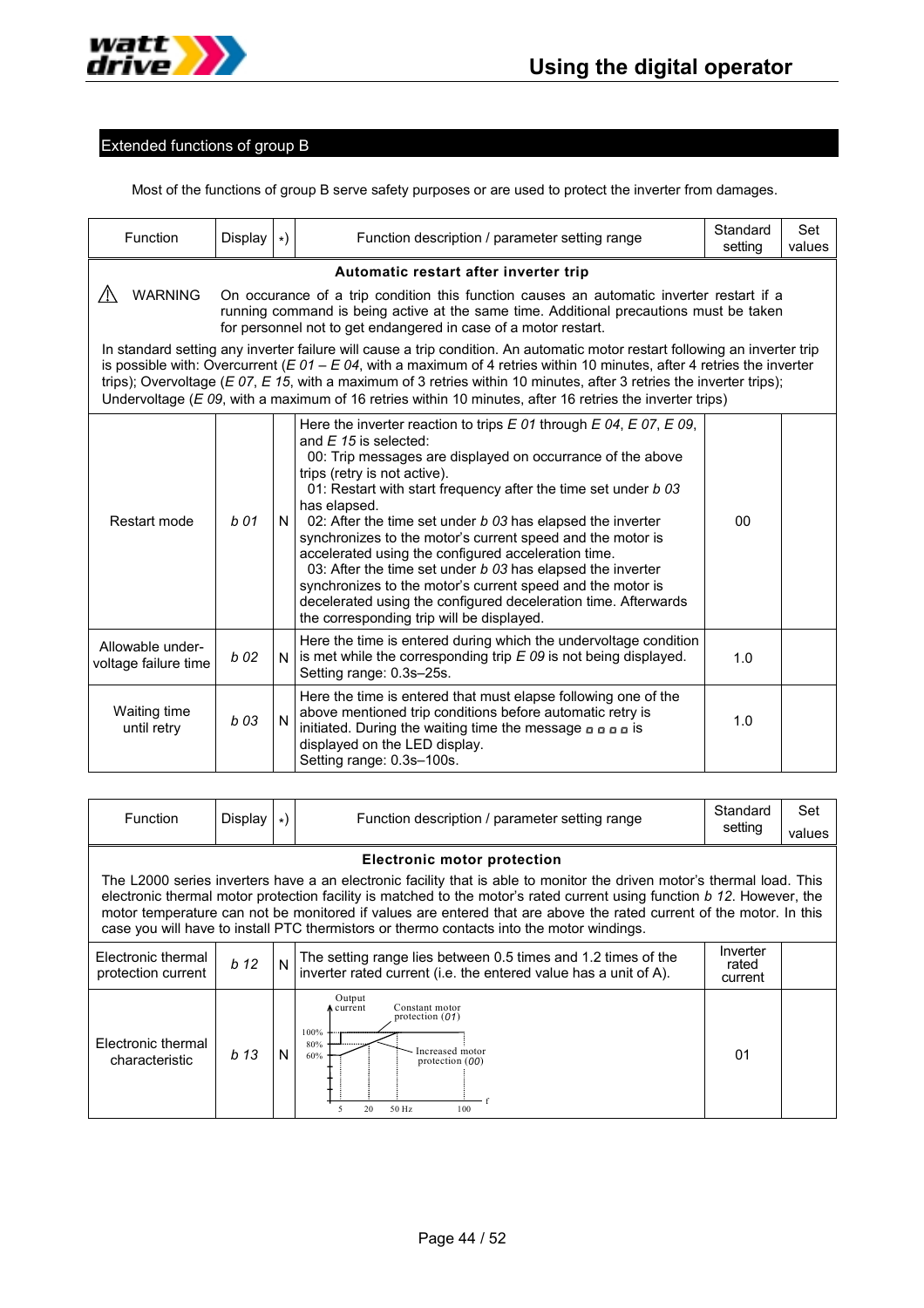## Extended functions of group B

Most of the functions of group B serve safety purposes or are used to protect the inverter from damages.

| Function | Display | *) | Function description / parameter setting range | Standard setting | Set values |
|---|---|---|---|---|---|
| **Automatic restart after inverter trip** | | | | | |
| ⚠ WARNING — On occurance of a trip condition this function causes an automatic inverter restart if a running command is being active at the same time. Additional precautions must be taken for personnel not to get endangered in case of a motor restart. | | | | | |
| In standard setting any inverter failure will cause a trip condition. An automatic motor restart following an inverter trip is possible with: Overcurrent (*E 01 – E 04*, with a maximum of 4 retries within 10 minutes, after 4 retries the inverter trips); Overvoltage (*E 07*, *E 15*, with a maximum of 3 retries within 10 minutes, after 3 retries the inverter trips); Undervoltage (*E 09*, with a maximum of 16 retries within 10 minutes, after 16 retries the inverter trips) | | | | | |
| Restart mode | *b 01* | N | Here the inverter reaction to trips *E 01* through *E 04*, *E 07*, *E 09*, and *E 15* is selected:<br>00: Trip messages are displayed on occurrance of the above trips (retry is not active).<br>01: Restart with start frequency after the time set under *b 03* has elapsed.<br>02: After the time set under *b 03* has elapsed the inverter synchronizes to the motor's current speed and the motor is accelerated using the configured acceleration time.<br>03: After the time set under *b 03* has elapsed the inverter synchronizes to the motor's current speed and the motor is decelerated using the configured deceleration time. Afterwards the corresponding trip will be displayed. | 00 | |
| Allowable under-voltage failure time | *b 02* | N | Here the time is entered during which the undervoltage condition is met while the corresponding trip *E 09* is not being displayed.<br>Setting range: 0.3s–25s. | 1.0 | |
| Waiting time until retry | *b 03* | N | Here the time is entered that must elapse following one of the above mentioned trip conditions before automatic retry is initiated. During the waiting time the message ▫ ▫ ▫ ▫ is displayed on the LED display.<br>Setting range: 0.3s–100s. | 1.0 | |

| Function | Display | *) | Function description / parameter setting range | Standard setting | Set values |
|---|---|---|---|---|---|
| **Electronic motor protection** | | | | | |
| The L2000 series inverters have a an electronic facility that is able to monitor the driven motor's thermal load. This electronic thermal motor protection facility is matched to the motor's rated current using function *b 12*. However, the motor temperature can not be monitored if values are entered that are above the rated current of the motor. In this case you will have to install PTC thermistors or thermo contacts into the motor windings. | | | | | |
| Electronic thermal protection current | *b 12* | N | The setting range lies between 0.5 times and 1.2 times of the inverter rated current (i.e. the entered value has a unit of A). | Inverter rated current | |
| Electronic thermal characteristic | *b 13* | N | [Diagram: Output current vs. f; 100%, 80%, 60%; 5, 20, 50 Hz, 100; Constant motor protection (*01*); Increased motor protection (*00*)] | 01 | |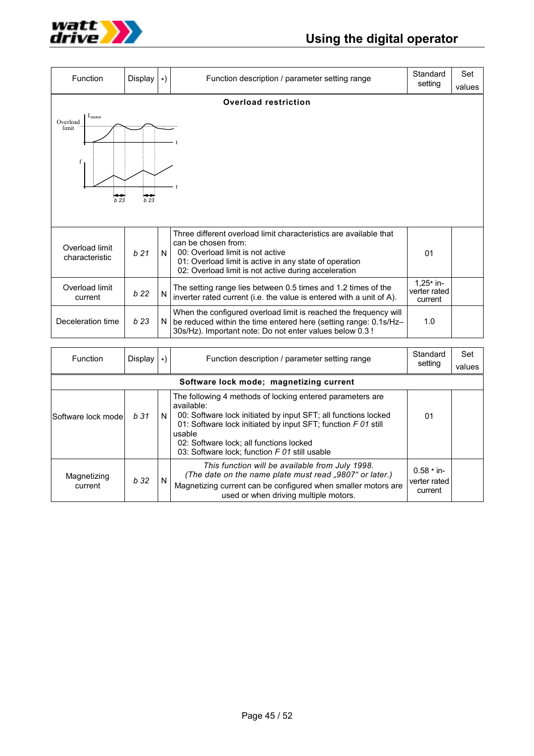| Function | Display | *) | Function description / parameter setting range | Standard setting | Set values |
|---|---|---|---|---|---|
| **Overload restriction** | | | | | |
| Overload limit characteristic | *b 21* | N | Three different overload limit characteristics are available that can be chosen from:<br>00: Overload limit is not active<br>01: Overload limit is active in any state of operation<br>02: Overload limit is not active during acceleration | 01 | |
| Overload limit current | *b 22* | N | The setting range lies between 0.5 times and 1.2 times of the inverter rated current (i.e. the value is entered with a unit of A). | 1,25* inverter rated current | |
| Deceleration time | *b 23* | N | When the configured overload limit is reached the frequency will be reduced within the time entered here (setting range: 0.1s/Hz–30s/Hz). Important note: Do not enter values below 0.3 ! | 1.0 | |

| Function | Display | *) | Function description / parameter setting range | Standard setting | Set values |
|---|---|---|---|---|---|
| **Software lock mode; magnetizing current** | | | | | |
| Software lock mode | *b 31* | N | The following 4 methods of locking entered parameters are available:<br>00: Software lock initiated by input SFT; all functions locked<br>01: Software lock initiated by input SFT; function *F 01* still usable<br>02: Software lock; all functions locked<br>03: Software lock; function *F 01* still usable | 01 | |
| Magnetizing current | *b 32* | N | *This function will be available from July 1998.*<br>*(The date on the name plate must read „9807" or later.)*<br>Magnetizing current can be configured when smaller motors are used or when driving multiple motors. | 0.58 * inverter rated current | |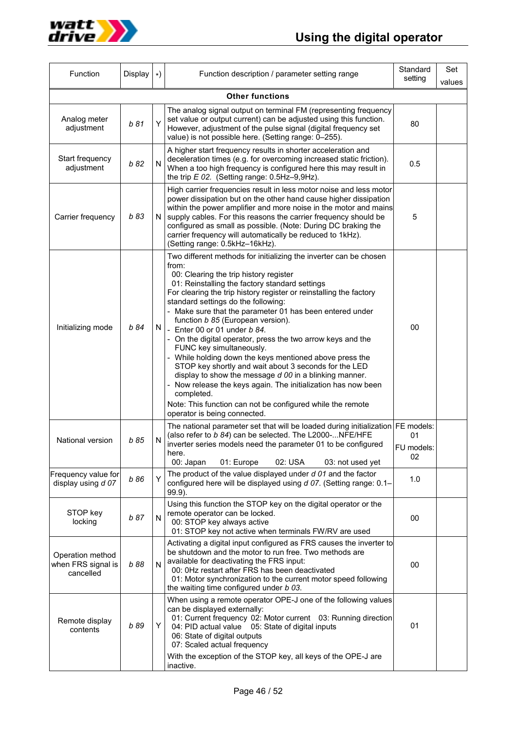| Function | Display | *) | Function description / parameter setting range | Standard setting | Set values |
|---|---|---|---|---|---|
| **Other functions** | | | | | |
| Analog meter adjustment | *b 81* | Y | The analog signal output on terminal FM (representing frequency set value or output current) can be adjusted using this function. However, adjustment of the pulse signal (digital frequency set value) is not possible here. (Setting range: 0–255). | 80 | |
| Start frequency adjustment | *b 82* | N | A higher start frequency results in shorter acceleration and deceleration times (e.g. for overcoming increased static friction). When a too high frequency is configured here this may result in the trip *E 02.* (Setting range: 0.5Hz–9,9Hz). | 0.5 | |
| Carrier frequency | *b 83* | N | High carrier frequencies result in less motor noise and less motor power dissipation but on the other hand cause higher dissipation within the power amplifier and more noise in the motor and mains supply cables. For this reasons the carrier frequency should be configured as small as possible. (Note: During DC braking the carrier frequency will automatically be reduced to 1kHz). (Setting range: 0.5kHz–16kHz). | 5 | |
| Initializing mode | *b 84* | N | Two different methods for initializing the inverter can be chosen from:<br>00: Clearing the trip history register<br>01: Reinstalling the factory standard settings<br>For clearing the trip history register or reinstalling the factory standard settings do the following:<br>- Make sure that the parameter 01 has been entered under function *b 85* (European version).<br>- Enter 00 or 01 under *b 84.*<br>- On the digital operator, press the two arrow keys and the FUNC key simultaneously.<br>- While holding down the keys mentioned above press the STOP key shortly and wait about 3 seconds for the LED display to show the message *d 00* in a blinking manner.<br>- Now release the keys again. The initialization has now been completed.<br>Note: This function can not be configured while the remote operator is being connected. | 00 | |
| National version | *b 85* | N | The national parameter set that will be loaded during initialization (also refer to *b 84*) can be selected. The L2000-...NFE/HFE inverter series models need the parameter 01 to be configured here.<br>00: Japan 01: Europe 02: USA 03: not used yet | FE models: 01<br>FU models: 02 | |
| Frequency value for display using *d 07* | *b 86* | Y | The product of the value displayed under *d 01* and the factor configured here will be displayed using *d 07*. (Setting range: 0.1–99.9). | 1.0 | |
| STOP key locking | *b 87* | N | Using this function the STOP key on the digital operator or the remote operator can be locked.<br>00: STOP key always active<br>01: STOP key not active when terminals FW/RV are used | 00 | |
| Operation method when FRS signal is cancelled | *b 88* | N | Activating a digital input configured as FRS causes the inverter to be shutdown and the motor to run free. Two methods are available for deactivating the FRS input:<br>00: 0Hz restart after FRS has been deactivated<br>01: Motor synchronization to the current motor speed following the waiting time configured under *b 03.* | 00 | |
| Remote display contents | *b 89* | Y | When using a remote operator OPE-J one of the following values can be displayed externally:<br>01: Current frequency 02: Motor current 03: Running direction<br>04: PID actual value 05: State of digital inputs<br>06: State of digital outputs<br>07: Scaled actual frequency<br>With the exception of the STOP key, all keys of the OPE-J are inactive. | 01 | |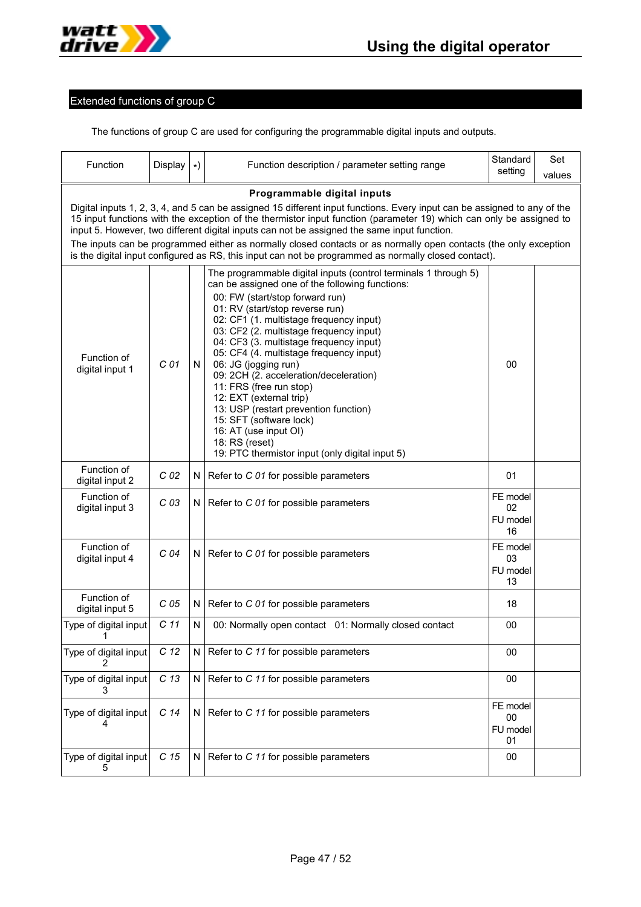## Extended functions of group C

The functions of group C are used for configuring the programmable digital inputs and outputs.

| Function | Display | *) | Function description / parameter setting range | Standard setting | Set values |
|---|---|---|---|---|---|
| **Programmable digital inputs** | | | | | |
| Digital inputs 1, 2, 3, 4, and 5 can be assigned 15 different input functions. Every input can be assigned to any of the 15 input functions with the exception of the thermistor input function (parameter 19) which can only be assigned to input 5. However, two different digital inputs can not be assigned the same input function. The inputs can be programmed either as normally closed contacts or as normally open contacts (the only exception is the digital input configured as RS, this input can not be programmed as normally closed contact). | | | | | |
| Function of digital input 1 | *C 01* | N | The programmable digital inputs (control terminals 1 through 5) can be assigned one of the following functions:<br>00: FW (start/stop forward run)<br>01: RV (start/stop reverse run)<br>02: CF1 (1. multistage frequency input)<br>03: CF2 (2. multistage frequency input)<br>04: CF3 (3. multistage frequency input)<br>05: CF4 (4. multistage frequency input)<br>06: JG (jogging run)<br>09: 2CH (2. acceleration/deceleration)<br>11: FRS (free run stop)<br>12: EXT (external trip)<br>13: USP (restart prevention function)<br>15: SFT (software lock)<br>16: AT (use input OI)<br>18: RS (reset)<br>19: PTC thermistor input (only digital input 5) | 00 | |
| Function of digital input 2 | *C 02* | N | Refer to *C 01* for possible parameters | 01 | |
| Function of digital input 3 | *C 03* | N | Refer to *C 01* for possible parameters | FE model 02<br>FU model 16 | |
| Function of digital input 4 | *C 04* | N | Refer to *C 01* for possible parameters | FE model 03<br>FU model 13 | |
| Function of digital input 5 | *C 05* | N | Refer to *C 01* for possible parameters | 18 | |
| Type of digital input 1 | *C 11* | N | 00: Normally open contact 01: Normally closed contact | 00 | |
| Type of digital input 2 | *C 12* | N | Refer to *C 11* for possible parameters | 00 | |
| Type of digital input 3 | *C 13* | N | Refer to *C 11* for possible parameters | 00 | |
| Type of digital input 4 | *C 14* | N | Refer to *C 11* for possible parameters | FE model 00<br>FU model 01 | |
| Type of digital input 5 | *C 15* | N | Refer to *C 11* for possible parameters | 00 | |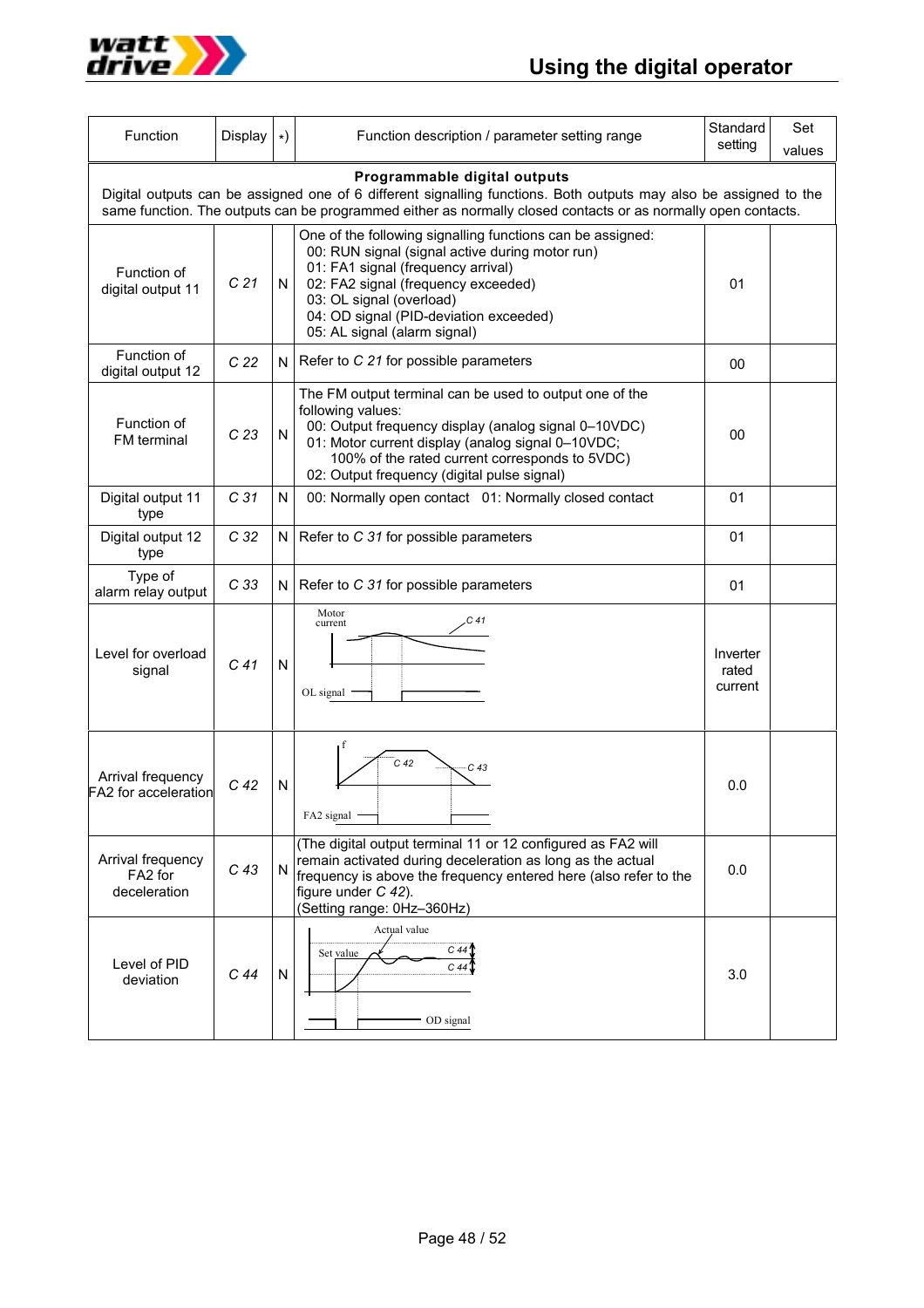# Using the digital operator

| Function | Display | *) | Function description / parameter setting range | Standard setting | Set values |
|---|---|---|---|---|---|
| **Programmable digital outputs**<br>Digital outputs can be assigned one of 6 different signalling functions. Both outputs may also be assigned to the same function. The outputs can be programmed either as normally closed contacts or as normally open contacts. | | | | | |
| Function of digital output 11 | *C 21* | N | One of the following signalling functions can be assigned:<br>00: RUN signal (signal active during motor run)<br>01: FA1 signal (frequency arrival)<br>02: FA2 signal (frequency exceeded)<br>03: OL signal (overload)<br>04: OD signal (PID-deviation exceeded)<br>05: AL signal (alarm signal) | 01 | |
| Function of digital output 12 | *C 22* | N | Refer to *C 21* for possible parameters | 00 | |
| Function of FM terminal | *C 23* | N | The FM output terminal can be used to output one of the following values:<br>00: Output frequency display (analog signal 0–10VDC)<br>01: Motor current display (analog signal 0–10VDC; 100% of the rated current corresponds to 5VDC)<br>02: Output frequency (digital pulse signal) | 00 | |
| Digital output 11 type | *C 31* | N | 00: Normally open contact 01: Normally closed contact | 01 | |
| Digital output 12 type | *C 32* | N | Refer to *C 31* for possible parameters | 01 | |
| Type of alarm relay output | *C 33* | N | Refer to *C 31* for possible parameters | 01 | |
| Level for overload signal | *C 41* | N | (Diagram: Motor current, *C 41*, OL signal) | Inverter rated current | |
| Arrival frequency FA2 for acceleration | *C 42* | N | (Diagram: f, *C 42*, *C 43*, FA2 signal) | 0.0 | |
| Arrival frequency FA2 for deceleration | *C 43* | N | (The digital output terminal 11 or 12 configured as FA2 will remain activated during deceleration as long as the actual frequency is above the frequency entered here (also refer to the figure under *C 42*).<br>(Setting range: 0Hz–360Hz) | 0.0 | |
| Level of PID deviation | *C 44* | N | (Diagram: Actual value, Set value, *C 44*, *C 44*, OD signal) | 3.0 | |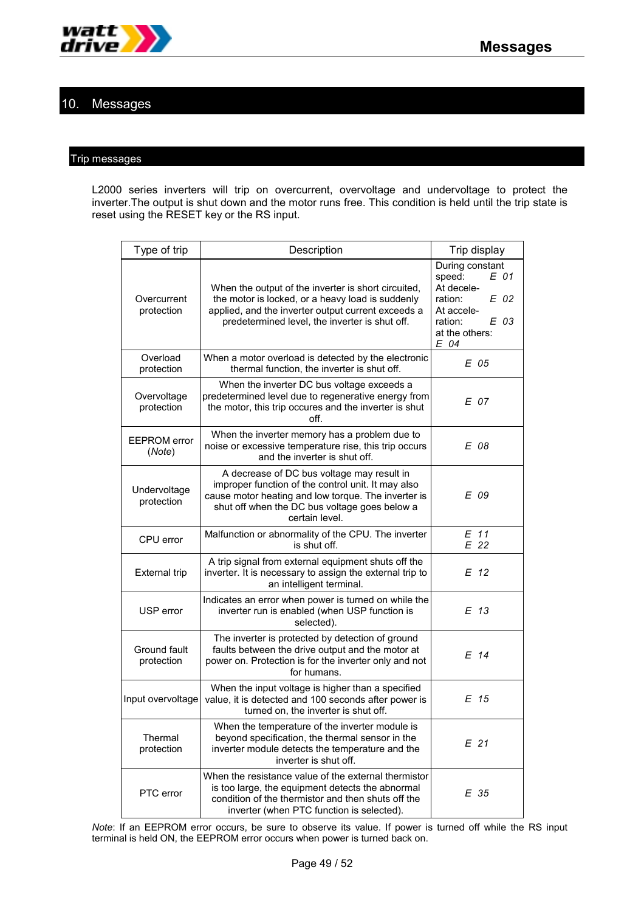# 10. Messages

## Trip messages

L2000 series inverters will trip on overcurrent, overvoltage and undervoltage to protect the inverter.The output is shut down and the motor runs free. This condition is held until the trip state is reset using the RESET key or the RS input.

| Type of trip | Description | Trip display |
|---|---|---|
| Overcurrent protection | When the output of the inverter is short circuited, the motor is locked, or a heavy load is suddenly applied, and the inverter output current exceeds a predetermined level, the inverter is shut off. | During constant speed: *E 01*<br>At deceleration: *E 02*<br>At acceleration: *E 03*<br>at the others: *E 04* |
| Overload protection | When a motor overload is detected by the electronic thermal function, the inverter is shut off. | *E 05* |
| Overvoltage protection | When the inverter DC bus voltage exceeds a predetermined level due to regenerative energy from the motor, this trip occures and the inverter is shut off. | *E 07* |
| EEPROM error (*Note*) | When the inverter memory has a problem due to noise or excessive temperature rise, this trip occurs and the inverter is shut off. | *E 08* |
| Undervoltage protection | A decrease of DC bus voltage may result in improper function of the control unit. It may also cause motor heating and low torque. The inverter is shut off when the DC bus voltage goes below a certain level. | *E 09* |
| CPU error | Malfunction or abnormality of the CPU. The inverter is shut off. | *E 11*<br>*E 22* |
| External trip | A trip signal from external equipment shuts off the inverter. It is necessary to assign the external trip to an intelligent terminal. | *E 12* |
| USP error | Indicates an error when power is turned on while the inverter run is enabled (when USP function is selected). | *E 13* |
| Ground fault protection | The inverter is protected by detection of ground faults between the drive output and the motor at power on. Protection is for the inverter only and not for humans. | *E 14* |
| Input overvoltage | When the input voltage is higher than a specified value, it is detected and 100 seconds after power is turned on, the inverter is shut off. | *E 15* |
| Thermal protection | When the temperature of the inverter module is beyond specification, the thermal sensor in the inverter module detects the temperature and the inverter is shut off. | *E 21* |
| PTC error | When the resistance value of the external thermistor is too large, the equipment detects the abnormal condition of the thermistor and then shuts off the inverter (when PTC function is selected). | *E 35* |

*Note*: If an EEPROM error occurs, be sure to observe its value. If power is turned off while the RS input terminal is held ON, the EEPROM error occurs when power is turned back on.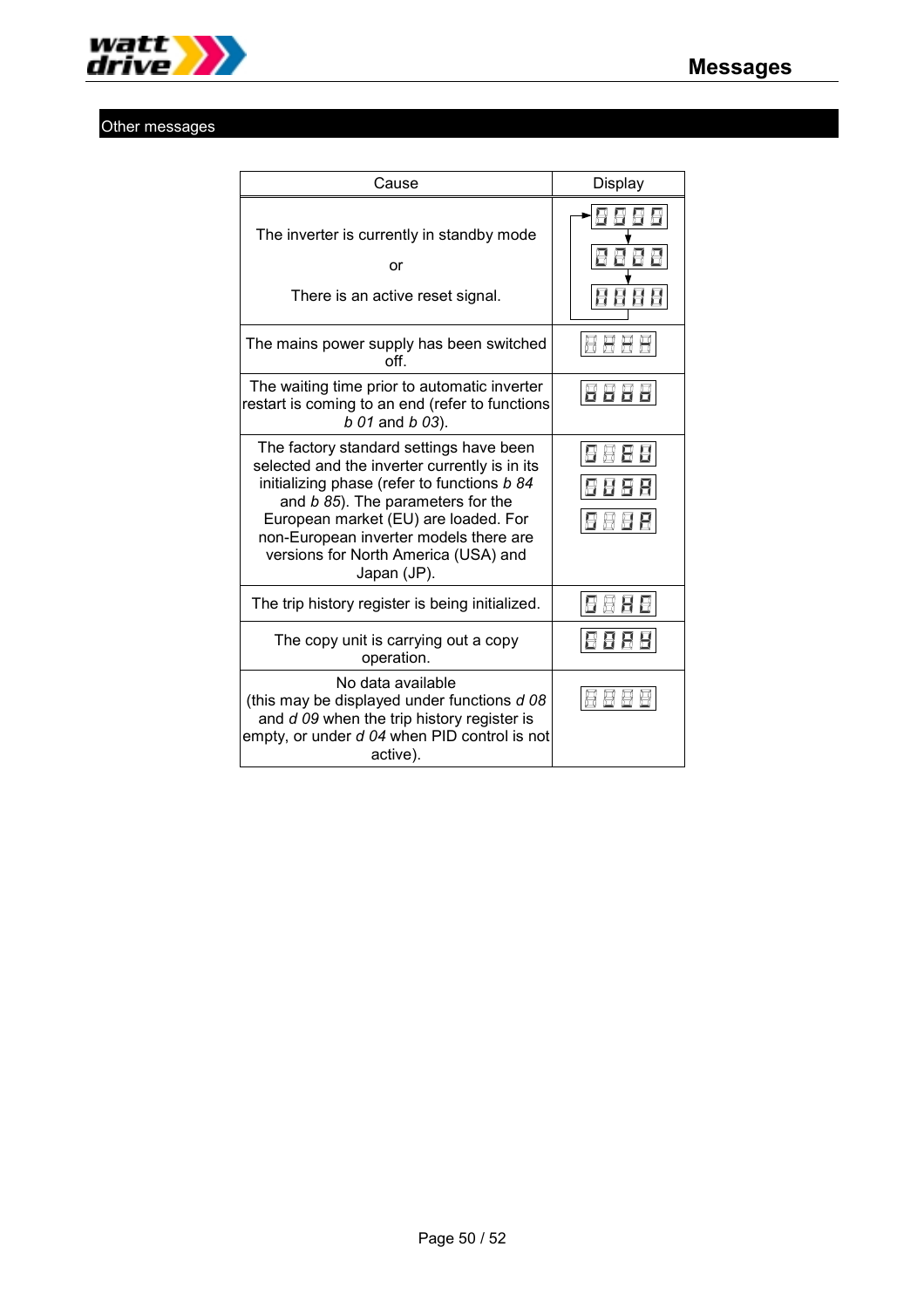## Other messages

| Cause | Display |
|---|---|
| The inverter is currently in standby mode<br><br>or<br><br>There is an active reset signal. | |
| The mains power supply has been switched off. | |
| The waiting time prior to automatic inverter restart is coming to an end (refer to functions *b 01* and *b 03*). | |
| The factory standard settings have been selected and the inverter currently is in its initializing phase (refer to functions *b 84* and *b 85*). The parameters for the European market (EU) are loaded. For non-European inverter models there are versions for North America (USA) and Japan (JP). | |
| The trip history register is being initialized. | |
| The copy unit is carrying out a copy operation. | |
| No data available<br>(this may be displayed under functions *d 08* and *d 09* when the trip history register is empty, or under *d 04* when PID control is not active). | |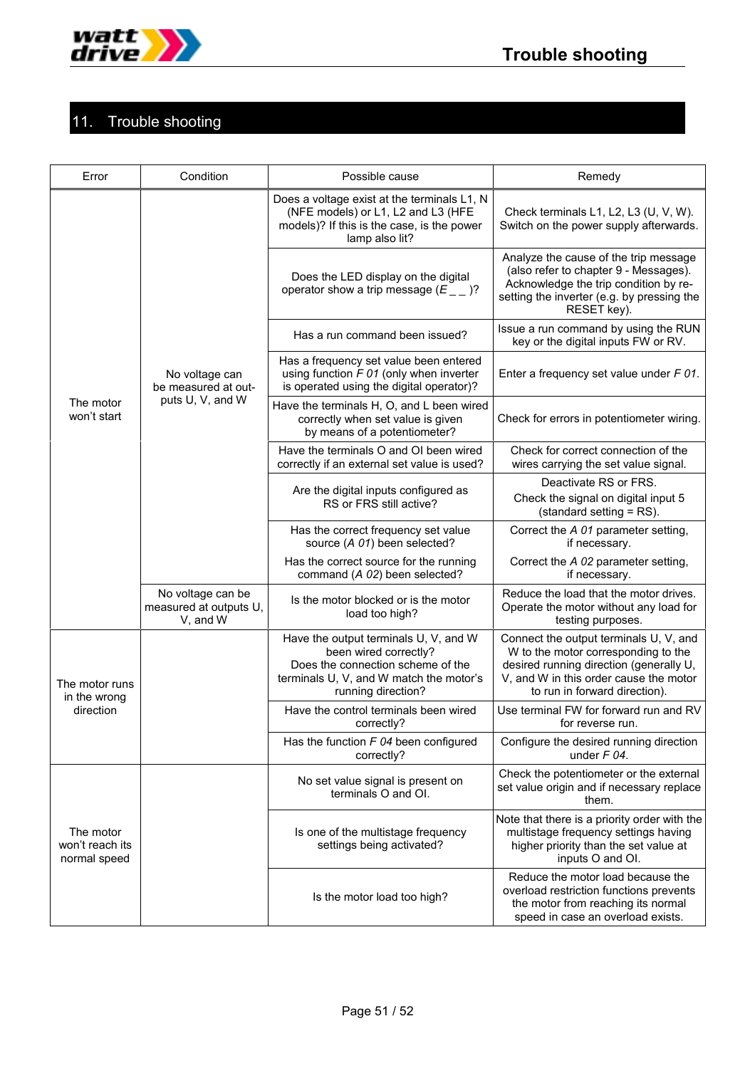# 11. Trouble shooting

| Error | Condition | Possible cause | Remedy |
|---|---|---|---|
| The motor won't start | No voltage can be measured at outputs U, V, and W | Does a voltage exist at the terminals L1, N (NFE models) or L1, L2 and L3 (HFE models)? If this is the case, is the power lamp also lit? | Check terminals L1, L2, L3 (U, V, W). Switch on the power supply afterwards. |
| | | Does the LED display on the digital operator show a trip message (*E _ _* )? | Analyze the cause of the trip message (also refer to chapter 9 - Messages). Acknowledge the trip condition by re-setting the inverter (e.g. by pressing the RESET key). |
| | | Has a run command been issued? | Issue a run command by using the RUN key or the digital inputs FW or RV. |
| | | Has a frequency set value been entered using function *F 01* (only when inverter is operated using the digital operator)? | Enter a frequency set value under *F 01*. |
| | | Have the terminals H, O, and L been wired correctly when set value is given by means of a potentiometer? | Check for errors in potentiometer wiring. |
| | | Have the terminals O and OI been wired correctly if an external set value is used? | Check for correct connection of the wires carrying the set value signal. |
| | | Are the digital inputs configured as RS or FRS still active? | Deactivate RS or FRS.<br>Check the signal on digital input 5 (standard setting = RS). |
| | | Has the correct frequency set value source (*A 01*) been selected?<br>Has the correct source for the running command (*A 02*) been selected? | Correct the *A 01* parameter setting, if necessary.<br>Correct the *A 02* parameter setting, if necessary. |
| | No voltage can be measured at outputs U, V, and W | Is the motor blocked or is the motor load too high? | Reduce the load that the motor drives. Operate the motor without any load for testing purposes. |
| The motor runs in the wrong direction | | Have the output terminals U, V, and W been wired correctly?<br>Does the connection scheme of the terminals U, V, and W match the motor's running direction? | Connect the output terminals U, V, and W to the motor corresponding to the desired running direction (generally U, V, and W in this order cause the motor to run in forward direction). |
| | | Have the control terminals been wired correctly? | Use terminal FW for forward run and RV for reverse run. |
| | | Has the function *F 04* been configured correctly? | Configure the desired running direction under *F 04*. |
| The motor won't reach its normal speed | | No set value signal is present on terminals O and OI. | Check the potentiometer or the external set value origin and if necessary replace them. |
| | | Is one of the multistage frequency settings being activated? | Note that there is a priority order with the multistage frequency settings having higher priority than the set value at inputs O and OI. |
| | | Is the motor load too high? | Reduce the motor load because the overload restriction functions prevents the motor from reaching its normal speed in case an overload exists. |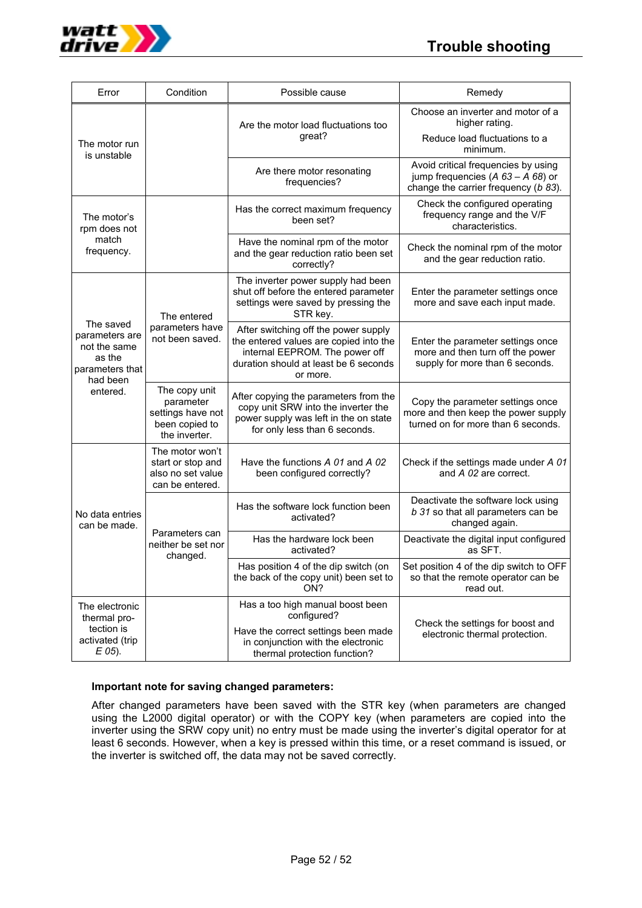# Trouble shooting

| Error | Condition | Possible cause | Remedy |
|---|---|---|---|
| The motor run is unstable | | Are the motor load fluctuations too great? | Choose an inverter and motor of a higher rating. Reduce load fluctuations to a minimum. |
| | | Are there motor resonating frequencies? | Avoid critical frequencies by using jump frequencies (*A 63 – A 68*) or change the carrier frequency (*b 83*). |
| The motor's rpm does not match frequency. | | Has the correct maximum frequency been set? | Check the configured operating frequency range and the V/F characteristics. |
| | | Have the nominal rpm of the motor and the gear reduction ratio been set correctly? | Check the nominal rpm of the motor and the gear reduction ratio. |
| The saved parameters are not the same as the parameters that had been entered. | The entered parameters have not been saved. | The inverter power supply had been shut off before the entered parameter settings were saved by pressing the STR key. | Enter the parameter settings once more and save each input made. |
| | | After switching off the power supply the entered values are copied into the internal EEPROM. The power off duration should at least be 6 seconds or more. | Enter the parameter settings once more and then turn off the power supply for more than 6 seconds. |
| | The copy unit parameter settings have not been copied to the inverter. | After copying the parameters from the copy unit SRW into the inverter the power supply was left in the on state for only less than 6 seconds. | Copy the parameter settings once more and then keep the power supply turned on for more than 6 seconds. |
| No data entries can be made. | The motor won't start or stop and also no set value can be entered. | Have the functions *A 01* and *A 02* been configured correctly? | Check if the settings made under *A 01* and *A 02* are correct. |
| | Parameters can neither be set nor changed. | Has the software lock function been activated? | Deactivate the software lock using *b 31* so that all parameters can be changed again. |
| | | Has the hardware lock been activated? | Deactivate the digital input configured as SFT. |
| | | Has position 4 of the dip switch (on the back of the copy unit) been set to ON? | Set position 4 of the dip switch to OFF so that the remote operator can be read out. |
| The electronic thermal protection is activated (trip *E 05*). | | Has a too high manual boost been configured? Have the correct settings been made in conjunction with the electronic thermal protection function? | Check the settings for boost and electronic thermal protection. |

**Important note for saving changed parameters:**

After changed parameters have been saved with the STR key (when parameters are changed using the L2000 digital operator) or with the COPY key (when parameters are copied into the inverter using the SRW copy unit) no entry must be made using the inverter's digital operator for at least 6 seconds. However, when a key is pressed within this time, or a reset command is issued, or the inverter is switched off, the data may not be saved correctly.